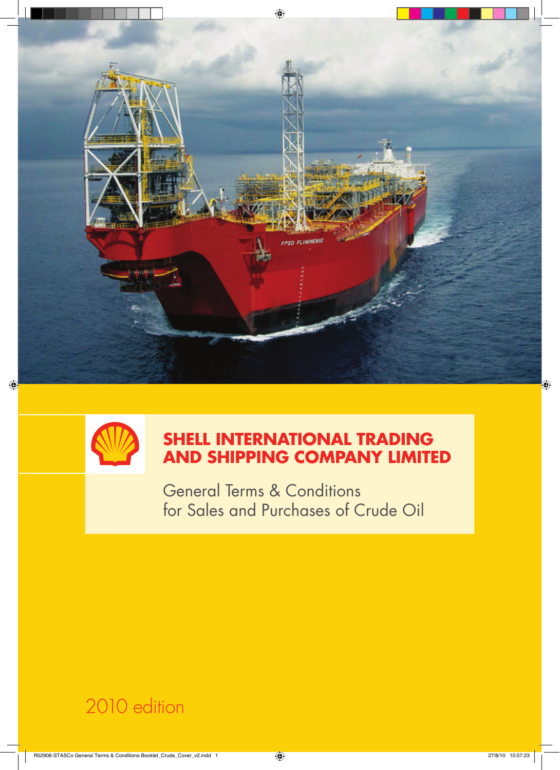# SHELL INTERNATIONAL TRADING AND SHIPPING COMPANY LIMITED

## General Terms & Conditions for Sales and Purchases of Crude Oil

2010 edition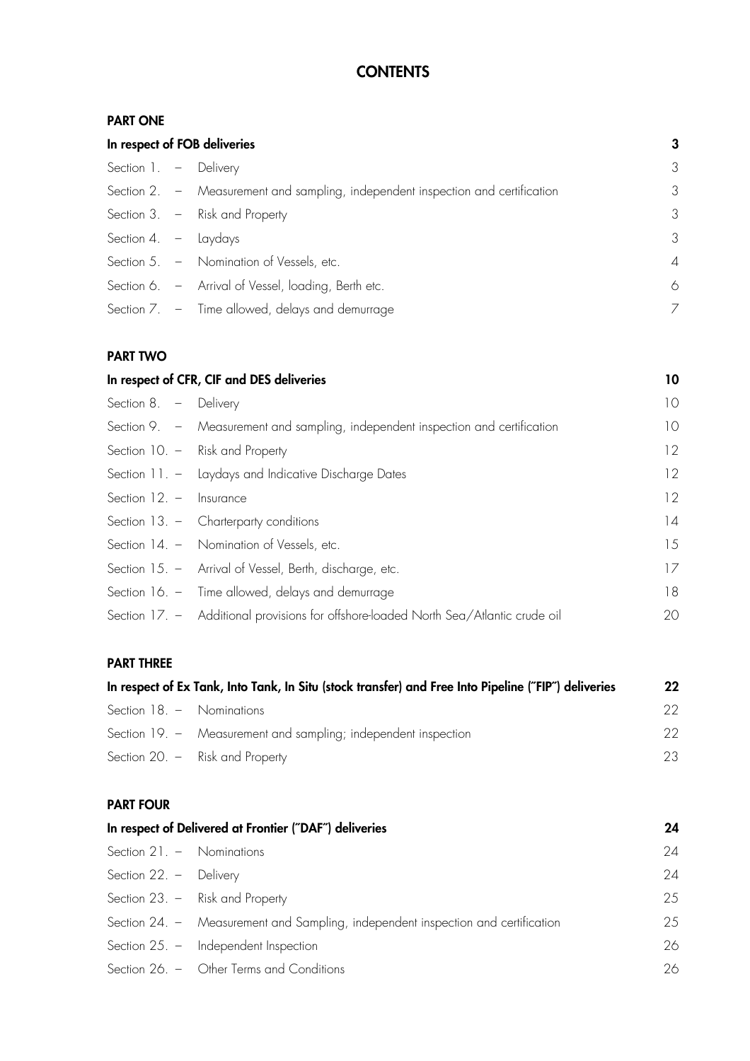# CONTENTS

## PART ONE

| In respect of FOB deliveries | | 3 |
|---|---|---|
| Section 1. – | Delivery | 3 |
| Section 2. – | Measurement and sampling, independent inspection and certification | 3 |
| Section 3. – | Risk and Property | 3 |
| Section 4. – | Laydays | 3 |
| Section 5. – | Nomination of Vessels, etc. | 4 |
| Section 6. – | Arrival of Vessel, loading, Berth etc. | 6 |
| Section 7. – | Time allowed, delays and demurrage | 7 |

## PART TWO

| In respect of CFR, CIF and DES deliveries | | 10 |
|---|---|---|
| Section 8. – | Delivery | 10 |
| Section 9. – | Measurement and sampling, independent inspection and certification | 10 |
| Section 10. – | Risk and Property | 12 |
| Section 11. – | Laydays and Indicative Discharge Dates | 12 |
| Section 12. – | Insurance | 12 |
| Section 13. – | Charterparty conditions | 14 |
| Section 14. – | Nomination of Vessels, etc. | 15 |
| Section 15. – | Arrival of Vessel, Berth, discharge, etc. | 17 |
| Section 16. – | Time allowed, delays and demurrage | 18 |
| Section 17. – | Additional provisions for offshore-loaded North Sea/Atlantic crude oil | 20 |

## PART THREE

| In respect of Ex Tank, Into Tank, In Situ (stock transfer) and Free Into Pipeline ("FIP") deliveries | | 22 |
|---|---|---|
| Section 18. – | Nominations | 22 |
| Section 19. – | Measurement and sampling; independent inspection | 22 |
| Section 20. – | Risk and Property | 23 |

## PART FOUR

| In respect of Delivered at Frontier ("DAF") deliveries | | 24 |
|---|---|---|
| Section 21. – | Nominations | 24 |
| Section 22. – | Delivery | 24 |
| Section 23. – | Risk and Property | 25 |
| Section 24. – | Measurement and Sampling, independent inspection and certification | 25 |
| Section 25. – | Independent Inspection | 26 |
| Section 26. – | Other Terms and Conditions | 26 |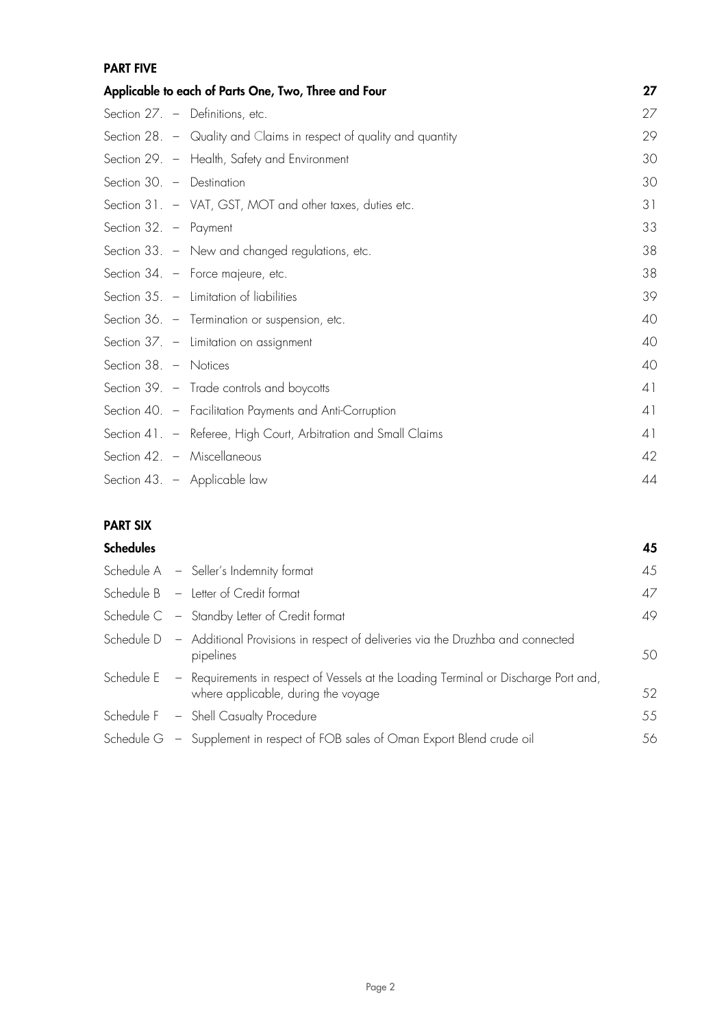**PART FIVE**

| Applicable to each of Parts One, Two, Three and Four | 27 |
|---|---|
| Section 27. – Definitions, etc. | 27 |
| Section 28. – Quality and Claims in respect of quality and quantity | 29 |
| Section 29. – Health, Safety and Environment | 30 |
| Section 30. – Destination | 30 |
| Section 31. – VAT, GST, MOT and other taxes, duties etc. | 31 |
| Section 32. – Payment | 33 |
| Section 33. – New and changed regulations, etc. | 38 |
| Section 34. – Force majeure, etc. | 38 |
| Section 35. – Limitation of liabilities | 39 |
| Section 36. – Termination or suspension, etc. | 40 |
| Section 37. – Limitation on assignment | 40 |
| Section 38. – Notices | 40 |
| Section 39. – Trade controls and boycotts | 41 |
| Section 40. – Facilitation Payments and Anti-Corruption | 41 |
| Section 41. – Referee, High Court, Arbitration and Small Claims | 41 |
| Section 42. – Miscellaneous | 42 |
| Section 43. – Applicable law | 44 |

**PART SIX**

| Schedules | 45 |
|---|---|
| Schedule A – Seller's Indemnity format | 45 |
| Schedule B – Letter of Credit format | 47 |
| Schedule C – Standby Letter of Credit format | 49 |
| Schedule D – Additional Provisions in respect of deliveries via the Druzhba and connected pipelines | 50 |
| Schedule E – Requirements in respect of Vessels at the Loading Terminal or Discharge Port and, where applicable, during the voyage | 52 |
| Schedule F – Shell Casualty Procedure | 55 |
| Schedule G – Supplement in respect of FOB sales of Oman Export Blend crude oil | 56 |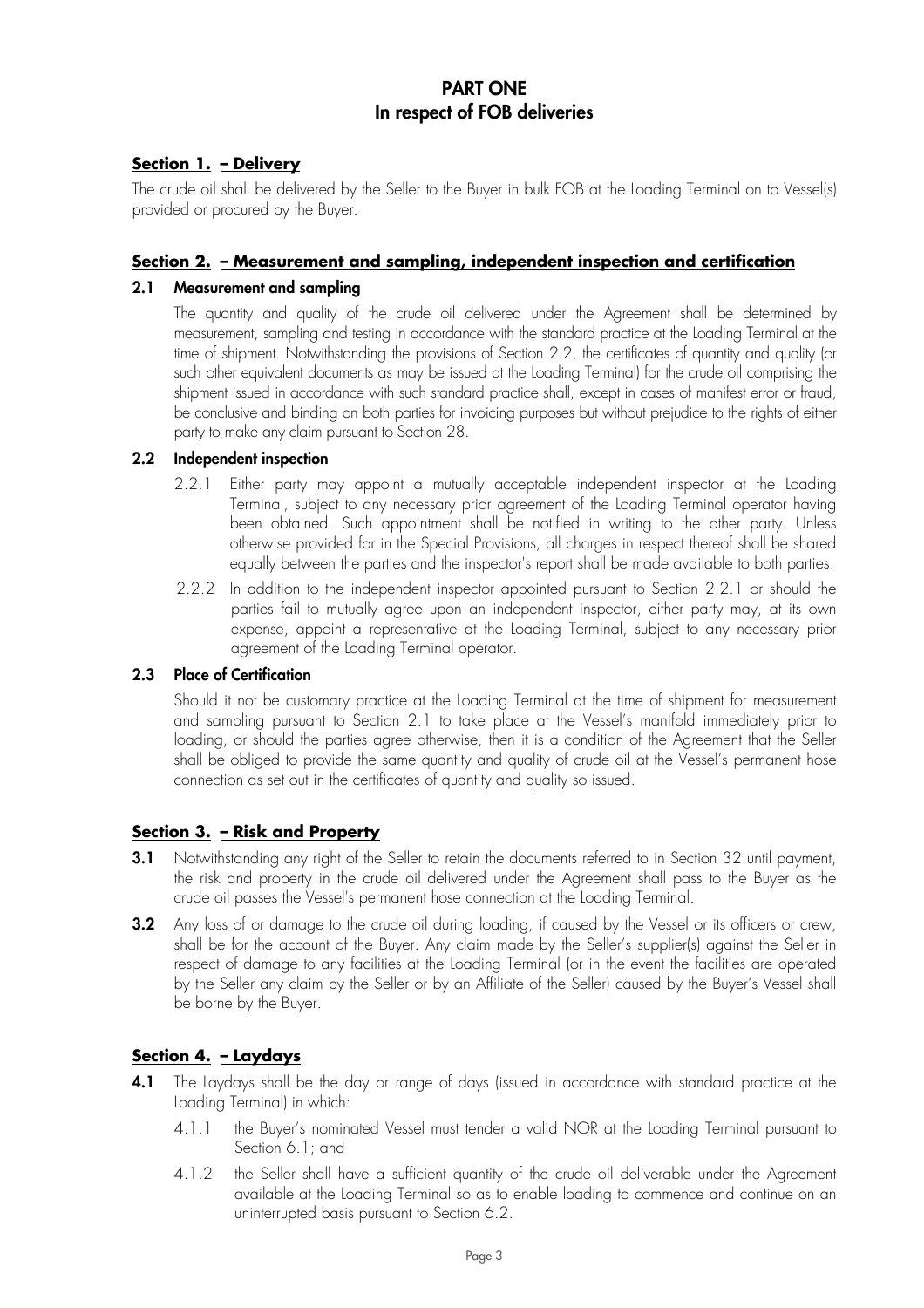# PART ONE
# In respect of FOB deliveries

## Section 1. – Delivery

The crude oil shall be delivered by the Seller to the Buyer in bulk FOB at the Loading Terminal on to Vessel(s) provided or procured by the Buyer.

## Section 2. – Measurement and sampling, independent inspection and certification

### 2.1 Measurement and sampling

The quantity and quality of the crude oil delivered under the Agreement shall be determined by measurement, sampling and testing in accordance with the standard practice at the Loading Terminal at the time of shipment. Notwithstanding the provisions of Section 2.2, the certificates of quantity and quality (or such other equivalent documents as may be issued at the Loading Terminal) for the crude oil comprising the shipment issued in accordance with such standard practice shall, except in cases of manifest error or fraud, be conclusive and binding on both parties for invoicing purposes but without prejudice to the rights of either party to make any claim pursuant to Section 28.

### 2.2 Independent inspection

2.2.1 Either party may appoint a mutually acceptable independent inspector at the Loading Terminal, subject to any necessary prior agreement of the Loading Terminal operator having been obtained. Such appointment shall be notified in writing to the other party. Unless otherwise provided for in the Special Provisions, all charges in respect thereof shall be shared equally between the parties and the inspector's report shall be made available to both parties.

2.2.2 In addition to the independent inspector appointed pursuant to Section 2.2.1 or should the parties fail to mutually agree upon an independent inspector, either party may, at its own expense, appoint a representative at the Loading Terminal, subject to any necessary prior agreement of the Loading Terminal operator.

### 2.3 Place of Certification

Should it not be customary practice at the Loading Terminal at the time of shipment for measurement and sampling pursuant to Section 2.1 to take place at the Vessel's manifold immediately prior to loading, or should the parties agree otherwise, then it is a condition of the Agreement that the Seller shall be obliged to provide the same quantity and quality of crude oil at the Vessel's permanent hose connection as set out in the certificates of quantity and quality so issued.

## Section 3. – Risk and Property

**3.1** Notwithstanding any right of the Seller to retain the documents referred to in Section 32 until payment, the risk and property in the crude oil delivered under the Agreement shall pass to the Buyer as the crude oil passes the Vessel's permanent hose connection at the Loading Terminal.

**3.2** Any loss of or damage to the crude oil during loading, if caused by the Vessel or its officers or crew, shall be for the account of the Buyer. Any claim made by the Seller's supplier(s) against the Seller in respect of damage to any facilities at the Loading Terminal (or in the event the facilities are operated by the Seller any claim by the Seller or by an Affiliate of the Seller) caused by the Buyer's Vessel shall be borne by the Buyer.

## Section 4. – Laydays

**4.1** The Laydays shall be the day or range of days (issued in accordance with standard practice at the Loading Terminal) in which:

4.1.1 the Buyer's nominated Vessel must tender a valid NOR at the Loading Terminal pursuant to Section 6.1; and

4.1.2 the Seller shall have a sufficient quantity of the crude oil deliverable under the Agreement available at the Loading Terminal so as to enable loading to commence and continue on an uninterrupted basis pursuant to Section 6.2.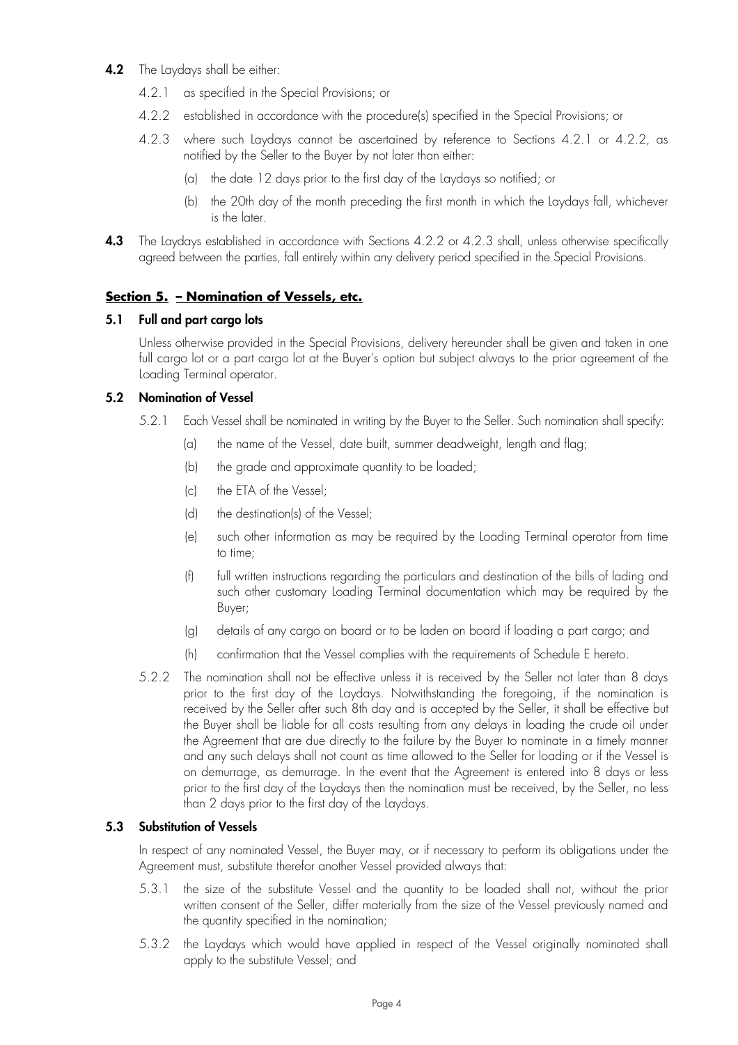**4.2** The Laydays shall be either:

4.2.1 as specified in the Special Provisions; or

4.2.2 established in accordance with the procedure(s) specified in the Special Provisions; or

4.2.3 where such Laydays cannot be ascertained by reference to Sections 4.2.1 or 4.2.2, as notified by the Seller to the Buyer by not later than either:

(a) the date 12 days prior to the first day of the Laydays so notified; or

(b) the 20th day of the month preceding the first month in which the Laydays fall, whichever is the later.

**4.3** The Laydays established in accordance with Sections 4.2.2 or 4.2.3 shall, unless otherwise specifically agreed between the parties, fall entirely within any delivery period specified in the Special Provisions.

## Section 5. – Nomination of Vessels, etc.

### 5.1 Full and part cargo lots

Unless otherwise provided in the Special Provisions, delivery hereunder shall be given and taken in one full cargo lot or a part cargo lot at the Buyer's option but subject always to the prior agreement of the Loading Terminal operator.

### 5.2 Nomination of Vessel

5.2.1 Each Vessel shall be nominated in writing by the Buyer to the Seller. Such nomination shall specify:

(a) the name of the Vessel, date built, summer deadweight, length and flag;

(b) the grade and approximate quantity to be loaded;

(c) the ETA of the Vessel;

(d) the destination(s) of the Vessel;

(e) such other information as may be required by the Loading Terminal operator from time to time;

(f) full written instructions regarding the particulars and destination of the bills of lading and such other customary Loading Terminal documentation which may be required by the Buyer;

(g) details of any cargo on board or to be laden on board if loading a part cargo; and

(h) confirmation that the Vessel complies with the requirements of Schedule E hereto.

5.2.2 The nomination shall not be effective unless it is received by the Seller not later than 8 days prior to the first day of the Laydays. Notwithstanding the foregoing, if the nomination is received by the Seller after such 8th day and is accepted by the Seller, it shall be effective but the Buyer shall be liable for all costs resulting from any delays in loading the crude oil under the Agreement that are due directly to the failure by the Buyer to nominate in a timely manner and any such delays shall not count as time allowed to the Seller for loading or if the Vessel is on demurrage, as demurrage. In the event that the Agreement is entered into 8 days or less prior to the first day of the Laydays then the nomination must be received, by the Seller, no less than 2 days prior to the first day of the Laydays.

### 5.3 Substitution of Vessels

In respect of any nominated Vessel, the Buyer may, or if necessary to perform its obligations under the Agreement must, substitute therefor another Vessel provided always that:

5.3.1 the size of the substitute Vessel and the quantity to be loaded shall not, without the prior written consent of the Seller, differ materially from the size of the Vessel previously named and the quantity specified in the nomination;

5.3.2 the Laydays which would have applied in respect of the Vessel originally nominated shall apply to the substitute Vessel; and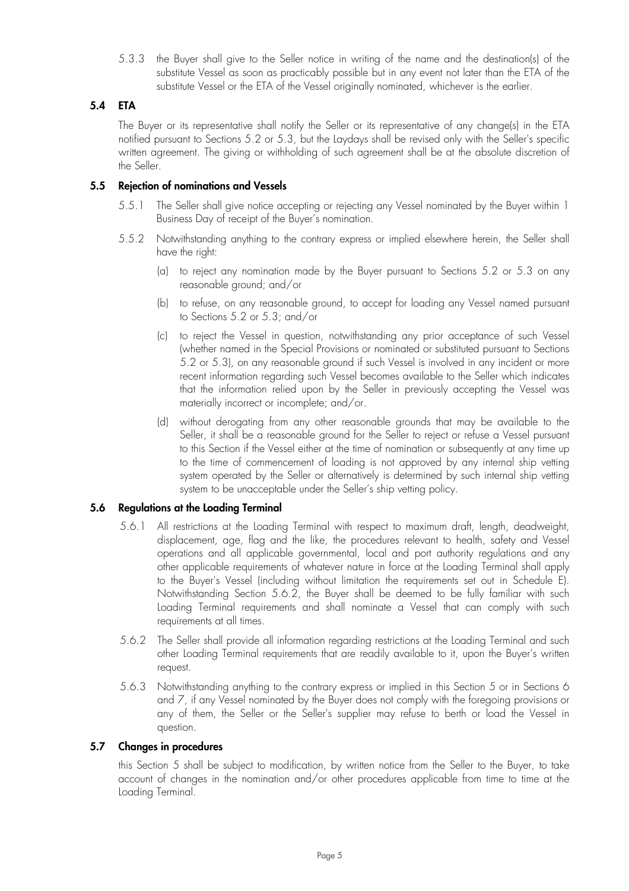5.3.3 the Buyer shall give to the Seller notice in writing of the name and the destination(s) of the substitute Vessel as soon as practicably possible but in any event not later than the ETA of the substitute Vessel or the ETA of the Vessel originally nominated, whichever is the earlier.

### 5.4 ETA

The Buyer or its representative shall notify the Seller or its representative of any change(s) in the ETA notified pursuant to Sections 5.2 or 5.3, but the Laydays shall be revised only with the Seller's specific written agreement. The giving or withholding of such agreement shall be at the absolute discretion of the Seller.

### 5.5 Rejection of nominations and Vessels

5.5.1 The Seller shall give notice accepting or rejecting any Vessel nominated by the Buyer within 1 Business Day of receipt of the Buyer's nomination.

5.5.2 Notwithstanding anything to the contrary express or implied elsewhere herein, the Seller shall have the right:

(a) to reject any nomination made by the Buyer pursuant to Sections 5.2 or 5.3 on any reasonable ground; and/or

(b) to refuse, on any reasonable ground, to accept for loading any Vessel named pursuant to Sections 5.2 or 5.3; and/or

(c) to reject the Vessel in question, notwithstanding any prior acceptance of such Vessel (whether named in the Special Provisions or nominated or substituted pursuant to Sections 5.2 or 5.3), on any reasonable ground if such Vessel is involved in any incident or more recent information regarding such Vessel becomes available to the Seller which indicates that the information relied upon by the Seller in previously accepting the Vessel was materially incorrect or incomplete; and/or.

(d) without derogating from any other reasonable grounds that may be available to the Seller, it shall be a reasonable ground for the Seller to reject or refuse a Vessel pursuant to this Section if the Vessel either at the time of nomination or subsequently at any time up to the time of commencement of loading is not approved by any internal ship vetting system operated by the Seller or alternatively is determined by such internal ship vetting system to be unacceptable under the Seller's ship vetting policy.

### 5.6 Regulations at the Loading Terminal

5.6.1 All restrictions at the Loading Terminal with respect to maximum draft, length, deadweight, displacement, age, flag and the like, the procedures relevant to health, safety and Vessel operations and all applicable governmental, local and port authority regulations and any other applicable requirements of whatever nature in force at the Loading Terminal shall apply to the Buyer's Vessel (including without limitation the requirements set out in Schedule E). Notwithstanding Section 5.6.2, the Buyer shall be deemed to be fully familiar with such Loading Terminal requirements and shall nominate a Vessel that can comply with such requirements at all times.

5.6.2 The Seller shall provide all information regarding restrictions at the Loading Terminal and such other Loading Terminal requirements that are readily available to it, upon the Buyer's written request.

5.6.3 Notwithstanding anything to the contrary express or implied in this Section 5 or in Sections 6 and 7, if any Vessel nominated by the Buyer does not comply with the foregoing provisions or any of them, the Seller or the Seller's supplier may refuse to berth or load the Vessel in question.

### 5.7 Changes in procedures

this Section 5 shall be subject to modification, by written notice from the Seller to the Buyer, to take account of changes in the nomination and/or other procedures applicable from time to time at the Loading Terminal.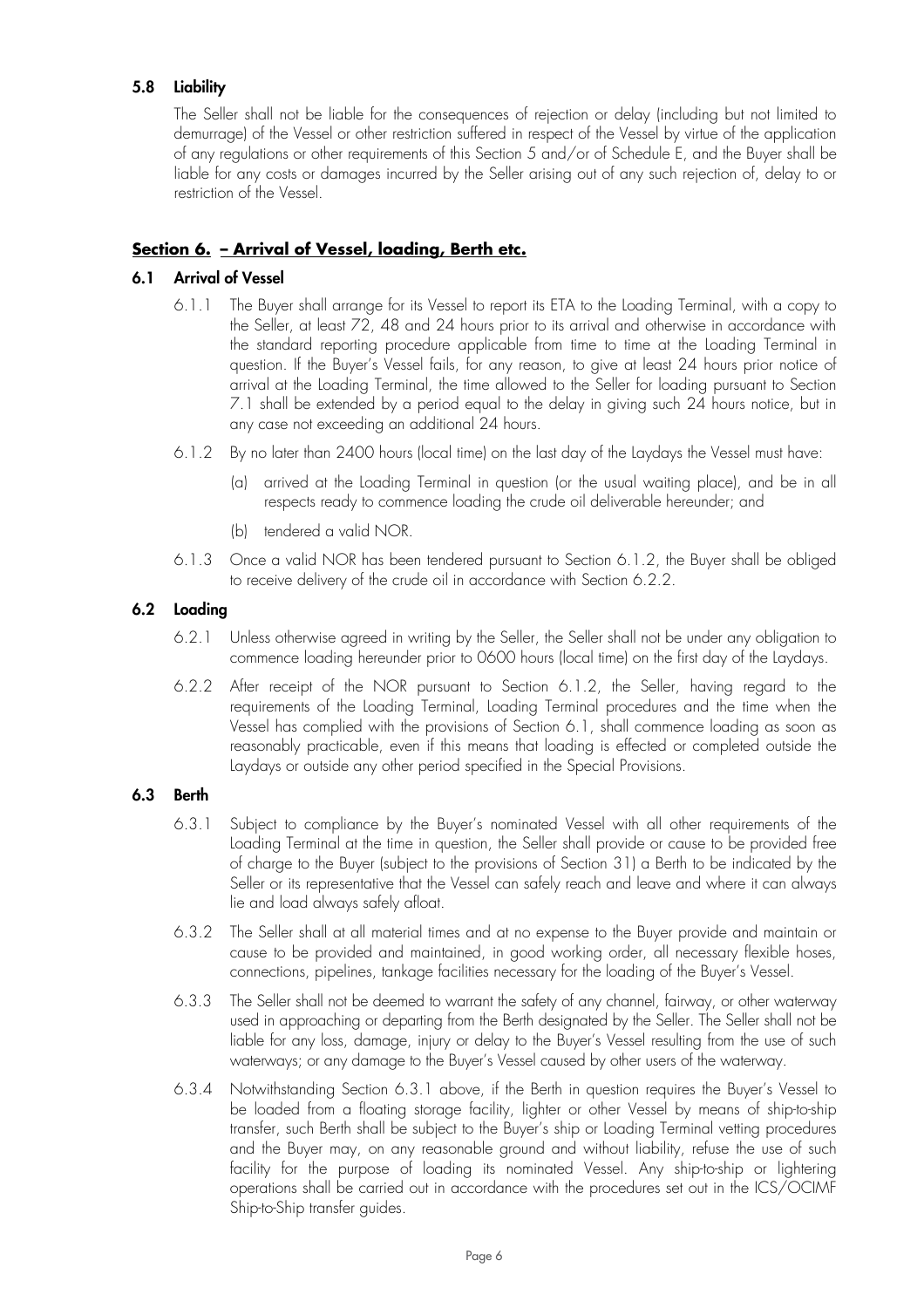### 5.8 Liability

The Seller shall not be liable for the consequences of rejection or delay (including but not limited to demurrage) of the Vessel or other restriction suffered in respect of the Vessel by virtue of the application of any regulations or other requirements of this Section 5 and/or of Schedule E, and the Buyer shall be liable for any costs or damages incurred by the Seller arising out of any such rejection of, delay to or restriction of the Vessel.

## Section 6. – Arrival of Vessel, loading, Berth etc.

### 6.1 Arrival of Vessel

6.1.1 The Buyer shall arrange for its Vessel to report its ETA to the Loading Terminal, with a copy to the Seller, at least 72, 48 and 24 hours prior to its arrival and otherwise in accordance with the standard reporting procedure applicable from time to time at the Loading Terminal in question. If the Buyer's Vessel fails, for any reason, to give at least 24 hours prior notice of arrival at the Loading Terminal, the time allowed to the Seller for loading pursuant to Section 7.1 shall be extended by a period equal to the delay in giving such 24 hours notice, but in any case not exceeding an additional 24 hours.

6.1.2 By no later than 2400 hours (local time) on the last day of the Laydays the Vessel must have:

(a) arrived at the Loading Terminal in question (or the usual waiting place), and be in all respects ready to commence loading the crude oil deliverable hereunder; and

(b) tendered a valid NOR.

6.1.3 Once a valid NOR has been tendered pursuant to Section 6.1.2, the Buyer shall be obliged to receive delivery of the crude oil in accordance with Section 6.2.2.

### 6.2 Loading

6.2.1 Unless otherwise agreed in writing by the Seller, the Seller shall not be under any obligation to commence loading hereunder prior to 0600 hours (local time) on the first day of the Laydays.

6.2.2 After receipt of the NOR pursuant to Section 6.1.2, the Seller, having regard to the requirements of the Loading Terminal, Loading Terminal procedures and the time when the Vessel has complied with the provisions of Section 6.1, shall commence loading as soon as reasonably practicable, even if this means that loading is effected or completed outside the Laydays or outside any other period specified in the Special Provisions.

### 6.3 Berth

6.3.1 Subject to compliance by the Buyer's nominated Vessel with all other requirements of the Loading Terminal at the time in question, the Seller shall provide or cause to be provided free of charge to the Buyer (subject to the provisions of Section 31) a Berth to be indicated by the Seller or its representative that the Vessel can safely reach and leave and where it can always lie and load always safely afloat.

6.3.2 The Seller shall at all material times and at no expense to the Buyer provide and maintain or cause to be provided and maintained, in good working order, all necessary flexible hoses, connections, pipelines, tankage facilities necessary for the loading of the Buyer's Vessel.

6.3.3 The Seller shall not be deemed to warrant the safety of any channel, fairway, or other waterway used in approaching or departing from the Berth designated by the Seller. The Seller shall not be liable for any loss, damage, injury or delay to the Buyer's Vessel resulting from the use of such waterways; or any damage to the Buyer's Vessel caused by other users of the waterway.

6.3.4 Notwithstanding Section 6.3.1 above, if the Berth in question requires the Buyer's Vessel to be loaded from a floating storage facility, lighter or other Vessel by means of ship-to-ship transfer, such Berth shall be subject to the Buyer's ship or Loading Terminal vetting procedures and the Buyer may, on any reasonable ground and without liability, refuse the use of such facility for the purpose of loading its nominated Vessel. Any ship-to-ship or lightering operations shall be carried out in accordance with the procedures set out in the ICS/OCIMF Ship-to-Ship transfer guides.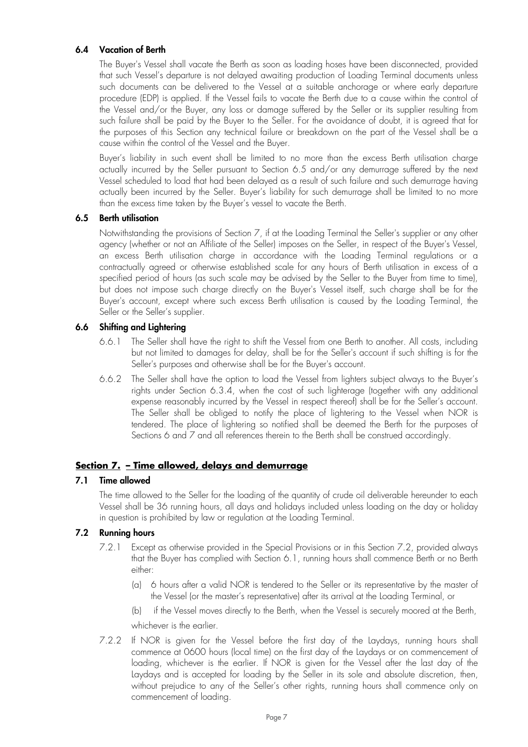### 6.4 Vacation of Berth

The Buyer's Vessel shall vacate the Berth as soon as loading hoses have been disconnected, provided that such Vessel's departure is not delayed awaiting production of Loading Terminal documents unless such documents can be delivered to the Vessel at a suitable anchorage or where early departure procedure (EDP) is applied. If the Vessel fails to vacate the Berth due to a cause within the control of the Vessel and/or the Buyer, any loss or damage suffered by the Seller or its supplier resulting from such failure shall be paid by the Buyer to the Seller. For the avoidance of doubt, it is agreed that for the purposes of this Section any technical failure or breakdown on the part of the Vessel shall be a cause within the control of the Vessel and the Buyer.

Buyer's liability in such event shall be limited to no more than the excess Berth utilisation charge actually incurred by the Seller pursuant to Section 6.5 and/or any demurrage suffered by the next Vessel scheduled to load that had been delayed as a result of such failure and such demurrage having actually been incurred by the Seller. Buyer's liability for such demurrage shall be limited to no more than the excess time taken by the Buyer's vessel to vacate the Berth.

### 6.5 Berth utilisation

Notwithstanding the provisions of Section 7, if at the Loading Terminal the Seller's supplier or any other agency (whether or not an Affiliate of the Seller) imposes on the Seller, in respect of the Buyer's Vessel, an excess Berth utilisation charge in accordance with the Loading Terminal regulations or a contractually agreed or otherwise established scale for any hours of Berth utilisation in excess of a specified period of hours (as such scale may be advised by the Seller to the Buyer from time to time), but does not impose such charge directly on the Buyer's Vessel itself, such charge shall be for the Buyer's account, except where such excess Berth utilisation is caused by the Loading Terminal, the Seller or the Seller's supplier.

### 6.6 Shifting and Lightering

6.6.1 The Seller shall have the right to shift the Vessel from one Berth to another. All costs, including but not limited to damages for delay, shall be for the Seller's account if such shifting is for the Seller's purposes and otherwise shall be for the Buyer's account.

6.6.2 The Seller shall have the option to load the Vessel from lighters subject always to the Buyer's rights under Section 6.3.4, when the cost of such lighterage (together with any additional expense reasonably incurred by the Vessel in respect thereof) shall be for the Seller's account. The Seller shall be obliged to notify the place of lightering to the Vessel when NOR is tendered. The place of lightering so notified shall be deemed the Berth for the purposes of Sections 6 and 7 and all references therein to the Berth shall be construed accordingly.

## Section 7. – Time allowed, delays and demurrage

### 7.1 Time allowed

The time allowed to the Seller for the loading of the quantity of crude oil deliverable hereunder to each Vessel shall be 36 running hours, all days and holidays included unless loading on the day or holiday in question is prohibited by law or regulation at the Loading Terminal.

### 7.2 Running hours

7.2.1 Except as otherwise provided in the Special Provisions or in this Section 7.2, provided always that the Buyer has complied with Section 6.1, running hours shall commence Berth or no Berth either:

(a) 6 hours after a valid NOR is tendered to the Seller or its representative by the master of the Vessel (or the master's representative) after its arrival at the Loading Terminal, or

(b) if the Vessel moves directly to the Berth, when the Vessel is securely moored at the Berth,

whichever is the earlier.

7.2.2 If NOR is given for the Vessel before the first day of the Laydays, running hours shall commence at 0600 hours (local time) on the first day of the Laydays or on commencement of loading, whichever is the earlier. If NOR is given for the Vessel after the last day of the Laydays and is accepted for loading by the Seller in its sole and absolute discretion, then, without prejudice to any of the Seller's other rights, running hours shall commence only on commencement of loading.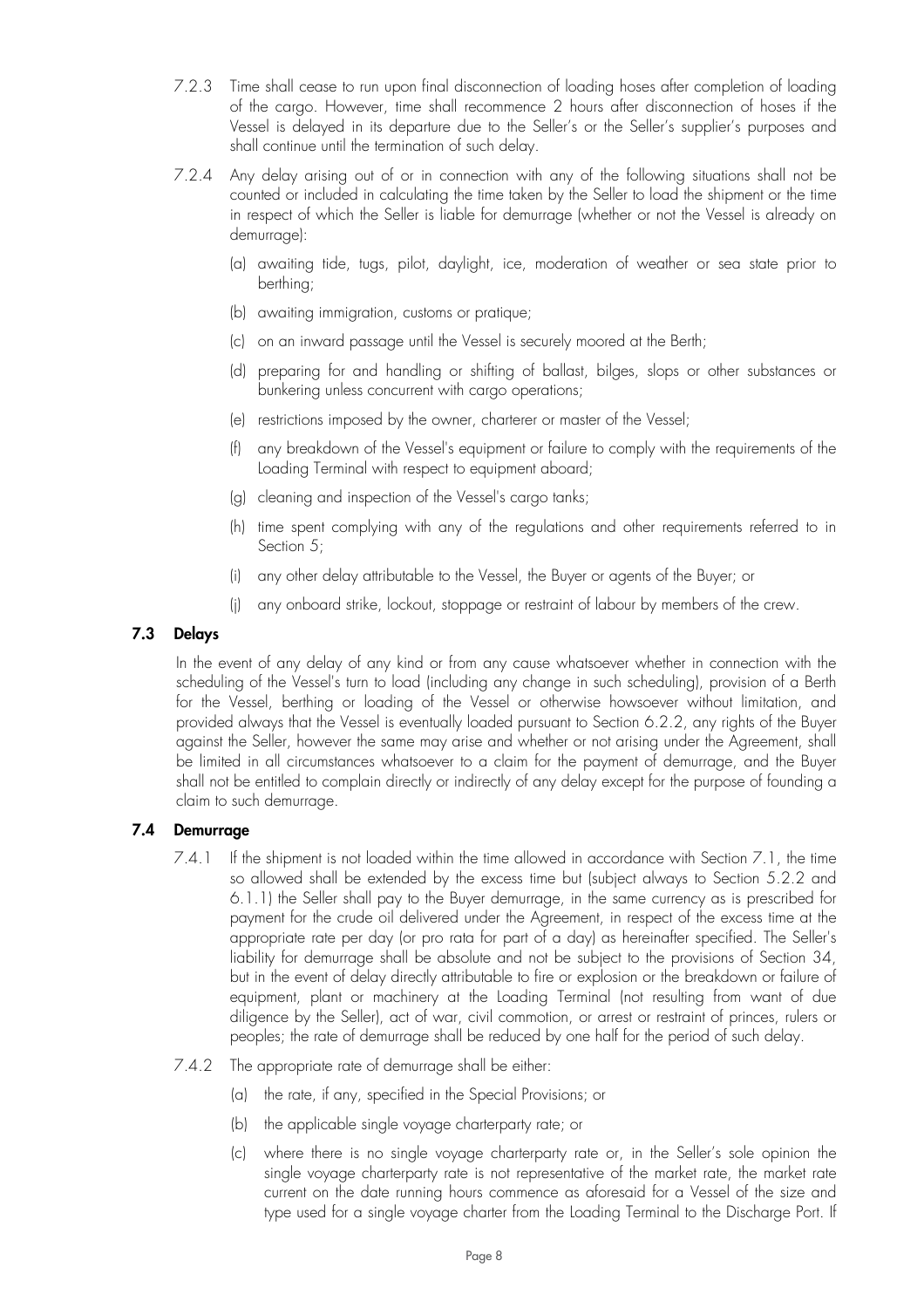7.2.3 Time shall cease to run upon final disconnection of loading hoses after completion of loading of the cargo. However, time shall recommence 2 hours after disconnection of hoses if the Vessel is delayed in its departure due to the Seller's or the Seller's supplier's purposes and shall continue until the termination of such delay.

7.2.4 Any delay arising out of or in connection with any of the following situations shall not be counted or included in calculating the time taken by the Seller to load the shipment or the time in respect of which the Seller is liable for demurrage (whether or not the Vessel is already on demurrage):

(a) awaiting tide, tugs, pilot, daylight, ice, moderation of weather or sea state prior to berthing;

(b) awaiting immigration, customs or pratique;

(c) on an inward passage until the Vessel is securely moored at the Berth;

(d) preparing for and handling or shifting of ballast, bilges, slops or other substances or bunkering unless concurrent with cargo operations;

(e) restrictions imposed by the owner, charterer or master of the Vessel;

(f) any breakdown of the Vessel's equipment or failure to comply with the requirements of the Loading Terminal with respect to equipment aboard;

(g) cleaning and inspection of the Vessel's cargo tanks;

(h) time spent complying with any of the regulations and other requirements referred to in Section 5;

(i) any other delay attributable to the Vessel, the Buyer or agents of the Buyer; or

(j) any onboard strike, lockout, stoppage or restraint of labour by members of the crew.

### 7.3 Delays

In the event of any delay of any kind or from any cause whatsoever whether in connection with the scheduling of the Vessel's turn to load (including any change in such scheduling), provision of a Berth for the Vessel, berthing or loading of the Vessel or otherwise howsoever without limitation, and provided always that the Vessel is eventually loaded pursuant to Section 6.2.2, any rights of the Buyer against the Seller, however the same may arise and whether or not arising under the Agreement, shall be limited in all circumstances whatsoever to a claim for the payment of demurrage, and the Buyer shall not be entitled to complain directly or indirectly of any delay except for the purpose of founding a claim to such demurrage.

### 7.4 Demurrage

7.4.1 If the shipment is not loaded within the time allowed in accordance with Section 7.1, the time so allowed shall be extended by the excess time but (subject always to Section 5.2.2 and 6.1.1) the Seller shall pay to the Buyer demurrage, in the same currency as is prescribed for payment for the crude oil delivered under the Agreement, in respect of the excess time at the appropriate rate per day (or pro rata for part of a day) as hereinafter specified. The Seller's liability for demurrage shall be absolute and not be subject to the provisions of Section 34, but in the event of delay directly attributable to fire or explosion or the breakdown or failure of equipment, plant or machinery at the Loading Terminal (not resulting from want of due diligence by the Seller), act of war, civil commotion, or arrest or restraint of princes, rulers or peoples; the rate of demurrage shall be reduced by one half for the period of such delay.

7.4.2 The appropriate rate of demurrage shall be either:

(a) the rate, if any, specified in the Special Provisions; or

(b) the applicable single voyage charterparty rate; or

(c) where there is no single voyage charterparty rate or, in the Seller's sole opinion the single voyage charterparty rate is not representative of the market rate, the market rate current on the date running hours commence as aforesaid for a Vessel of the size and type used for a single voyage charter from the Loading Terminal to the Discharge Port. If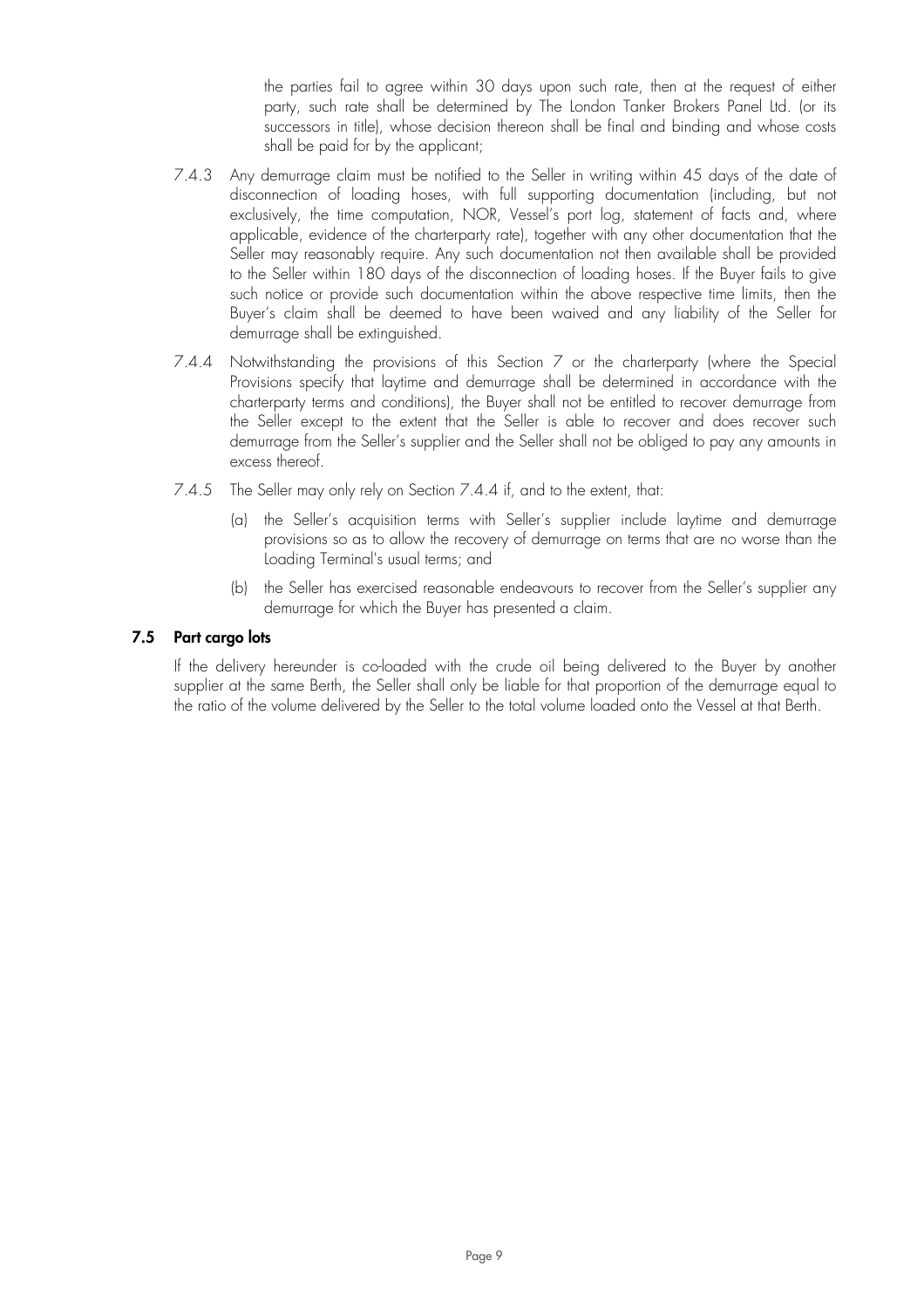the parties fail to agree within 30 days upon such rate, then at the request of either party, such rate shall be determined by The London Tanker Brokers Panel Ltd. (or its successors in title), whose decision thereon shall be final and binding and whose costs shall be paid for by the applicant;

7.4.3 Any demurrage claim must be notified to the Seller in writing within 45 days of the date of disconnection of loading hoses, with full supporting documentation (including, but not exclusively, the time computation, NOR, Vessel's port log, statement of facts and, where applicable, evidence of the charterparty rate), together with any other documentation that the Seller may reasonably require. Any such documentation not then available shall be provided to the Seller within 180 days of the disconnection of loading hoses. If the Buyer fails to give such notice or provide such documentation within the above respective time limits, then the Buyer's claim shall be deemed to have been waived and any liability of the Seller for demurrage shall be extinguished.

7.4.4 Notwithstanding the provisions of this Section 7 or the charterparty (where the Special Provisions specify that laytime and demurrage shall be determined in accordance with the charterparty terms and conditions), the Buyer shall not be entitled to recover demurrage from the Seller except to the extent that the Seller is able to recover and does recover such demurrage from the Seller's supplier and the Seller shall not be obliged to pay any amounts in excess thereof.

7.4.5 The Seller may only rely on Section 7.4.4 if, and to the extent, that:

(a) the Seller's acquisition terms with Seller's supplier include laytime and demurrage provisions so as to allow the recovery of demurrage on terms that are no worse than the Loading Terminal's usual terms; and

(b) the Seller has exercised reasonable endeavours to recover from the Seller's supplier any demurrage for which the Buyer has presented a claim.

### 7.5 Part cargo lots

If the delivery hereunder is co-loaded with the crude oil being delivered to the Buyer by another supplier at the same Berth, the Seller shall only be liable for that proportion of the demurrage equal to the ratio of the volume delivered by the Seller to the total volume loaded onto the Vessel at that Berth.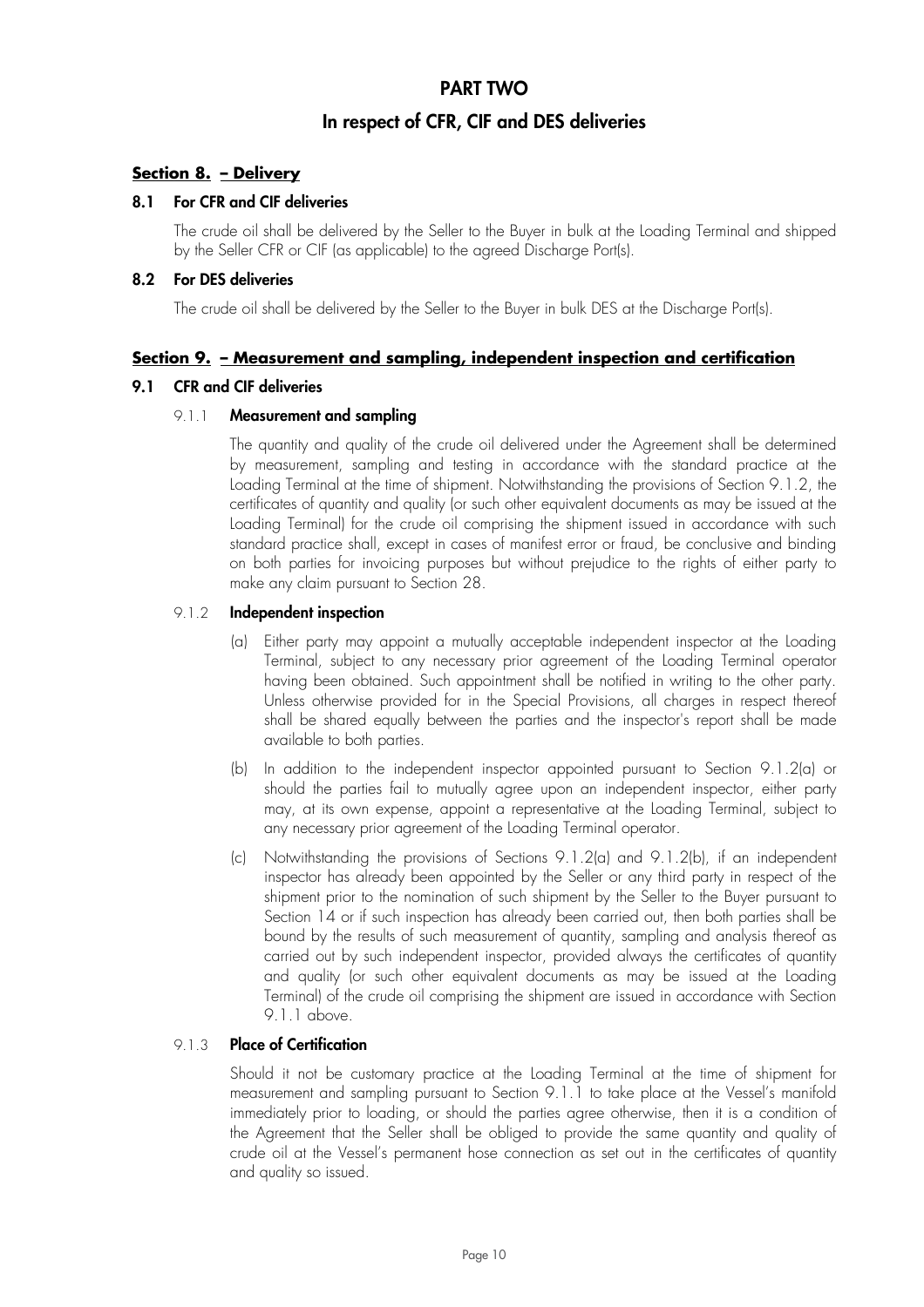# PART TWO

## In respect of CFR, CIF and DES deliveries

### Section 8. – Delivery

#### 8.1 For CFR and CIF deliveries

The crude oil shall be delivered by the Seller to the Buyer in bulk at the Loading Terminal and shipped by the Seller CFR or CIF (as applicable) to the agreed Discharge Port(s).

#### 8.2 For DES deliveries

The crude oil shall be delivered by the Seller to the Buyer in bulk DES at the Discharge Port(s).

### Section 9. – Measurement and sampling, independent inspection and certification

#### 9.1 CFR and CIF deliveries

9.1.1 **Measurement and sampling**

The quantity and quality of the crude oil delivered under the Agreement shall be determined by measurement, sampling and testing in accordance with the standard practice at the Loading Terminal at the time of shipment. Notwithstanding the provisions of Section 9.1.2, the certificates of quantity and quality (or such other equivalent documents as may be issued at the Loading Terminal) for the crude oil comprising the shipment issued in accordance with such standard practice shall, except in cases of manifest error or fraud, be conclusive and binding on both parties for invoicing purposes but without prejudice to the rights of either party to make any claim pursuant to Section 28.

9.1.2 **Independent inspection**

(a) Either party may appoint a mutually acceptable independent inspector at the Loading Terminal, subject to any necessary prior agreement of the Loading Terminal operator having been obtained. Such appointment shall be notified in writing to the other party. Unless otherwise provided for in the Special Provisions, all charges in respect thereof shall be shared equally between the parties and the inspector's report shall be made available to both parties.

(b) In addition to the independent inspector appointed pursuant to Section 9.1.2(a) or should the parties fail to mutually agree upon an independent inspector, either party may, at its own expense, appoint a representative at the Loading Terminal, subject to any necessary prior agreement of the Loading Terminal operator.

(c) Notwithstanding the provisions of Sections 9.1.2(a) and 9.1.2(b), if an independent inspector has already been appointed by the Seller or any third party in respect of the shipment prior to the nomination of such shipment by the Seller to the Buyer pursuant to Section 14 or if such inspection has already been carried out, then both parties shall be bound by the results of such measurement of quantity, sampling and analysis thereof as carried out by such independent inspector, provided always the certificates of quantity and quality (or such other equivalent documents as may be issued at the Loading Terminal) of the crude oil comprising the shipment are issued in accordance with Section 9.1.1 above.

9.1.3 **Place of Certification**

Should it not be customary practice at the Loading Terminal at the time of shipment for measurement and sampling pursuant to Section 9.1.1 to take place at the Vessel's manifold immediately prior to loading, or should the parties agree otherwise, then it is a condition of the Agreement that the Seller shall be obliged to provide the same quantity and quality of crude oil at the Vessel's permanent hose connection as set out in the certificates of quantity and quality so issued.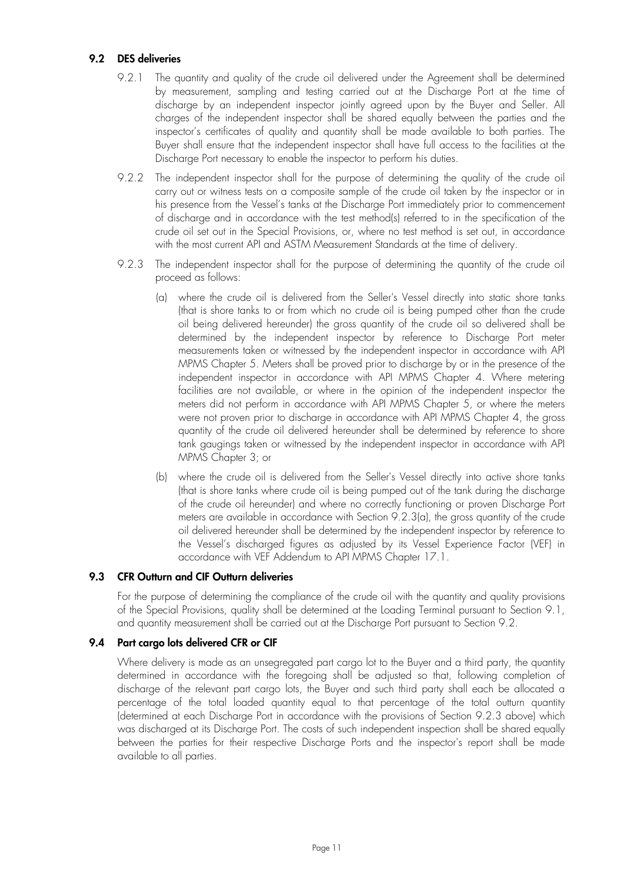### 9.2 DES deliveries

9.2.1 The quantity and quality of the crude oil delivered under the Agreement shall be determined by measurement, sampling and testing carried out at the Discharge Port at the time of discharge by an independent inspector jointly agreed upon by the Buyer and Seller. All charges of the independent inspector shall be shared equally between the parties and the inspector's certificates of quality and quantity shall be made available to both parties. The Buyer shall ensure that the independent inspector shall have full access to the facilities at the Discharge Port necessary to enable the inspector to perform his duties.

9.2.2 The independent inspector shall for the purpose of determining the quality of the crude oil carry out or witness tests on a composite sample of the crude oil taken by the inspector or in his presence from the Vessel's tanks at the Discharge Port immediately prior to commencement of discharge and in accordance with the test method(s) referred to in the specification of the crude oil set out in the Special Provisions, or, where no test method is set out, in accordance with the most current API and ASTM Measurement Standards at the time of delivery.

9.2.3 The independent inspector shall for the purpose of determining the quantity of the crude oil proceed as follows:

(a) where the crude oil is delivered from the Seller's Vessel directly into static shore tanks (that is shore tanks to or from which no crude oil is being pumped other than the crude oil being delivered hereunder) the gross quantity of the crude oil so delivered shall be determined by the independent inspector by reference to Discharge Port meter measurements taken or witnessed by the independent inspector in accordance with API MPMS Chapter 5. Meters shall be proved prior to discharge by or in the presence of the independent inspector in accordance with API MPMS Chapter 4. Where metering facilities are not available, or where in the opinion of the independent inspector the meters did not perform in accordance with API MPMS Chapter 5, or where the meters were not proven prior to discharge in accordance with API MPMS Chapter 4, the gross quantity of the crude oil delivered hereunder shall be determined by reference to shore tank gaugings taken or witnessed by the independent inspector in accordance with API MPMS Chapter 3; or

(b) where the crude oil is delivered from the Seller's Vessel directly into active shore tanks (that is shore tanks where crude oil is being pumped out of the tank during the discharge of the crude oil hereunder) and where no correctly functioning or proven Discharge Port meters are available in accordance with Section 9.2.3(a), the gross quantity of the crude oil delivered hereunder shall be determined by the independent inspector by reference to the Vessel's discharged figures as adjusted by its Vessel Experience Factor (VEF) in accordance with VEF Addendum to API MPMS Chapter 17.1.

### 9.3 CFR Outturn and CIF Outturn deliveries

For the purpose of determining the compliance of the crude oil with the quantity and quality provisions of the Special Provisions, quality shall be determined at the Loading Terminal pursuant to Section 9.1, and quantity measurement shall be carried out at the Discharge Port pursuant to Section 9.2.

### 9.4 Part cargo lots delivered CFR or CIF

Where delivery is made as an unsegregated part cargo lot to the Buyer and a third party, the quantity determined in accordance with the foregoing shall be adjusted so that, following completion of discharge of the relevant part cargo lots, the Buyer and such third party shall each be allocated a percentage of the total loaded quantity equal to that percentage of the total outturn quantity (determined at each Discharge Port in accordance with the provisions of Section 9.2.3 above) which was discharged at its Discharge Port. The costs of such independent inspection shall be shared equally between the parties for their respective Discharge Ports and the inspector's report shall be made available to all parties.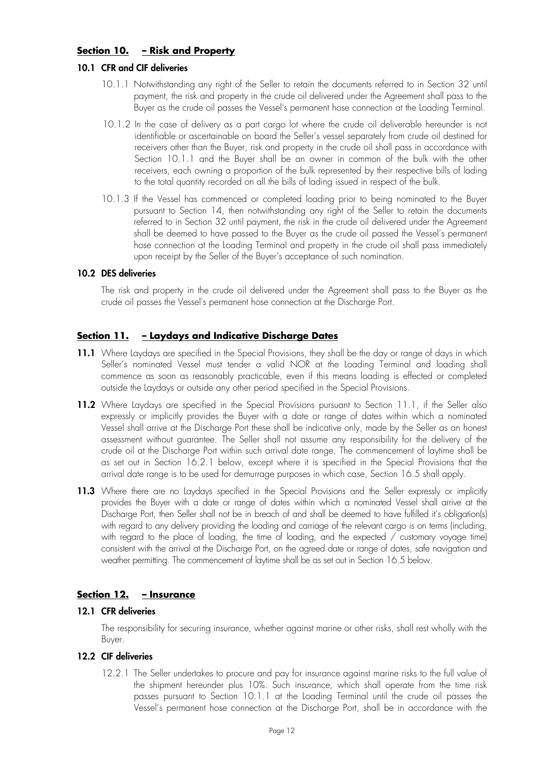## Section 10. – Risk and Property

### 10.1 CFR and CIF deliveries

10.1.1 Notwithstanding any right of the Seller to retain the documents referred to in Section 32 until payment, the risk and property in the crude oil delivered under the Agreement shall pass to the Buyer as the crude oil passes the Vessel's permanent hose connection at the Loading Terminal.

10.1.2 In the case of delivery as a part cargo lot where the crude oil deliverable hereunder is not identifiable or ascertainable on board the Seller's vessel separately from crude oil destined for receivers other than the Buyer, risk and property in the crude oil shall pass in accordance with Section 10.1.1 and the Buyer shall be an owner in common of the bulk with the other receivers, each owning a proportion of the bulk represented by their respective bills of lading to the total quantity recorded on all the bills of lading issued in respect of the bulk.

10.1.3 If the Vessel has commenced or completed loading prior to being nominated to the Buyer pursuant to Section 14, then notwithstanding any right of the Seller to retain the documents referred to in Section 32 until payment, the risk in the crude oil delivered under the Agreement shall be deemed to have passed to the Buyer as the crude oil passed the Vessel's permanent hose connection at the Loading Terminal and property in the crude oil shall pass immediately upon receipt by the Seller of the Buyer's acceptance of such nomination.

### 10.2 DES deliveries

The risk and property in the crude oil delivered under the Agreement shall pass to the Buyer as the crude oil passes the Vessel's permanent hose connection at the Discharge Port.

## Section 11. – Laydays and Indicative Discharge Dates

**11.1** Where Laydays are specified in the Special Provisions, they shall be the day or range of days in which Seller's nominated Vessel must tender a valid NOR at the Loading Terminal and loading shall commence as soon as reasonably practicable, even if this means loading is effected or completed outside the Laydays or outside any other period specified in the Special Provisions.

**11.2** Where Laydays are specified in the Special Provisions pursuant to Section 11.1, if the Seller also expressly or implicitly provides the Buyer with a date or range of dates within which a nominated Vessel shall arrive at the Discharge Port these shall be indicative only, made by the Seller as an honest assessment without guarantee. The Seller shall not assume any responsibility for the delivery of the crude oil at the Discharge Port within such arrival date range. The commencement of laytime shall be as set out in Section 16.2.1 below, except where it is specified in the Special Provisions that the arrival date range is to be used for demurrage purposes in which case, Section 16.5 shall apply.

**11.3** Where there are no Laydays specified in the Special Provisions and the Seller expressly or implicitly provides the Buyer with a date or range of dates within which a nominated Vessel shall arrive at the Discharge Port, then Seller shall not be in breach of and shall be deemed to have fulfilled it's obligation(s) with regard to any delivery providing the loading and carriage of the relevant cargo is on terms (including, with regard to the place of loading, the time of loading, and the expected / customary voyage time) consistent with the arrival at the Discharge Port, on the agreed date or range of dates, safe navigation and weather permitting. The commencement of laytime shall be as set out in Section 16.5 below.

## Section 12. – Insurance

### 12.1 CFR deliveries

The responsibility for securing insurance, whether against marine or other risks, shall rest wholly with the Buyer.

### 12.2 CIF deliveries

12.2.1 The Seller undertakes to procure and pay for insurance against marine risks to the full value of the shipment hereunder plus 10%. Such insurance, which shall operate from the time risk passes pursuant to Section 10.1.1 at the Loading Terminal until the crude oil passes the Vessel's permanent hose connection at the Discharge Port, shall be in accordance with the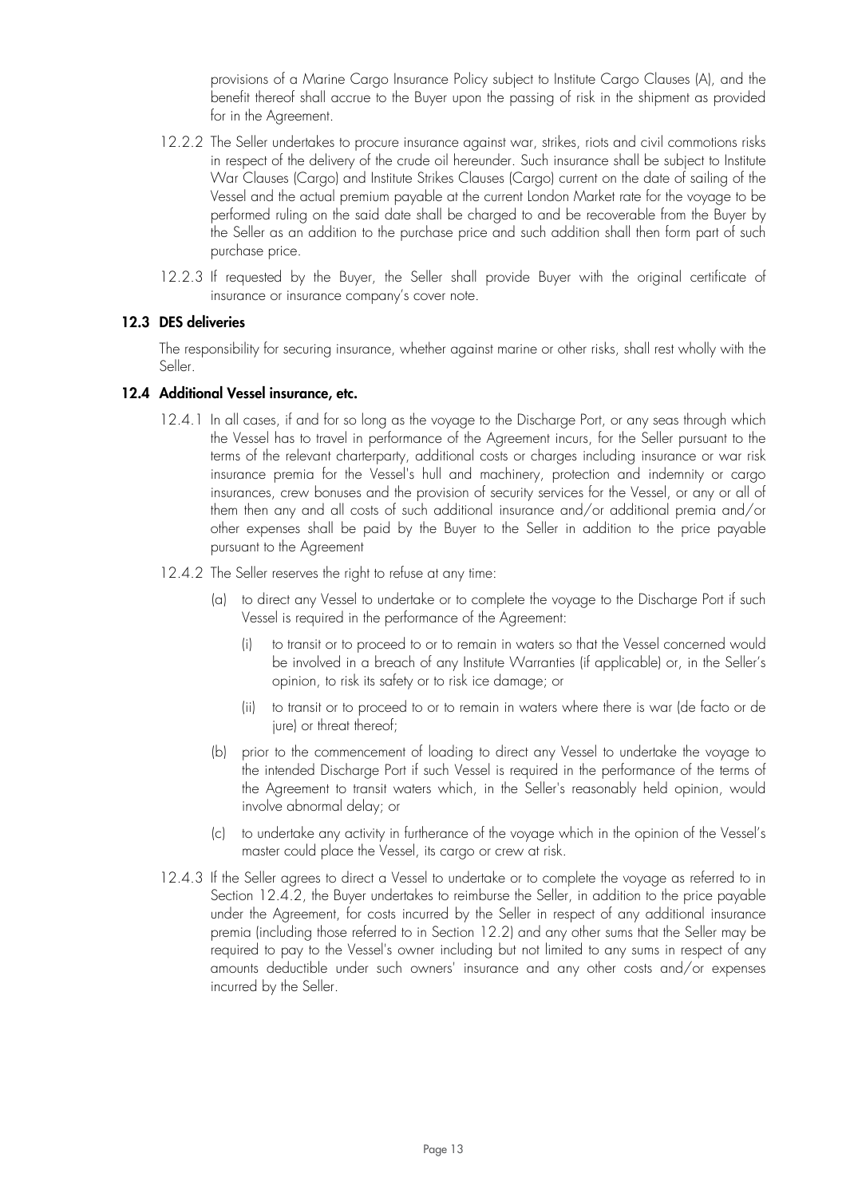provisions of a Marine Cargo Insurance Policy subject to Institute Cargo Clauses (A), and the benefit thereof shall accrue to the Buyer upon the passing of risk in the shipment as provided for in the Agreement.

12.2.2 The Seller undertakes to procure insurance against war, strikes, riots and civil commotions risks in respect of the delivery of the crude oil hereunder. Such insurance shall be subject to Institute War Clauses (Cargo) and Institute Strikes Clauses (Cargo) current on the date of sailing of the Vessel and the actual premium payable at the current London Market rate for the voyage to be performed ruling on the said date shall be charged to and be recoverable from the Buyer by the Seller as an addition to the purchase price and such addition shall then form part of such purchase price.

12.2.3 If requested by the Buyer, the Seller shall provide Buyer with the original certificate of insurance or insurance company's cover note.

### 12.3 DES deliveries

The responsibility for securing insurance, whether against marine or other risks, shall rest wholly with the Seller.

### 12.4 Additional Vessel insurance, etc.

12.4.1 In all cases, if and for so long as the voyage to the Discharge Port, or any seas through which the Vessel has to travel in performance of the Agreement incurs, for the Seller pursuant to the terms of the relevant charterparty, additional costs or charges including insurance or war risk insurance premia for the Vessel's hull and machinery, protection and indemnity or cargo insurances, crew bonuses and the provision of security services for the Vessel, or any or all of them then any and all costs of such additional insurance and/or additional premia and/or other expenses shall be paid by the Buyer to the Seller in addition to the price payable pursuant to the Agreement

12.4.2 The Seller reserves the right to refuse at any time:

(a) to direct any Vessel to undertake or to complete the voyage to the Discharge Port if such Vessel is required in the performance of the Agreement:

(i) to transit or to proceed to or to remain in waters so that the Vessel concerned would be involved in a breach of any Institute Warranties (if applicable) or, in the Seller's opinion, to risk its safety or to risk ice damage; or

(ii) to transit or to proceed to or to remain in waters where there is war (de facto or de jure) or threat thereof;

(b) prior to the commencement of loading to direct any Vessel to undertake the voyage to the intended Discharge Port if such Vessel is required in the performance of the terms of the Agreement to transit waters which, in the Seller's reasonably held opinion, would involve abnormal delay; or

(c) to undertake any activity in furtherance of the voyage which in the opinion of the Vessel's master could place the Vessel, its cargo or crew at risk.

12.4.3 If the Seller agrees to direct a Vessel to undertake or to complete the voyage as referred to in Section 12.4.2, the Buyer undertakes to reimburse the Seller, in addition to the price payable under the Agreement, for costs incurred by the Seller in respect of any additional insurance premia (including those referred to in Section 12.2) and any other sums that the Seller may be required to pay to the Vessel's owner including but not limited to any sums in respect of any amounts deductible under such owners' insurance and any other costs and/or expenses incurred by the Seller.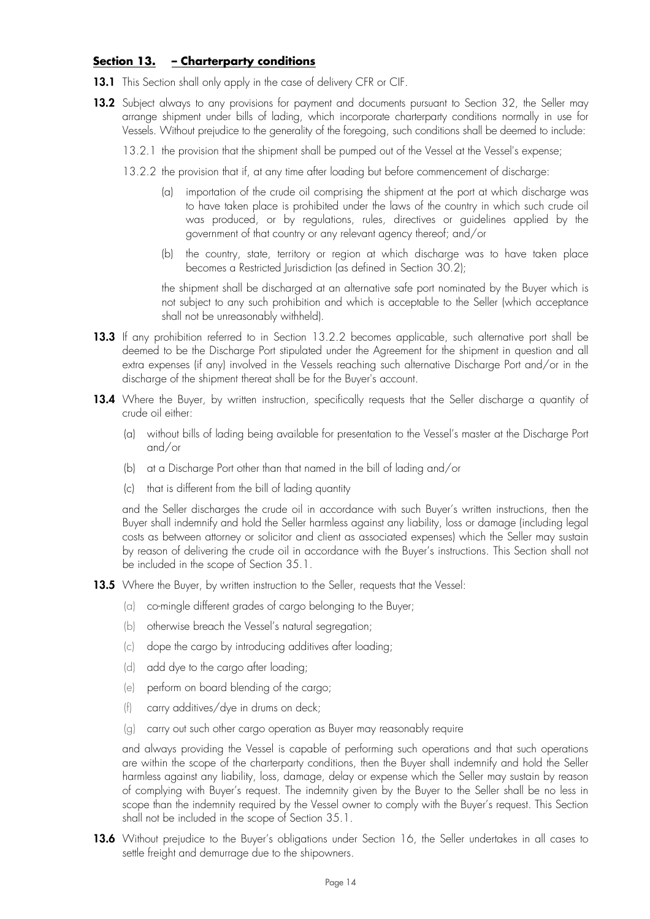## **Section 13. – Charterparty conditions**

**13.1** This Section shall only apply in the case of delivery CFR or CIF.

**13.2** Subject always to any provisions for payment and documents pursuant to Section 32, the Seller may arrange shipment under bills of lading, which incorporate charterparty conditions normally in use for Vessels. Without prejudice to the generality of the foregoing, such conditions shall be deemed to include:

13.2.1 the provision that the shipment shall be pumped out of the Vessel at the Vessel's expense;

13.2.2 the provision that if, at any time after loading but before commencement of discharge:

(a) importation of the crude oil comprising the shipment at the port at which discharge was to have taken place is prohibited under the laws of the country in which such crude oil was produced, or by regulations, rules, directives or guidelines applied by the government of that country or any relevant agency thereof; and/or

(b) the country, state, territory or region at which discharge was to have taken place becomes a Restricted Jurisdiction (as defined in Section 30.2);

the shipment shall be discharged at an alternative safe port nominated by the Buyer which is not subject to any such prohibition and which is acceptable to the Seller (which acceptance shall not be unreasonably withheld).

**13.3** If any prohibition referred to in Section 13.2.2 becomes applicable, such alternative port shall be deemed to be the Discharge Port stipulated under the Agreement for the shipment in question and all extra expenses (if any) involved in the Vessels reaching such alternative Discharge Port and/or in the discharge of the shipment thereat shall be for the Buyer's account.

**13.4** Where the Buyer, by written instruction, specifically requests that the Seller discharge a quantity of crude oil either:

(a) without bills of lading being available for presentation to the Vessel's master at the Discharge Port and/or

(b) at a Discharge Port other than that named in the bill of lading and/or

(c) that is different from the bill of lading quantity

and the Seller discharges the crude oil in accordance with such Buyer's written instructions, then the Buyer shall indemnify and hold the Seller harmless against any liability, loss or damage (including legal costs as between attorney or solicitor and client as associated expenses) which the Seller may sustain by reason of delivering the crude oil in accordance with the Buyer's instructions. This Section shall not be included in the scope of Section 35.1.

**13.5** Where the Buyer, by written instruction to the Seller, requests that the Vessel:

(a) co-mingle different grades of cargo belonging to the Buyer;

(b) otherwise breach the Vessel's natural segregation;

(c) dope the cargo by introducing additives after loading;

(d) add dye to the cargo after loading;

(e) perform on board blending of the cargo;

(f) carry additives/dye in drums on deck;

(g) carry out such other cargo operation as Buyer may reasonably require

and always providing the Vessel is capable of performing such operations and that such operations are within the scope of the charterparty conditions, then the Buyer shall indemnify and hold the Seller harmless against any liability, loss, damage, delay or expense which the Seller may sustain by reason of complying with Buyer's request. The indemnity given by the Buyer to the Seller shall be no less in scope than the indemnity required by the Vessel owner to comply with the Buyer's request. This Section shall not be included in the scope of Section 35.1.

**13.6** Without prejudice to the Buyer's obligations under Section 16, the Seller undertakes in all cases to settle freight and demurrage due to the shipowners.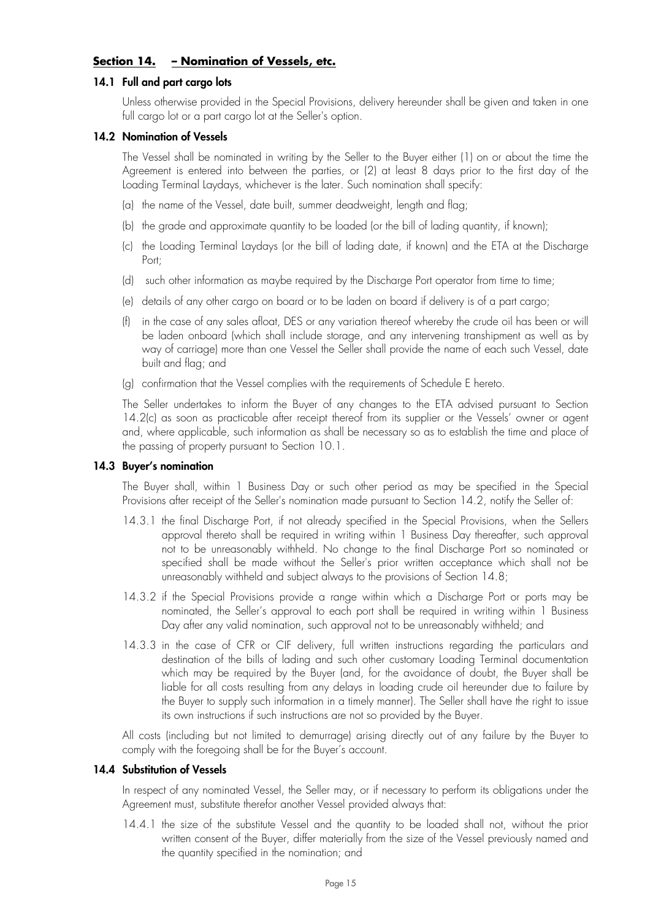## Section 14. – Nomination of Vessels, etc.

### 14.1 Full and part cargo lots

Unless otherwise provided in the Special Provisions, delivery hereunder shall be given and taken in one full cargo lot or a part cargo lot at the Seller's option.

### 14.2 Nomination of Vessels

The Vessel shall be nominated in writing by the Seller to the Buyer either (1) on or about the time the Agreement is entered into between the parties, or (2) at least 8 days prior to the first day of the Loading Terminal Laydays, whichever is the later. Such nomination shall specify:

(a) the name of the Vessel, date built, summer deadweight, length and flag;

(b) the grade and approximate quantity to be loaded (or the bill of lading quantity, if known);

(c) the Loading Terminal Laydays (or the bill of lading date, if known) and the ETA at the Discharge Port;

(d) such other information as maybe required by the Discharge Port operator from time to time;

(e) details of any other cargo on board or to be laden on board if delivery is of a part cargo;

(f) in the case of any sales afloat, DES or any variation thereof whereby the crude oil has been or will be laden onboard (which shall include storage, and any intervening transhipment as well as by way of carriage) more than one Vessel the Seller shall provide the name of each such Vessel, date built and flag; and

(g) confirmation that the Vessel complies with the requirements of Schedule E hereto.

The Seller undertakes to inform the Buyer of any changes to the ETA advised pursuant to Section 14.2(c) as soon as practicable after receipt thereof from its supplier or the Vessels' owner or agent and, where applicable, such information as shall be necessary so as to establish the time and place of the passing of property pursuant to Section 10.1.

### 14.3 Buyer's nomination

The Buyer shall, within 1 Business Day or such other period as may be specified in the Special Provisions after receipt of the Seller's nomination made pursuant to Section 14.2, notify the Seller of:

14.3.1 the final Discharge Port, if not already specified in the Special Provisions, when the Sellers approval thereto shall be required in writing within 1 Business Day thereafter, such approval not to be unreasonably withheld. No change to the final Discharge Port so nominated or specified shall be made without the Seller's prior written acceptance which shall not be unreasonably withheld and subject always to the provisions of Section 14.8;

14.3.2 if the Special Provisions provide a range within which a Discharge Port or ports may be nominated, the Seller's approval to each port shall be required in writing within 1 Business Day after any valid nomination, such approval not to be unreasonably withheld; and

14.3.3 in the case of CFR or CIF delivery, full written instructions regarding the particulars and destination of the bills of lading and such other customary Loading Terminal documentation which may be required by the Buyer (and, for the avoidance of doubt, the Buyer shall be liable for all costs resulting from any delays in loading crude oil hereunder due to failure by the Buyer to supply such information in a timely manner). The Seller shall have the right to issue its own instructions if such instructions are not so provided by the Buyer.

All costs (including but not limited to demurrage) arising directly out of any failure by the Buyer to comply with the foregoing shall be for the Buyer's account.

### 14.4 Substitution of Vessels

In respect of any nominated Vessel, the Seller may, or if necessary to perform its obligations under the Agreement must, substitute therefor another Vessel provided always that:

14.4.1 the size of the substitute Vessel and the quantity to be loaded shall not, without the prior written consent of the Buyer, differ materially from the size of the Vessel previously named and the quantity specified in the nomination; and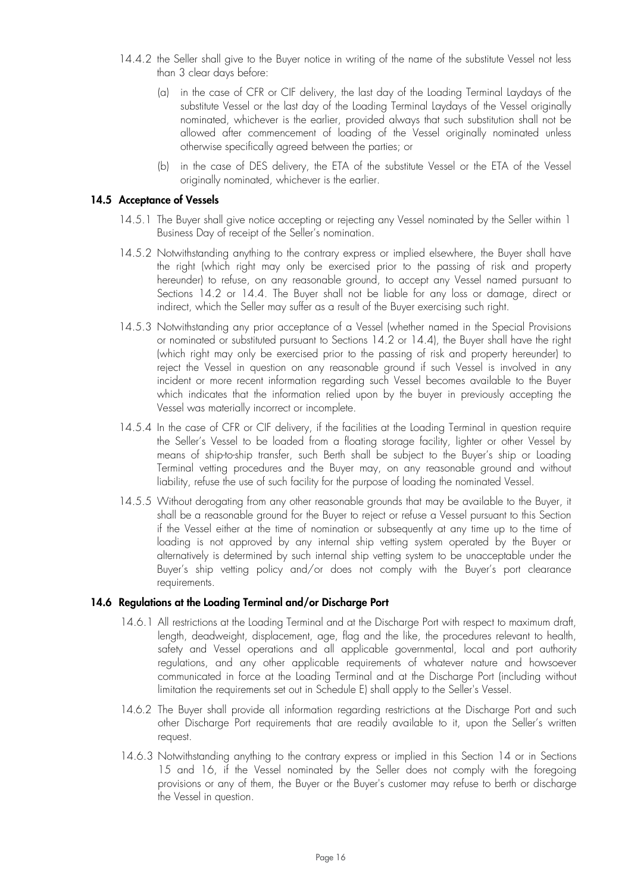14.4.2 the Seller shall give to the Buyer notice in writing of the name of the substitute Vessel not less than 3 clear days before:

(a) in the case of CFR or CIF delivery, the last day of the Loading Terminal Laydays of the substitute Vessel or the last day of the Loading Terminal Laydays of the Vessel originally nominated, whichever is the earlier, provided always that such substitution shall not be allowed after commencement of loading of the Vessel originally nominated unless otherwise specifically agreed between the parties; or

(b) in the case of DES delivery, the ETA of the substitute Vessel or the ETA of the Vessel originally nominated, whichever is the earlier.

### 14.5 Acceptance of Vessels

14.5.1 The Buyer shall give notice accepting or rejecting any Vessel nominated by the Seller within 1 Business Day of receipt of the Seller's nomination.

14.5.2 Notwithstanding anything to the contrary express or implied elsewhere, the Buyer shall have the right (which right may only be exercised prior to the passing of risk and property hereunder) to refuse, on any reasonable ground, to accept any Vessel named pursuant to Sections 14.2 or 14.4. The Buyer shall not be liable for any loss or damage, direct or indirect, which the Seller may suffer as a result of the Buyer exercising such right.

14.5.3 Notwithstanding any prior acceptance of a Vessel (whether named in the Special Provisions or nominated or substituted pursuant to Sections 14.2 or 14.4), the Buyer shall have the right (which right may only be exercised prior to the passing of risk and property hereunder) to reject the Vessel in question on any reasonable ground if such Vessel is involved in any incident or more recent information regarding such Vessel becomes available to the Buyer which indicates that the information relied upon by the buyer in previously accepting the Vessel was materially incorrect or incomplete.

14.5.4 In the case of CFR or CIF delivery, if the facilities at the Loading Terminal in question require the Seller's Vessel to be loaded from a floating storage facility, lighter or other Vessel by means of ship-to-ship transfer, such Berth shall be subject to the Buyer's ship or Loading Terminal vetting procedures and the Buyer may, on any reasonable ground and without liability, refuse the use of such facility for the purpose of loading the nominated Vessel.

14.5.5 Without derogating from any other reasonable grounds that may be available to the Buyer, it shall be a reasonable ground for the Buyer to reject or refuse a Vessel pursuant to this Section if the Vessel either at the time of nomination or subsequently at any time up to the time of loading is not approved by any internal ship vetting system operated by the Buyer or alternatively is determined by such internal ship vetting system to be unacceptable under the Buyer's ship vetting policy and/or does not comply with the Buyer's port clearance requirements.

### 14.6 Regulations at the Loading Terminal and/or Discharge Port

14.6.1 All restrictions at the Loading Terminal and at the Discharge Port with respect to maximum draft, length, deadweight, displacement, age, flag and the like, the procedures relevant to health, safety and Vessel operations and all applicable governmental, local and port authority regulations, and any other applicable requirements of whatever nature and howsoever communicated in force at the Loading Terminal and at the Discharge Port (including without limitation the requirements set out in Schedule E) shall apply to the Seller's Vessel.

14.6.2 The Buyer shall provide all information regarding restrictions at the Discharge Port and such other Discharge Port requirements that are readily available to it, upon the Seller's written request.

14.6.3 Notwithstanding anything to the contrary express or implied in this Section 14 or in Sections 15 and 16, if the Vessel nominated by the Seller does not comply with the foregoing provisions or any of them, the Buyer or the Buyer's customer may refuse to berth or discharge the Vessel in question.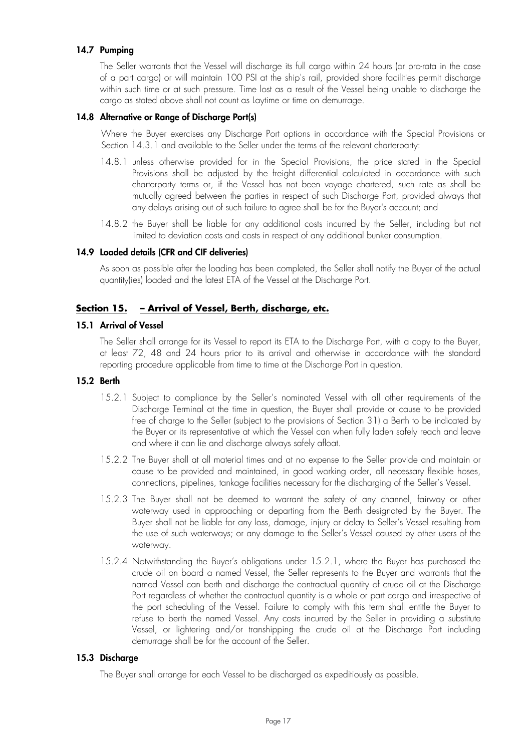### 14.7 Pumping

The Seller warrants that the Vessel will discharge its full cargo within 24 hours (or pro-rata in the case of a part cargo) or will maintain 100 PSI at the ship's rail, provided shore facilities permit discharge within such time or at such pressure. Time lost as a result of the Vessel being unable to discharge the cargo as stated above shall not count as Laytime or time on demurrage.

### 14.8 Alternative or Range of Discharge Port(s)

Where the Buyer exercises any Discharge Port options in accordance with the Special Provisions or Section 14.3.1 and available to the Seller under the terms of the relevant charterparty:

14.8.1 unless otherwise provided for in the Special Provisions, the price stated in the Special Provisions shall be adjusted by the freight differential calculated in accordance with such charterparty terms or, if the Vessel has not been voyage chartered, such rate as shall be mutually agreed between the parties in respect of such Discharge Port, provided always that any delays arising out of such failure to agree shall be for the Buyer's account; and

14.8.2 the Buyer shall be liable for any additional costs incurred by the Seller, including but not limited to deviation costs and costs in respect of any additional bunker consumption.

### 14.9 Loaded details (CFR and CIF deliveries)

As soon as possible after the loading has been completed, the Seller shall notify the Buyer of the actual quantity(ies) loaded and the latest ETA of the Vessel at the Discharge Port.

## Section 15. – Arrival of Vessel, Berth, discharge, etc.

### 15.1 Arrival of Vessel

The Seller shall arrange for its Vessel to report its ETA to the Discharge Port, with a copy to the Buyer, at least 72, 48 and 24 hours prior to its arrival and otherwise in accordance with the standard reporting procedure applicable from time to time at the Discharge Port in question.

### 15.2 Berth

15.2.1 Subject to compliance by the Seller's nominated Vessel with all other requirements of the Discharge Terminal at the time in question, the Buyer shall provide or cause to be provided free of charge to the Seller (subject to the provisions of Section 31) a Berth to be indicated by the Buyer or its representative at which the Vessel can when fully laden safely reach and leave and where it can lie and discharge always safely afloat.

15.2.2 The Buyer shall at all material times and at no expense to the Seller provide and maintain or cause to be provided and maintained, in good working order, all necessary flexible hoses, connections, pipelines, tankage facilities necessary for the discharging of the Seller's Vessel.

15.2.3 The Buyer shall not be deemed to warrant the safety of any channel, fairway or other waterway used in approaching or departing from the Berth designated by the Buyer. The Buyer shall not be liable for any loss, damage, injury or delay to Seller's Vessel resulting from the use of such waterways; or any damage to the Seller's Vessel caused by other users of the waterway.

15.2.4 Notwithstanding the Buyer's obligations under 15.2.1, where the Buyer has purchased the crude oil on board a named Vessel, the Seller represents to the Buyer and warrants that the named Vessel can berth and discharge the contractual quantity of crude oil at the Discharge Port regardless of whether the contractual quantity is a whole or part cargo and irrespective of the port scheduling of the Vessel. Failure to comply with this term shall entitle the Buyer to refuse to berth the named Vessel. Any costs incurred by the Seller in providing a substitute Vessel, or lightering and/or transhipping the crude oil at the Discharge Port including demurrage shall be for the account of the Seller.

### 15.3 Discharge

The Buyer shall arrange for each Vessel to be discharged as expeditiously as possible.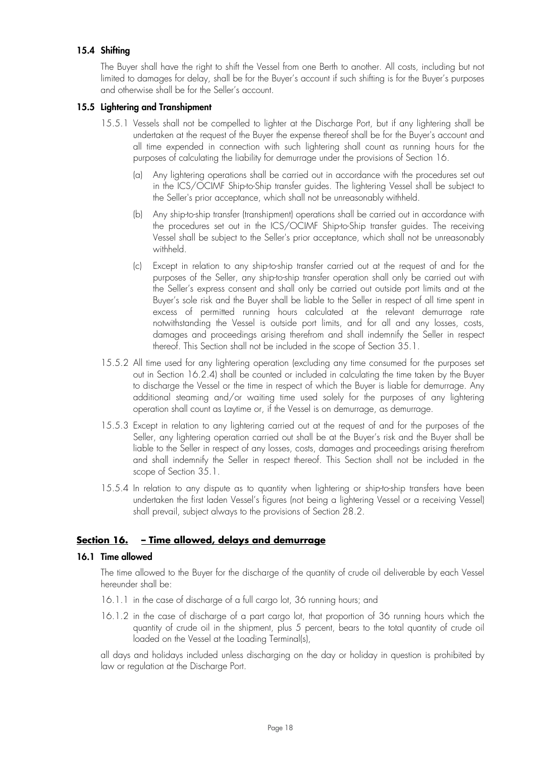### 15.4 Shifting

The Buyer shall have the right to shift the Vessel from one Berth to another. All costs, including but not limited to damages for delay, shall be for the Buyer's account if such shifting is for the Buyer's purposes and otherwise shall be for the Seller's account.

### 15.5 Lightering and Transhipment

15.5.1 Vessels shall not be compelled to lighter at the Discharge Port, but if any lightering shall be undertaken at the request of the Buyer the expense thereof shall be for the Buyer's account and all time expended in connection with such lightering shall count as running hours for the purposes of calculating the liability for demurrage under the provisions of Section 16.

(a) Any lightering operations shall be carried out in accordance with the procedures set out in the ICS/OCIMF Ship-to-Ship transfer guides. The lightering Vessel shall be subject to the Seller's prior acceptance, which shall not be unreasonably withheld.

(b) Any ship-to-ship transfer (transhipment) operations shall be carried out in accordance with the procedures set out in the ICS/OCIMF Ship-to-Ship transfer guides. The receiving Vessel shall be subject to the Seller's prior acceptance, which shall not be unreasonably withheld.

(c) Except in relation to any ship-to-ship transfer carried out at the request of and for the purposes of the Seller, any ship-to-ship transfer operation shall only be carried out with the Seller's express consent and shall only be carried out outside port limits and at the Buyer's sole risk and the Buyer shall be liable to the Seller in respect of all time spent in excess of permitted running hours calculated at the relevant demurrage rate notwithstanding the Vessel is outside port limits, and for all and any losses, costs, damages and proceedings arising therefrom and shall indemnify the Seller in respect thereof. This Section shall not be included in the scope of Section 35.1.

15.5.2 All time used for any lightering operation (excluding any time consumed for the purposes set out in Section 16.2.4) shall be counted or included in calculating the time taken by the Buyer to discharge the Vessel or the time in respect of which the Buyer is liable for demurrage. Any additional steaming and/or waiting time used solely for the purposes of any lightering operation shall count as Laytime or, if the Vessel is on demurrage, as demurrage.

15.5.3 Except in relation to any lightering carried out at the request of and for the purposes of the Seller, any lightering operation carried out shall be at the Buyer's risk and the Buyer shall be liable to the Seller in respect of any losses, costs, damages and proceedings arising therefrom and shall indemnify the Seller in respect thereof. This Section shall not be included in the scope of Section 35.1.

15.5.4 In relation to any dispute as to quantity when lightering or ship-to-ship transfers have been undertaken the first laden Vessel's figures (not being a lightering Vessel or a receiving Vessel) shall prevail, subject always to the provisions of Section 28.2.

## Section 16. – Time allowed, delays and demurrage

### 16.1 Time allowed

The time allowed to the Buyer for the discharge of the quantity of crude oil deliverable by each Vessel hereunder shall be:

16.1.1 in the case of discharge of a full cargo lot, 36 running hours; and

16.1.2 in the case of discharge of a part cargo lot, that proportion of 36 running hours which the quantity of crude oil in the shipment, plus 5 percent, bears to the total quantity of crude oil loaded on the Vessel at the Loading Terminal(s),

all days and holidays included unless discharging on the day or holiday in question is prohibited by law or regulation at the Discharge Port.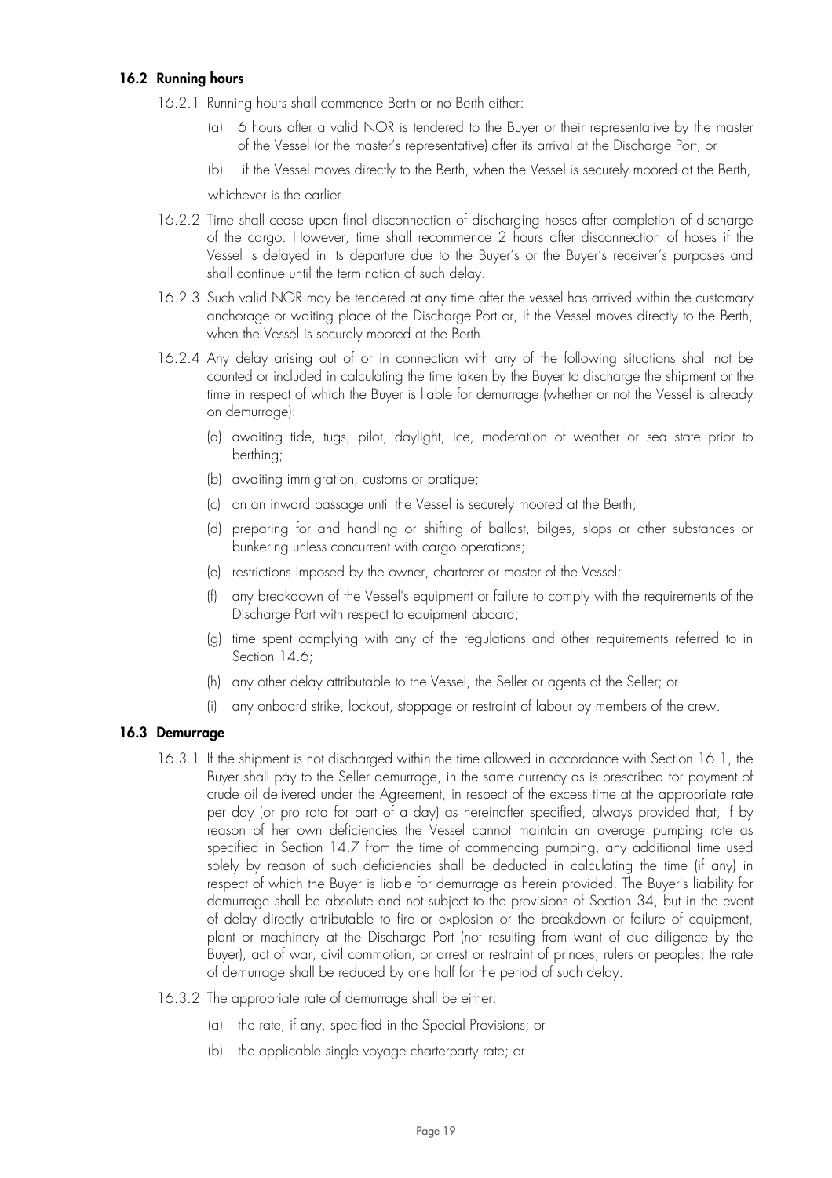### 16.2 Running hours

16.2.1 Running hours shall commence Berth or no Berth either:

(a) 6 hours after a valid NOR is tendered to the Buyer or their representative by the master of the Vessel (or the master's representative) after its arrival at the Discharge Port, or

(b) if the Vessel moves directly to the Berth, when the Vessel is securely moored at the Berth,

whichever is the earlier.

16.2.2 Time shall cease upon final disconnection of discharging hoses after completion of discharge of the cargo. However, time shall recommence 2 hours after disconnection of hoses if the Vessel is delayed in its departure due to the Buyer's or the Buyer's receiver's purposes and shall continue until the termination of such delay.

16.2.3 Such valid NOR may be tendered at any time after the vessel has arrived within the customary anchorage or waiting place of the Discharge Port or, if the Vessel moves directly to the Berth, when the Vessel is securely moored at the Berth.

16.2.4 Any delay arising out of or in connection with any of the following situations shall not be counted or included in calculating the time taken by the Buyer to discharge the shipment or the time in respect of which the Buyer is liable for demurrage (whether or not the Vessel is already on demurrage):

(a) awaiting tide, tugs, pilot, daylight, ice, moderation of weather or sea state prior to berthing;

(b) awaiting immigration, customs or pratique;

(c) on an inward passage until the Vessel is securely moored at the Berth;

(d) preparing for and handling or shifting of ballast, bilges, slops or other substances or bunkering unless concurrent with cargo operations;

(e) restrictions imposed by the owner, charterer or master of the Vessel;

(f) any breakdown of the Vessel's equipment or failure to comply with the requirements of the Discharge Port with respect to equipment aboard;

(g) time spent complying with any of the regulations and other requirements referred to in Section 14.6;

(h) any other delay attributable to the Vessel, the Seller or agents of the Seller; or

(i) any onboard strike, lockout, stoppage or restraint of labour by members of the crew.

### 16.3 Demurrage

16.3.1 If the shipment is not discharged within the time allowed in accordance with Section 16.1, the Buyer shall pay to the Seller demurrage, in the same currency as is prescribed for payment of crude oil delivered under the Agreement, in respect of the excess time at the appropriate rate per day (or pro rata for part of a day) as hereinafter specified, always provided that, if by reason of her own deficiencies the Vessel cannot maintain an average pumping rate as specified in Section 14.7 from the time of commencing pumping, any additional time used solely by reason of such deficiencies shall be deducted in calculating the time (if any) in respect of which the Buyer is liable for demurrage as herein provided. The Buyer's liability for demurrage shall be absolute and not subject to the provisions of Section 34, but in the event of delay directly attributable to fire or explosion or the breakdown or failure of equipment, plant or machinery at the Discharge Port (not resulting from want of due diligence by the Buyer), act of war, civil commotion, or arrest or restraint of princes, rulers or peoples; the rate of demurrage shall be reduced by one half for the period of such delay.

16.3.2 The appropriate rate of demurrage shall be either:

(a) the rate, if any, specified in the Special Provisions; or

(b) the applicable single voyage charterparty rate; or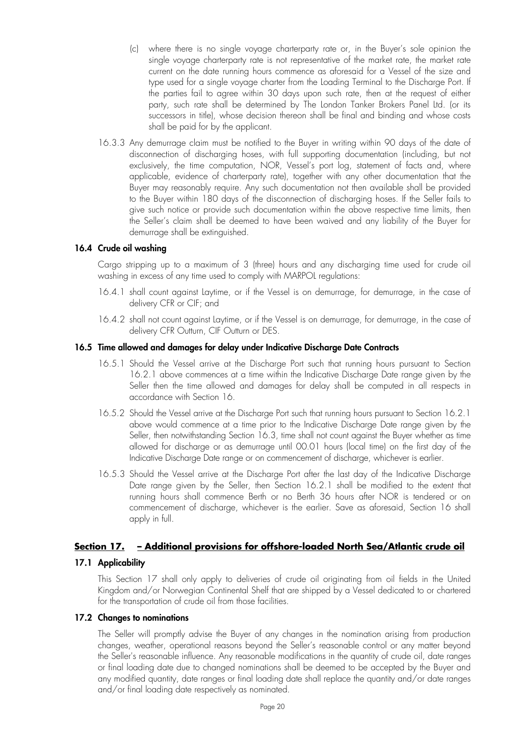(c) where there is no single voyage charterparty rate or, in the Buyer's sole opinion the single voyage charterparty rate is not representative of the market rate, the market rate current on the date running hours commence as aforesaid for a Vessel of the size and type used for a single voyage charter from the Loading Terminal to the Discharge Port. If the parties fail to agree within 30 days upon such rate, then at the request of either party, such rate shall be determined by The London Tanker Brokers Panel Ltd. (or its successors in title), whose decision thereon shall be final and binding and whose costs shall be paid for by the applicant.

16.3.3 Any demurrage claim must be notified to the Buyer in writing within 90 days of the date of disconnection of discharging hoses, with full supporting documentation (including, but not exclusively, the time computation, NOR, Vessel's port log, statement of facts and, where applicable, evidence of charterparty rate), together with any other documentation that the Buyer may reasonably require. Any such documentation not then available shall be provided to the Buyer within 180 days of the disconnection of discharging hoses. If the Seller fails to give such notice or provide such documentation within the above respective time limits, then the Seller's claim shall be deemed to have been waived and any liability of the Buyer for demurrage shall be extinguished.

### 16.4 Crude oil washing

Cargo stripping up to a maximum of 3 (three) hours and any discharging time used for crude oil washing in excess of any time used to comply with MARPOL regulations:

16.4.1 shall count against Laytime, or if the Vessel is on demurrage, for demurrage, in the case of delivery CFR or CIF; and

16.4.2 shall not count against Laytime, or if the Vessel is on demurrage, for demurrage, in the case of delivery CFR Outturn, CIF Outturn or DES.

### 16.5 Time allowed and damages for delay under Indicative Discharge Date Contracts

16.5.1 Should the Vessel arrive at the Discharge Port such that running hours pursuant to Section 16.2.1 above commences at a time within the Indicative Discharge Date range given by the Seller then the time allowed and damages for delay shall be computed in all respects in accordance with Section 16.

16.5.2 Should the Vessel arrive at the Discharge Port such that running hours pursuant to Section 16.2.1 above would commence at a time prior to the Indicative Discharge Date range given by the Seller, then notwithstanding Section 16.3, time shall not count against the Buyer whether as time allowed for discharge or as demurrage until 00.01 hours (local time) on the first day of the Indicative Discharge Date range or on commencement of discharge, whichever is earlier.

16.5.3 Should the Vessel arrive at the Discharge Port after the last day of the Indicative Discharge Date range given by the Seller, then Section 16.2.1 shall be modified to the extent that running hours shall commence Berth or no Berth 36 hours after NOR is tendered or on commencement of discharge, whichever is the earlier. Save as aforesaid, Section 16 shall apply in full.

## Section 17. – Additional provisions for offshore-loaded North Sea/Atlantic crude oil

### 17.1 Applicability

This Section 17 shall only apply to deliveries of crude oil originating from oil fields in the United Kingdom and/or Norwegian Continental Shelf that are shipped by a Vessel dedicated to or chartered for the transportation of crude oil from those facilities.

### 17.2 Changes to nominations

The Seller will promptly advise the Buyer of any changes in the nomination arising from production changes, weather, operational reasons beyond the Seller's reasonable control or any matter beyond the Seller's reasonable influence. Any reasonable modifications in the quantity of crude oil, date ranges or final loading date due to changed nominations shall be deemed to be accepted by the Buyer and any modified quantity, date ranges or final loading date shall replace the quantity and/or date ranges and/or final loading date respectively as nominated.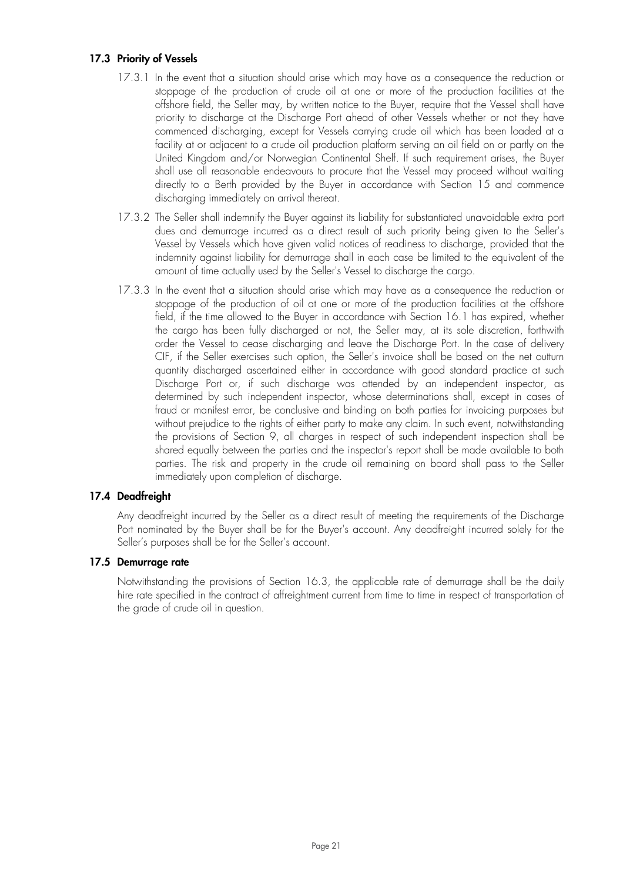### 17.3 Priority of Vessels

17.3.1 In the event that a situation should arise which may have as a consequence the reduction or stoppage of the production of crude oil at one or more of the production facilities at the offshore field, the Seller may, by written notice to the Buyer, require that the Vessel shall have priority to discharge at the Discharge Port ahead of other Vessels whether or not they have commenced discharging, except for Vessels carrying crude oil which has been loaded at a facility at or adjacent to a crude oil production platform serving an oil field on or partly on the United Kingdom and/or Norwegian Continental Shelf. If such requirement arises, the Buyer shall use all reasonable endeavours to procure that the Vessel may proceed without waiting directly to a Berth provided by the Buyer in accordance with Section 15 and commence discharging immediately on arrival thereat.

17.3.2 The Seller shall indemnify the Buyer against its liability for substantiated unavoidable extra port dues and demurrage incurred as a direct result of such priority being given to the Seller's Vessel by Vessels which have given valid notices of readiness to discharge, provided that the indemnity against liability for demurrage shall in each case be limited to the equivalent of the amount of time actually used by the Seller's Vessel to discharge the cargo.

17.3.3 In the event that a situation should arise which may have as a consequence the reduction or stoppage of the production of oil at one or more of the production facilities at the offshore field, if the time allowed to the Buyer in accordance with Section 16.1 has expired, whether the cargo has been fully discharged or not, the Seller may, at its sole discretion, forthwith order the Vessel to cease discharging and leave the Discharge Port. In the case of delivery CIF, if the Seller exercises such option, the Seller's invoice shall be based on the net outturn quantity discharged ascertained either in accordance with good standard practice at such Discharge Port or, if such discharge was attended by an independent inspector, as determined by such independent inspector, whose determinations shall, except in cases of fraud or manifest error, be conclusive and binding on both parties for invoicing purposes but without prejudice to the rights of either party to make any claim. In such event, notwithstanding the provisions of Section 9, all charges in respect of such independent inspection shall be shared equally between the parties and the inspector's report shall be made available to both parties. The risk and property in the crude oil remaining on board shall pass to the Seller immediately upon completion of discharge.

### 17.4 Deadfreight

Any deadfreight incurred by the Seller as a direct result of meeting the requirements of the Discharge Port nominated by the Buyer shall be for the Buyer's account. Any deadfreight incurred solely for the Seller's purposes shall be for the Seller's account.

### 17.5 Demurrage rate

Notwithstanding the provisions of Section 16.3, the applicable rate of demurrage shall be the daily hire rate specified in the contract of affreightment current from time to time in respect of transportation of the grade of crude oil in question.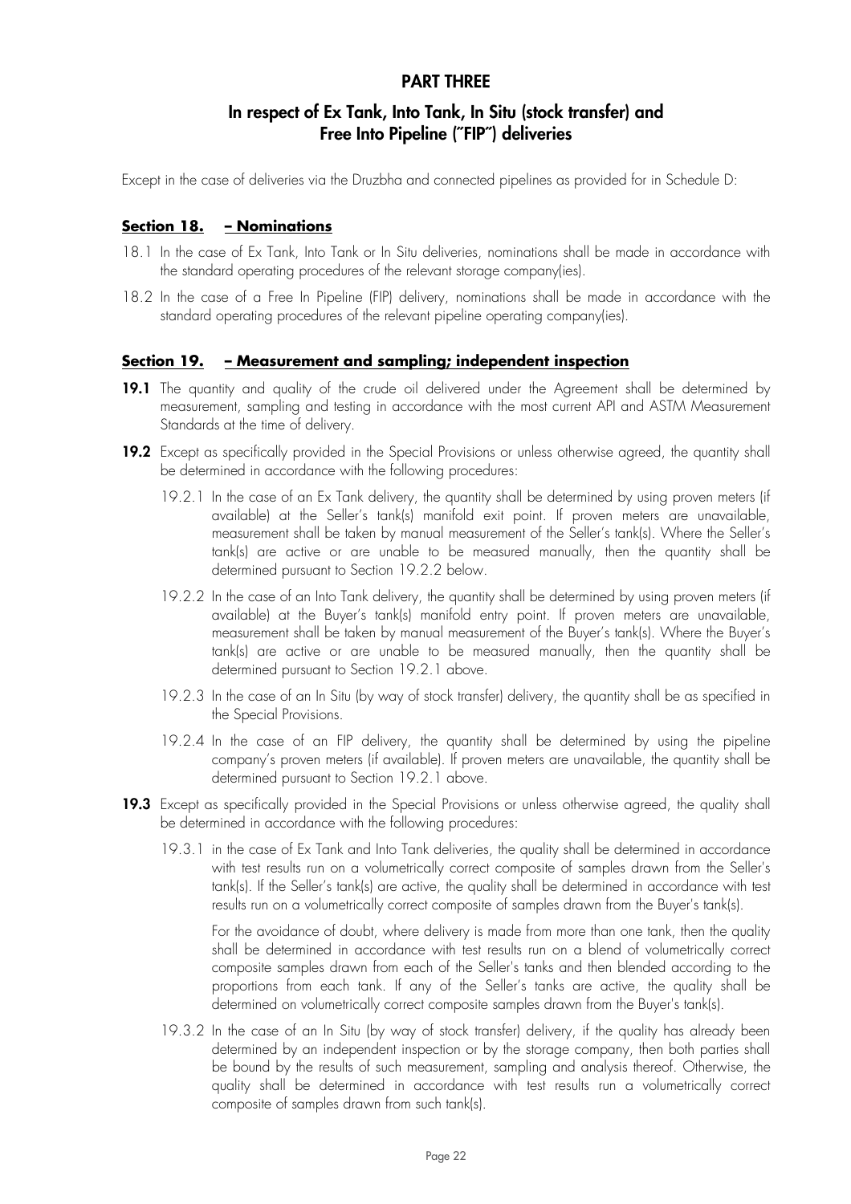# PART THREE

## In respect of Ex Tank, Into Tank, In Situ (stock transfer) and Free Into Pipeline ("FIP") deliveries

Except in the case of deliveries via the Druzbha and connected pipelines as provided for in Schedule D:

### Section 18. – Nominations

18.1 In the case of Ex Tank, Into Tank or In Situ deliveries, nominations shall be made in accordance with the standard operating procedures of the relevant storage company(ies).

18.2 In the case of a Free In Pipeline (FIP) delivery, nominations shall be made in accordance with the standard operating procedures of the relevant pipeline operating company(ies).

### Section 19. – Measurement and sampling; independent inspection

**19.1** The quantity and quality of the crude oil delivered under the Agreement shall be determined by measurement, sampling and testing in accordance with the most current API and ASTM Measurement Standards at the time of delivery.

**19.2** Except as specifically provided in the Special Provisions or unless otherwise agreed, the quantity shall be determined in accordance with the following procedures:

19.2.1 In the case of an Ex Tank delivery, the quantity shall be determined by using proven meters (if available) at the Seller's tank(s) manifold exit point. If proven meters are unavailable, measurement shall be taken by manual measurement of the Seller's tank(s). Where the Seller's tank(s) are active or are unable to be measured manually, then the quantity shall be determined pursuant to Section 19.2.2 below.

19.2.2 In the case of an Into Tank delivery, the quantity shall be determined by using proven meters (if available) at the Buyer's tank(s) manifold entry point. If proven meters are unavailable, measurement shall be taken by manual measurement of the Buyer's tank(s). Where the Buyer's tank(s) are active or are unable to be measured manually, then the quantity shall be determined pursuant to Section 19.2.1 above.

19.2.3 In the case of an In Situ (by way of stock transfer) delivery, the quantity shall be as specified in the Special Provisions.

19.2.4 In the case of an FIP delivery, the quantity shall be determined by using the pipeline company's proven meters (if available). If proven meters are unavailable, the quantity shall be determined pursuant to Section 19.2.1 above.

**19.3** Except as specifically provided in the Special Provisions or unless otherwise agreed, the quality shall be determined in accordance with the following procedures:

19.3.1 in the case of Ex Tank and Into Tank deliveries, the quality shall be determined in accordance with test results run on a volumetrically correct composite of samples drawn from the Seller's tank(s). If the Seller's tank(s) are active, the quality shall be determined in accordance with test results run on a volumetrically correct composite of samples drawn from the Buyer's tank(s).

For the avoidance of doubt, where delivery is made from more than one tank, then the quality shall be determined in accordance with test results run on a blend of volumetrically correct composite samples drawn from each of the Seller's tanks and then blended according to the proportions from each tank. If any of the Seller's tanks are active, the quality shall be determined on volumetrically correct composite samples drawn from the Buyer's tank(s).

19.3.2 In the case of an In Situ (by way of stock transfer) delivery, if the quality has already been determined by an independent inspection or by the storage company, then both parties shall be bound by the results of such measurement, sampling and analysis thereof. Otherwise, the quality shall be determined in accordance with test results run a volumetrically correct composite of samples drawn from such tank(s).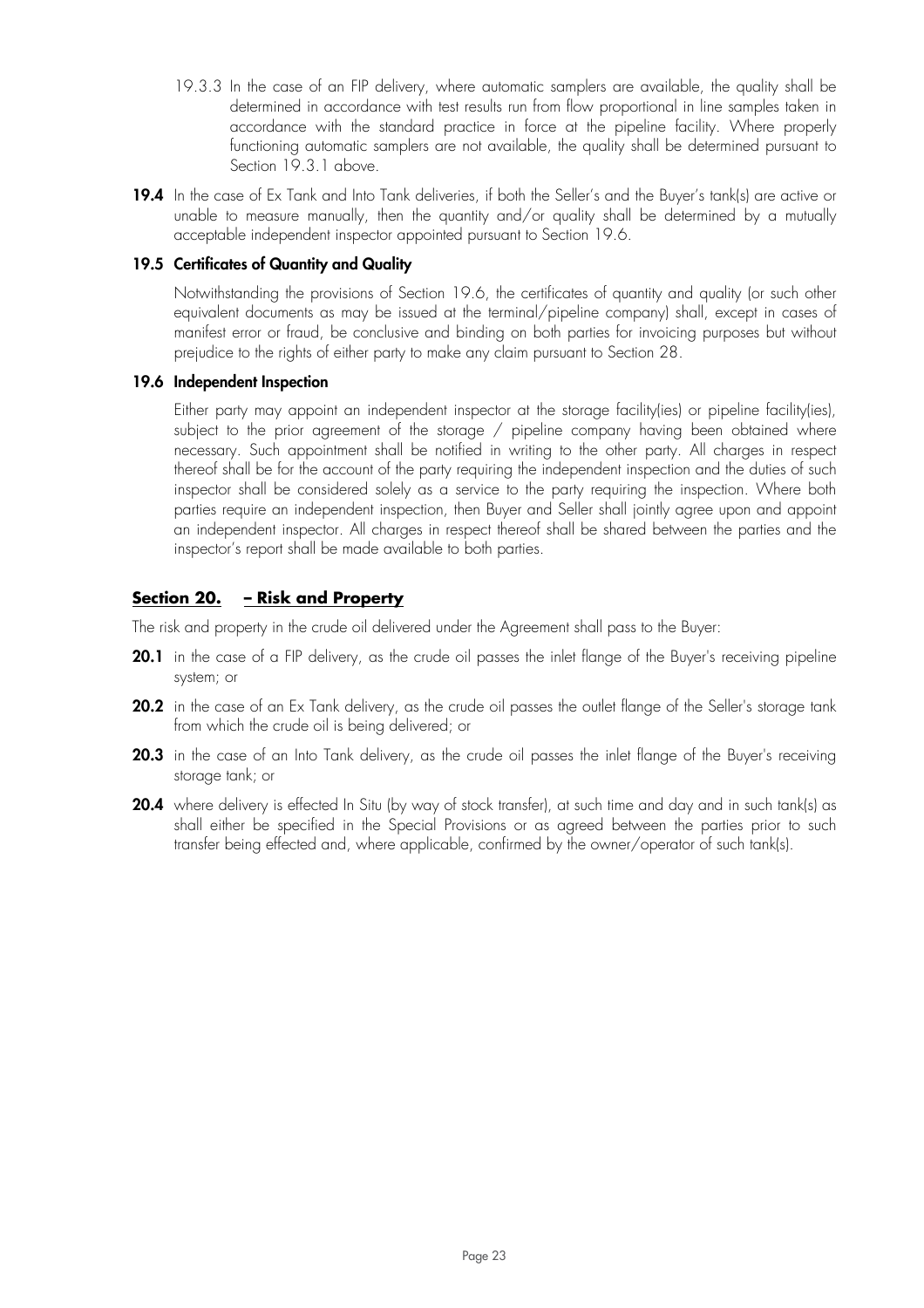19.3.3 In the case of an FIP delivery, where automatic samplers are available, the quality shall be determined in accordance with test results run from flow proportional in line samples taken in accordance with the standard practice in force at the pipeline facility. Where properly functioning automatic samplers are not available, the quality shall be determined pursuant to Section 19.3.1 above.

**19.4** In the case of Ex Tank and Into Tank deliveries, if both the Seller's and the Buyer's tank(s) are active or unable to measure manually, then the quantity and/or quality shall be determined by a mutually acceptable independent inspector appointed pursuant to Section 19.6.

### 19.5 Certificates of Quantity and Quality

Notwithstanding the provisions of Section 19.6, the certificates of quantity and quality (or such other equivalent documents as may be issued at the terminal/pipeline company) shall, except in cases of manifest error or fraud, be conclusive and binding on both parties for invoicing purposes but without prejudice to the rights of either party to make any claim pursuant to Section 28.

### 19.6 Independent Inspection

Either party may appoint an independent inspector at the storage facility(ies) or pipeline facility(ies), subject to the prior agreement of the storage / pipeline company having been obtained where necessary. Such appointment shall be notified in writing to the other party. All charges in respect thereof shall be for the account of the party requiring the independent inspection and the duties of such inspector shall be considered solely as a service to the party requiring the inspection. Where both parties require an independent inspection, then Buyer and Seller shall jointly agree upon and appoint an independent inspector. All charges in respect thereof shall be shared between the parties and the inspector's report shall be made available to both parties.

## Section 20. – Risk and Property

The risk and property in the crude oil delivered under the Agreement shall pass to the Buyer:

**20.1** in the case of a FIP delivery, as the crude oil passes the inlet flange of the Buyer's receiving pipeline system; or

**20.2** in the case of an Ex Tank delivery, as the crude oil passes the outlet flange of the Seller's storage tank from which the crude oil is being delivered; or

**20.3** in the case of an Into Tank delivery, as the crude oil passes the inlet flange of the Buyer's receiving storage tank; or

**20.4** where delivery is effected In Situ (by way of stock transfer), at such time and day and in such tank(s) as shall either be specified in the Special Provisions or as agreed between the parties prior to such transfer being effected and, where applicable, confirmed by the owner/operator of such tank(s).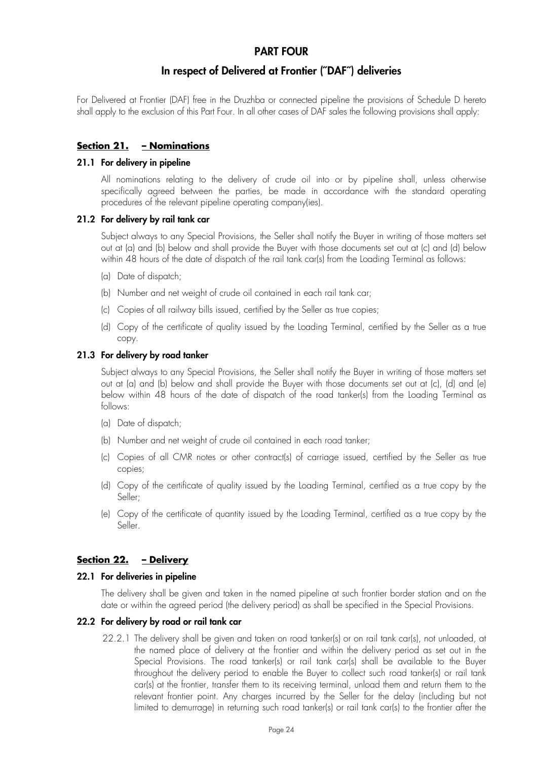# PART FOUR

## In respect of Delivered at Frontier ("DAF") deliveries

For Delivered at Frontier (DAF) free in the Druzhba or connected pipeline the provisions of Schedule D hereto shall apply to the exclusion of this Part Four. In all other cases of DAF sales the following provisions shall apply:

### Section 21. – Nominations

**21.1 For delivery in pipeline**

All nominations relating to the delivery of crude oil into or by pipeline shall, unless otherwise specifically agreed between the parties, be made in accordance with the standard operating procedures of the relevant pipeline operating company(ies).

**21.2 For delivery by rail tank car**

Subject always to any Special Provisions, the Seller shall notify the Buyer in writing of those matters set out at (a) and (b) below and shall provide the Buyer with those documents set out at (c) and (d) below within 48 hours of the date of dispatch of the rail tank car(s) from the Loading Terminal as follows:

(a) Date of dispatch;

(b) Number and net weight of crude oil contained in each rail tank car;

(c) Copies of all railway bills issued, certified by the Seller as true copies;

(d) Copy of the certificate of quality issued by the Loading Terminal, certified by the Seller as a true copy.

**21.3 For delivery by road tanker**

Subject always to any Special Provisions, the Seller shall notify the Buyer in writing of those matters set out at (a) and (b) below and shall provide the Buyer with those documents set out at (c), (d) and (e) below within 48 hours of the date of dispatch of the road tanker(s) from the Loading Terminal as follows:

(a) Date of dispatch;

(b) Number and net weight of crude oil contained in each road tanker;

(c) Copies of all CMR notes or other contract(s) of carriage issued, certified by the Seller as true copies;

(d) Copy of the certificate of quality issued by the Loading Terminal, certified as a true copy by the Seller;

(e) Copy of the certificate of quantity issued by the Loading Terminal, certified as a true copy by the Seller.

### Section 22. – Delivery

**22.1 For deliveries in pipeline**

The delivery shall be given and taken in the named pipeline at such frontier border station and on the date or within the agreed period (the delivery period) as shall be specified in the Special Provisions.

**22.2 For delivery by road or rail tank car**

22.2.1 The delivery shall be given and taken on road tanker(s) or on rail tank car(s), not unloaded, at the named place of delivery at the frontier and within the delivery period as set out in the Special Provisions. The road tanker(s) or rail tank car(s) shall be available to the Buyer throughout the delivery period to enable the Buyer to collect such road tanker(s) or rail tank car(s) at the frontier, transfer them to its receiving terminal, unload them and return them to the relevant frontier point. Any charges incurred by the Seller for the delay (including but not limited to demurrage) in returning such road tanker(s) or rail tank car(s) to the frontier after the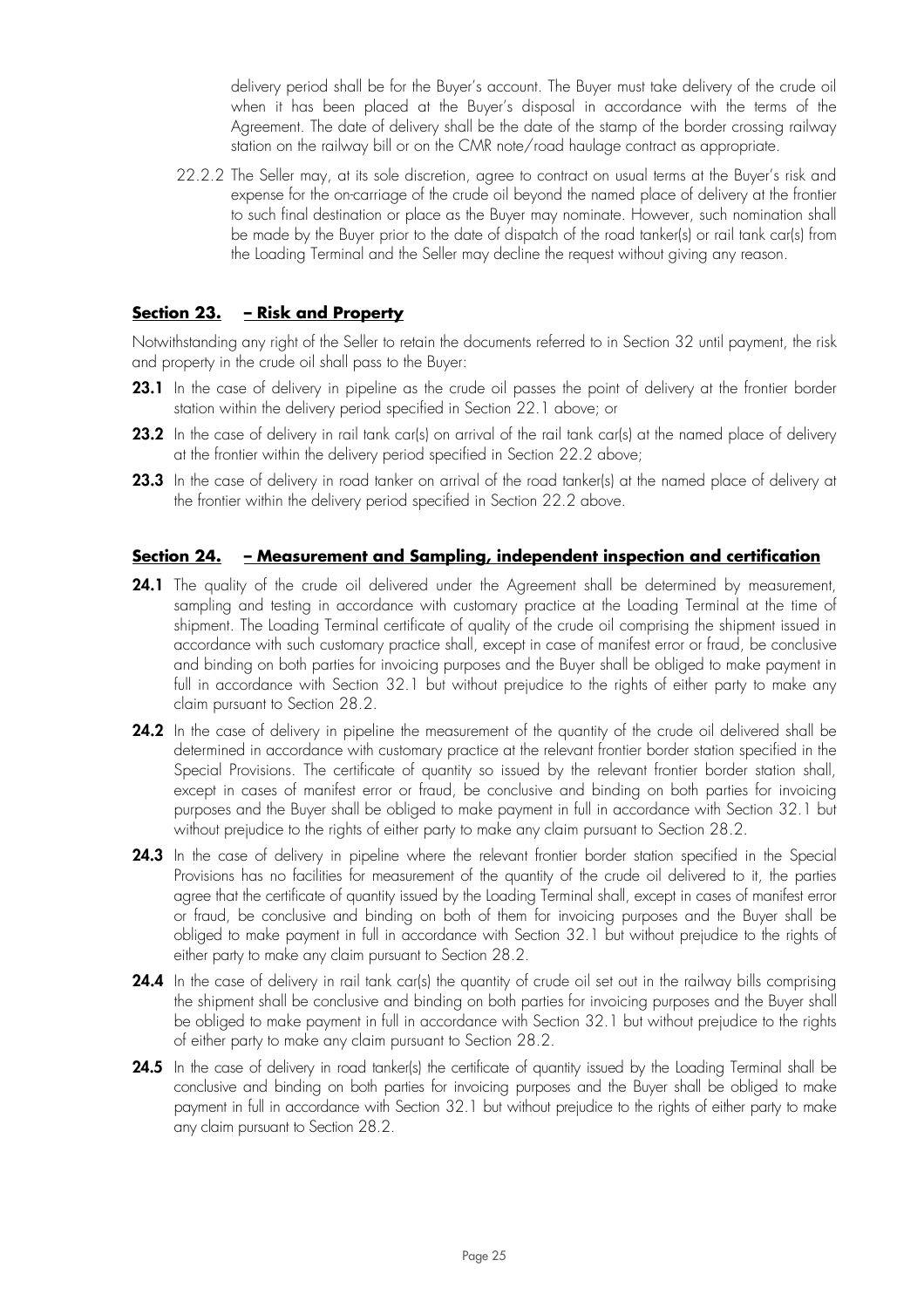delivery period shall be for the Buyer's account. The Buyer must take delivery of the crude oil when it has been placed at the Buyer's disposal in accordance with the terms of the Agreement. The date of delivery shall be the date of the stamp of the border crossing railway station on the railway bill or on the CMR note/road haulage contract as appropriate.

22.2.2 The Seller may, at its sole discretion, agree to contract on usual terms at the Buyer's risk and expense for the on-carriage of the crude oil beyond the named place of delivery at the frontier to such final destination or place as the Buyer may nominate. However, such nomination shall be made by the Buyer prior to the date of dispatch of the road tanker(s) or rail tank car(s) from the Loading Terminal and the Seller may decline the request without giving any reason.

## Section 23. – Risk and Property

Notwithstanding any right of the Seller to retain the documents referred to in Section 32 until payment, the risk and property in the crude oil shall pass to the Buyer:

**23.1** In the case of delivery in pipeline as the crude oil passes the point of delivery at the frontier border station within the delivery period specified in Section 22.1 above; or

**23.2** In the case of delivery in rail tank car(s) on arrival of the rail tank car(s) at the named place of delivery at the frontier within the delivery period specified in Section 22.2 above;

**23.3** In the case of delivery in road tanker on arrival of the road tanker(s) at the named place of delivery at the frontier within the delivery period specified in Section 22.2 above.

## Section 24. – Measurement and Sampling, independent inspection and certification

**24.1** The quality of the crude oil delivered under the Agreement shall be determined by measurement, sampling and testing in accordance with customary practice at the Loading Terminal at the time of shipment. The Loading Terminal certificate of quality of the crude oil comprising the shipment issued in accordance with such customary practice shall, except in case of manifest error or fraud, be conclusive and binding on both parties for invoicing purposes and the Buyer shall be obliged to make payment in full in accordance with Section 32.1 but without prejudice to the rights of either party to make any claim pursuant to Section 28.2.

**24.2** In the case of delivery in pipeline the measurement of the quantity of the crude oil delivered shall be determined in accordance with customary practice at the relevant frontier border station specified in the Special Provisions. The certificate of quantity so issued by the relevant frontier border station shall, except in cases of manifest error or fraud, be conclusive and binding on both parties for invoicing purposes and the Buyer shall be obliged to make payment in full in accordance with Section 32.1 but without prejudice to the rights of either party to make any claim pursuant to Section 28.2.

**24.3** In the case of delivery in pipeline where the relevant frontier border station specified in the Special Provisions has no facilities for measurement of the quantity of the crude oil delivered to it, the parties agree that the certificate of quantity issued by the Loading Terminal shall, except in cases of manifest error or fraud, be conclusive and binding on both of them for invoicing purposes and the Buyer shall be obliged to make payment in full in accordance with Section 32.1 but without prejudice to the rights of either party to make any claim pursuant to Section 28.2.

**24.4** In the case of delivery in rail tank car(s) the quantity of crude oil set out in the railway bills comprising the shipment shall be conclusive and binding on both parties for invoicing purposes and the Buyer shall be obliged to make payment in full in accordance with Section 32.1 but without prejudice to the rights of either party to make any claim pursuant to Section 28.2.

**24.5** In the case of delivery in road tanker(s) the certificate of quantity issued by the Loading Terminal shall be conclusive and binding on both parties for invoicing purposes and the Buyer shall be obliged to make payment in full in accordance with Section 32.1 but without prejudice to the rights of either party to make any claim pursuant to Section 28.2.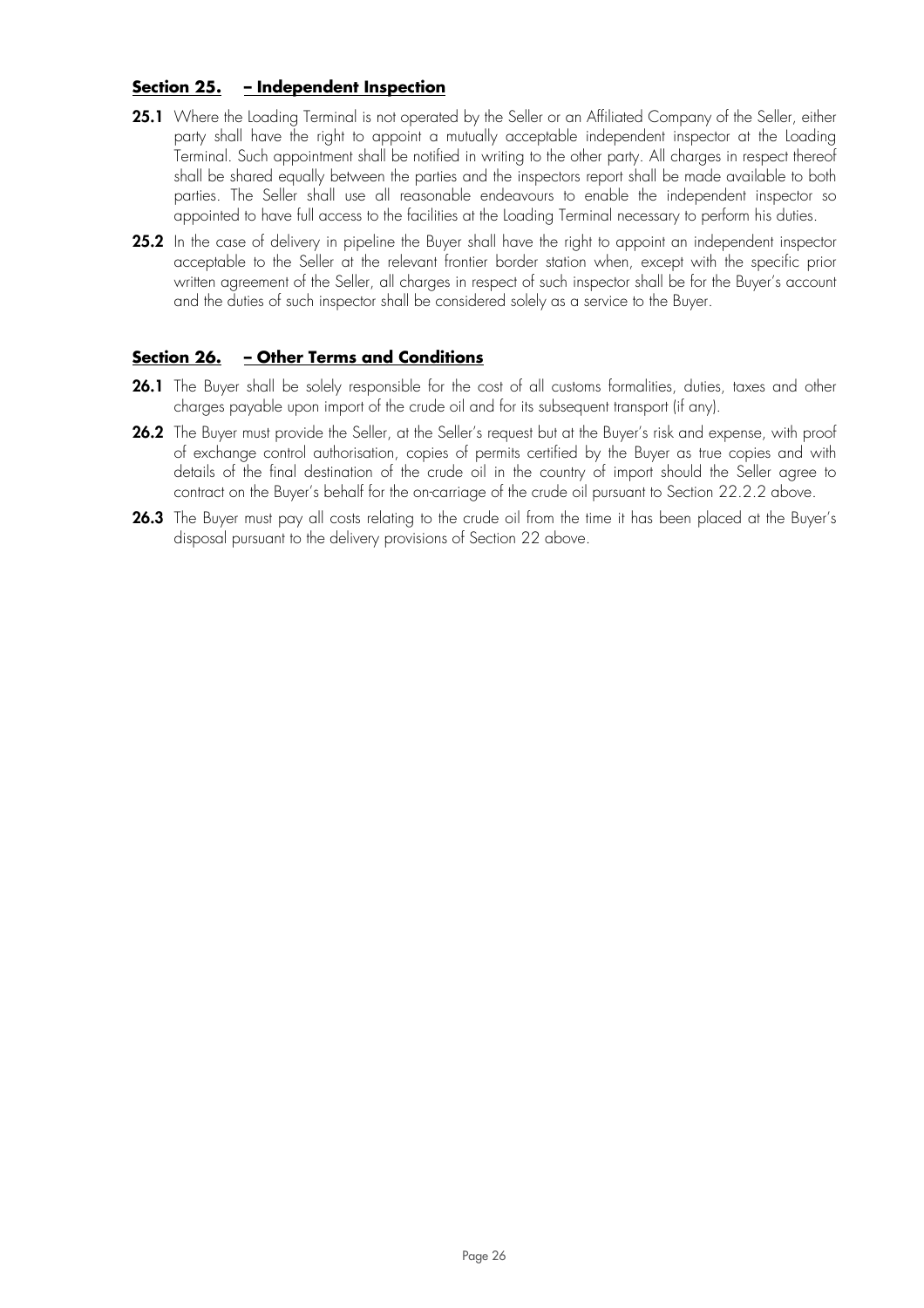## Section 25. – Independent Inspection

**25.1** Where the Loading Terminal is not operated by the Seller or an Affiliated Company of the Seller, either party shall have the right to appoint a mutually acceptable independent inspector at the Loading Terminal. Such appointment shall be notified in writing to the other party. All charges in respect thereof shall be shared equally between the parties and the inspectors report shall be made available to both parties. The Seller shall use all reasonable endeavours to enable the independent inspector so appointed to have full access to the facilities at the Loading Terminal necessary to perform his duties.

**25.2** In the case of delivery in pipeline the Buyer shall have the right to appoint an independent inspector acceptable to the Seller at the relevant frontier border station when, except with the specific prior written agreement of the Seller, all charges in respect of such inspector shall be for the Buyer's account and the duties of such inspector shall be considered solely as a service to the Buyer.

## Section 26. – Other Terms and Conditions

**26.1** The Buyer shall be solely responsible for the cost of all customs formalities, duties, taxes and other charges payable upon import of the crude oil and for its subsequent transport (if any).

**26.2** The Buyer must provide the Seller, at the Seller's request but at the Buyer's risk and expense, with proof of exchange control authorisation, copies of permits certified by the Buyer as true copies and with details of the final destination of the crude oil in the country of import should the Seller agree to contract on the Buyer's behalf for the on-carriage of the crude oil pursuant to Section 22.2.2 above.

**26.3** The Buyer must pay all costs relating to the crude oil from the time it has been placed at the Buyer's disposal pursuant to the delivery provisions of Section 22 above.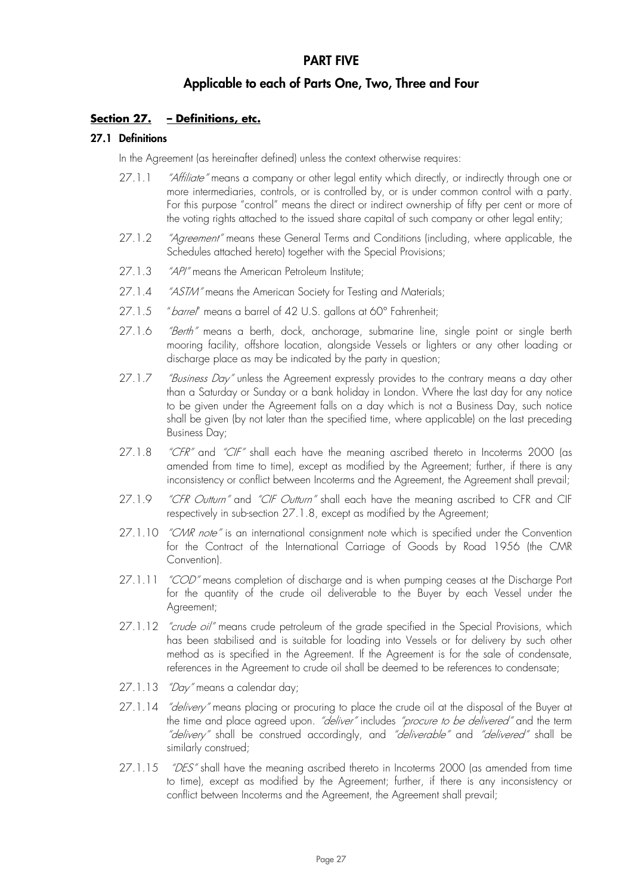# PART FIVE

## Applicable to each of Parts One, Two, Three and Four

### Section 27. – Definitions, etc.

#### 27.1 Definitions

In the Agreement (as hereinafter defined) unless the context otherwise requires:

27.1.1 *"Affiliate"* means a company or other legal entity which directly, or indirectly through one or more intermediaries, controls, or is controlled by, or is under common control with a party. For this purpose "control" means the direct or indirect ownership of fifty per cent or more of the voting rights attached to the issued share capital of such company or other legal entity;

27.1.2 *"Agreement"* means these General Terms and Conditions (including, where applicable, the Schedules attached hereto) together with the Special Provisions;

27.1.3 *"API"* means the American Petroleum Institute;

27.1.4 *"ASTM"* means the American Society for Testing and Materials;

27.1.5 "*barrel*" means a barrel of 42 U.S. gallons at 60° Fahrenheit;

27.1.6 *"Berth"* means a berth, dock, anchorage, submarine line, single point or single berth mooring facility, offshore location, alongside Vessels or lighters or any other loading or discharge place as may be indicated by the party in question;

27.1.7 *"Business Day"* unless the Agreement expressly provides to the contrary means a day other than a Saturday or Sunday or a bank holiday in London. Where the last day for any notice to be given under the Agreement falls on a day which is not a Business Day, such notice shall be given (by not later than the specified time, where applicable) on the last preceding Business Day;

27.1.8 *"CFR"* and *"CIF"* shall each have the meaning ascribed thereto in Incoterms 2000 (as amended from time to time), except as modified by the Agreement; further, if there is any inconsistency or conflict between Incoterms and the Agreement, the Agreement shall prevail;

27.1.9 *"CFR Outturn"* and *"CIF Outturn"* shall each have the meaning ascribed to CFR and CIF respectively in sub-section 27.1.8, except as modified by the Agreement;

27.1.10 *"CMR note"* is an international consignment note which is specified under the Convention for the Contract of the International Carriage of Goods by Road 1956 (the CMR Convention).

27.1.11 *"COD"* means completion of discharge and is when pumping ceases at the Discharge Port for the quantity of the crude oil deliverable to the Buyer by each Vessel under the Agreement;

27.1.12 *"crude oil"* means crude petroleum of the grade specified in the Special Provisions, which has been stabilised and is suitable for loading into Vessels or for delivery by such other method as is specified in the Agreement. If the Agreement is for the sale of condensate, references in the Agreement to crude oil shall be deemed to be references to condensate;

27.1.13 *"Day"* means a calendar day;

27.1.14 *"delivery"* means placing or procuring to place the crude oil at the disposal of the Buyer at the time and place agreed upon. *"deliver"* includes *"procure to be delivered"* and the term *"delivery"* shall be construed accordingly, and *"deliverable"* and *"delivered"* shall be similarly construed;

27.1.15 *"DES"* shall have the meaning ascribed thereto in Incoterms 2000 (as amended from time to time), except as modified by the Agreement; further, if there is any inconsistency or conflict between Incoterms and the Agreement, the Agreement shall prevail;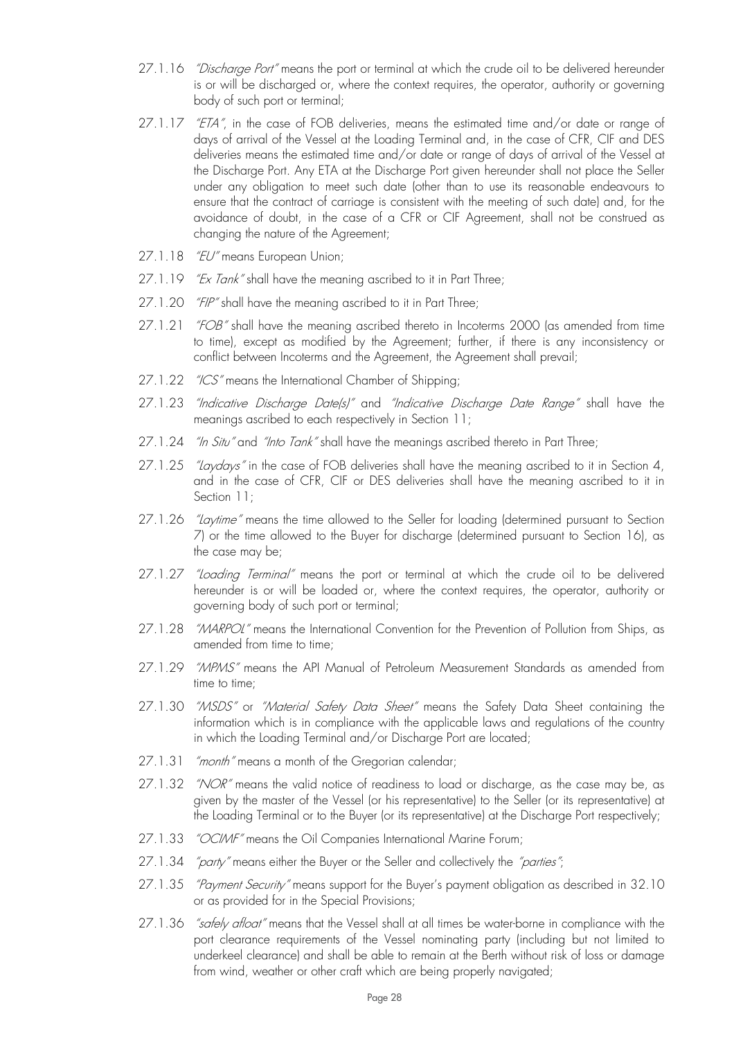27.1.16 *"Discharge Port"* means the port or terminal at which the crude oil to be delivered hereunder is or will be discharged or, where the context requires, the operator, authority or governing body of such port or terminal;

27.1.17 *"ETA"*, in the case of FOB deliveries, means the estimated time and/or date or range of days of arrival of the Vessel at the Loading Terminal and, in the case of CFR, CIF and DES deliveries means the estimated time and/or date or range of days of arrival of the Vessel at the Discharge Port. Any ETA at the Discharge Port given hereunder shall not place the Seller under any obligation to meet such date (other than to use its reasonable endeavours to ensure that the contract of carriage is consistent with the meeting of such date) and, for the avoidance of doubt, in the case of a CFR or CIF Agreement, shall not be construed as changing the nature of the Agreement;

27.1.18 *"EU"* means European Union;

27.1.19 *"Ex Tank"* shall have the meaning ascribed to it in Part Three;

27.1.20 *"FIP"* shall have the meaning ascribed to it in Part Three;

27.1.21 *"FOB"* shall have the meaning ascribed thereto in Incoterms 2000 (as amended from time to time), except as modified by the Agreement; further, if there is any inconsistency or conflict between Incoterms and the Agreement, the Agreement shall prevail;

27.1.22 *"ICS"* means the International Chamber of Shipping;

27.1.23 *"Indicative Discharge Date(s)"* and *"Indicative Discharge Date Range"* shall have the meanings ascribed to each respectively in Section 11;

27.1.24 *"In Situ"* and *"Into Tank"* shall have the meanings ascribed thereto in Part Three;

27.1.25 *"Laydays"* in the case of FOB deliveries shall have the meaning ascribed to it in Section 4, and in the case of CFR, CIF or DES deliveries shall have the meaning ascribed to it in Section 11;

27.1.26 *"Laytime"* means the time allowed to the Seller for loading (determined pursuant to Section 7) or the time allowed to the Buyer for discharge (determined pursuant to Section 16), as the case may be;

27.1.27 *"Loading Terminal"* means the port or terminal at which the crude oil to be delivered hereunder is or will be loaded or, where the context requires, the operator, authority or governing body of such port or terminal;

27.1.28 *"MARPOL"* means the International Convention for the Prevention of Pollution from Ships, as amended from time to time;

27.1.29 *"MPMS"* means the API Manual of Petroleum Measurement Standards as amended from time to time;

27.1.30 *"MSDS"* or *"Material Safety Data Sheet"* means the Safety Data Sheet containing the information which is in compliance with the applicable laws and regulations of the country in which the Loading Terminal and/or Discharge Port are located;

27.1.31 *"month"* means a month of the Gregorian calendar;

27.1.32 *"NOR"* means the valid notice of readiness to load or discharge, as the case may be, as given by the master of the Vessel (or his representative) to the Seller (or its representative) at the Loading Terminal or to the Buyer (or its representative) at the Discharge Port respectively;

27.1.33 *"OCIMF"* means the Oil Companies International Marine Forum;

27.1.34 *"party"* means either the Buyer or the Seller and collectively the *"parties"*;

27.1.35 *"Payment Security"* means support for the Buyer's payment obligation as described in 32.10 or as provided for in the Special Provisions;

27.1.36 *"safely afloat"* means that the Vessel shall at all times be water-borne in compliance with the port clearance requirements of the Vessel nominating party (including but not limited to underkeel clearance) and shall be able to remain at the Berth without risk of loss or damage from wind, weather or other craft which are being properly navigated;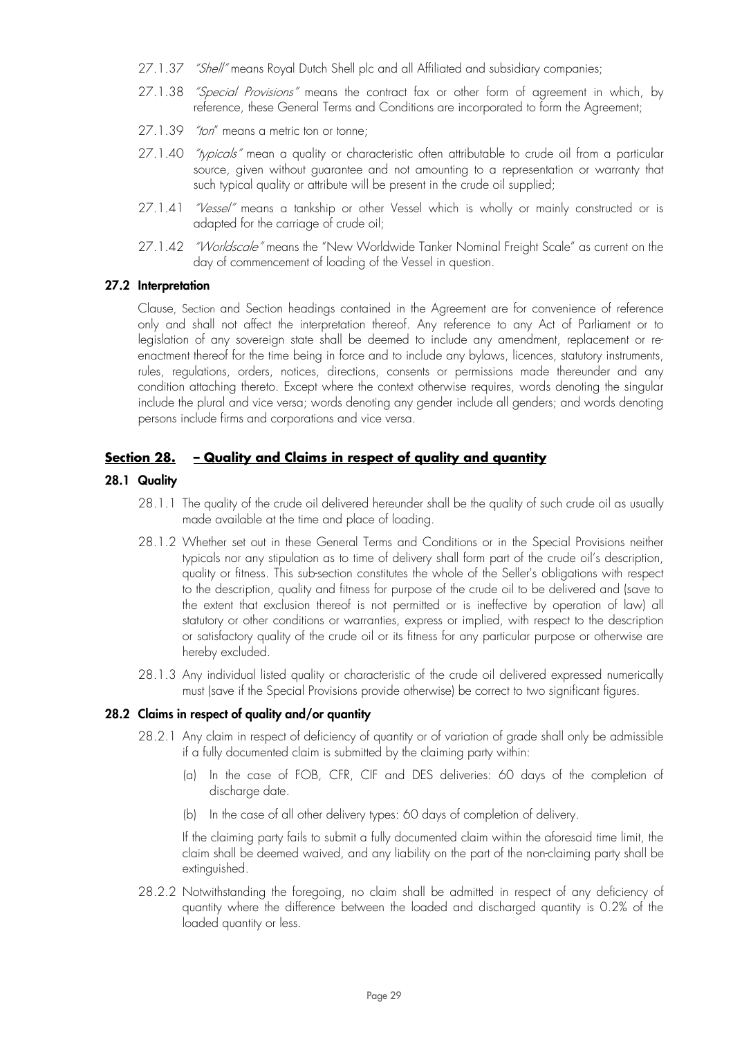27.1.37 *"Shell"* means Royal Dutch Shell plc and all Affiliated and subsidiary companies;

27.1.38 *"Special Provisions"* means the contract fax or other form of agreement in which, by reference, these General Terms and Conditions are incorporated to form the Agreement;

27.1.39 *"ton"* means a metric ton or tonne;

27.1.40 *"typicals"* mean a quality or characteristic often attributable to crude oil from a particular source, given without guarantee and not amounting to a representation or warranty that such typical quality or attribute will be present in the crude oil supplied;

27.1.41 *"Vessel"* means a tankship or other Vessel which is wholly or mainly constructed or is adapted for the carriage of crude oil;

27.1.42 *"Worldscale"* means the "New Worldwide Tanker Nominal Freight Scale" as current on the day of commencement of loading of the Vessel in question.

**27.2 Interpretation**

Clause, Section and Section headings contained in the Agreement are for convenience of reference only and shall not affect the interpretation thereof. Any reference to any Act of Parliament or to legislation of any sovereign state shall be deemed to include any amendment, replacement or re-enactment thereof for the time being in force and to include any bylaws, licences, statutory instruments, rules, regulations, orders, notices, directions, consents or permissions made thereunder and any condition attaching thereto. Except where the context otherwise requires, words denoting the singular include the plural and vice versa; words denoting any gender include all genders; and words denoting persons include firms and corporations and vice versa.

## Section 28. – Quality and Claims in respect of quality and quantity

**28.1 Quality**

28.1.1 The quality of the crude oil delivered hereunder shall be the quality of such crude oil as usually made available at the time and place of loading.

28.1.2 Whether set out in these General Terms and Conditions or in the Special Provisions neither typicals nor any stipulation as to time of delivery shall form part of the crude oil's description, quality or fitness. This sub-section constitutes the whole of the Seller's obligations with respect to the description, quality and fitness for purpose of the crude oil to be delivered and (save to the extent that exclusion thereof is not permitted or is ineffective by operation of law) all statutory or other conditions or warranties, express or implied, with respect to the description or satisfactory quality of the crude oil or its fitness for any particular purpose or otherwise are hereby excluded.

28.1.3 Any individual listed quality or characteristic of the crude oil delivered expressed numerically must (save if the Special Provisions provide otherwise) be correct to two significant figures.

**28.2 Claims in respect of quality and/or quantity**

28.2.1 Any claim in respect of deficiency of quantity or of variation of grade shall only be admissible if a fully documented claim is submitted by the claiming party within:

(a) In the case of FOB, CFR, CIF and DES deliveries: 60 days of the completion of discharge date.

(b) In the case of all other delivery types: 60 days of completion of delivery.

If the claiming party fails to submit a fully documented claim within the aforesaid time limit, the claim shall be deemed waived, and any liability on the part of the non-claiming party shall be extinguished.

28.2.2 Notwithstanding the foregoing, no claim shall be admitted in respect of any deficiency of quantity where the difference between the loaded and discharged quantity is 0.2% of the loaded quantity or less.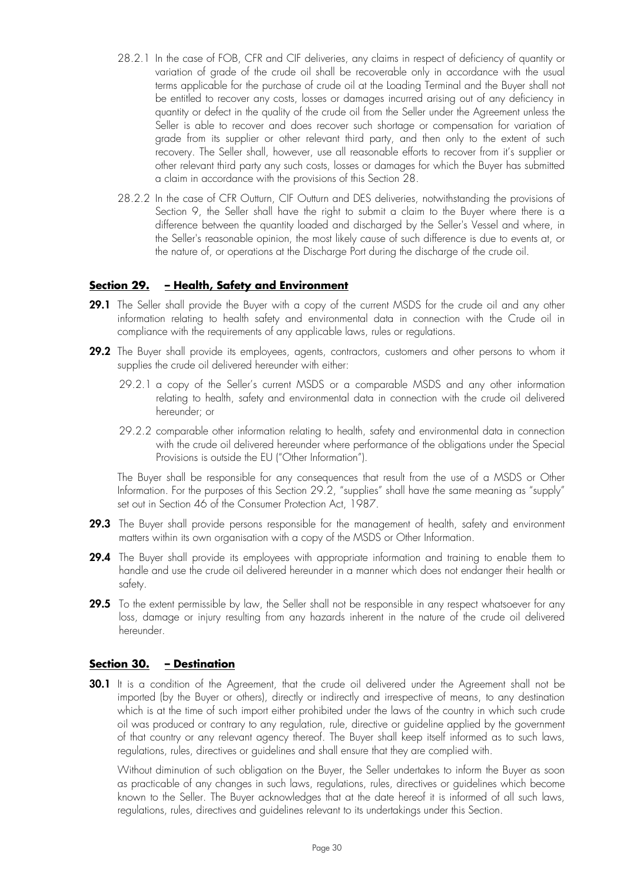28.2.1 In the case of FOB, CFR and CIF deliveries, any claims in respect of deficiency of quantity or variation of grade of the crude oil shall be recoverable only in accordance with the usual terms applicable for the purchase of crude oil at the Loading Terminal and the Buyer shall not be entitled to recover any costs, losses or damages incurred arising out of any deficiency in quantity or defect in the quality of the crude oil from the Seller under the Agreement unless the Seller is able to recover and does recover such shortage or compensation for variation of grade from its supplier or other relevant third party, and then only to the extent of such recovery. The Seller shall, however, use all reasonable efforts to recover from it's supplier or other relevant third party any such costs, losses or damages for which the Buyer has submitted a claim in accordance with the provisions of this Section 28.

28.2.2 In the case of CFR Outturn, CIF Outturn and DES deliveries, notwithstanding the provisions of Section 9, the Seller shall have the right to submit a claim to the Buyer where there is a difference between the quantity loaded and discharged by the Seller's Vessel and where, in the Seller's reasonable opinion, the most likely cause of such difference is due to events at, or the nature of, or operations at the Discharge Port during the discharge of the crude oil.

## Section 29. – Health, Safety and Environment

**29.1** The Seller shall provide the Buyer with a copy of the current MSDS for the crude oil and any other information relating to health safety and environmental data in connection with the Crude oil in compliance with the requirements of any applicable laws, rules or regulations.

**29.2** The Buyer shall provide its employees, agents, contractors, customers and other persons to whom it supplies the crude oil delivered hereunder with either:

29.2.1 a copy of the Seller's current MSDS or a comparable MSDS and any other information relating to health, safety and environmental data in connection with the crude oil delivered hereunder; or

29.2.2 comparable other information relating to health, safety and environmental data in connection with the crude oil delivered hereunder where performance of the obligations under the Special Provisions is outside the EU ("Other Information").

The Buyer shall be responsible for any consequences that result from the use of a MSDS or Other Information. For the purposes of this Section 29.2, "supplies" shall have the same meaning as "supply" set out in Section 46 of the Consumer Protection Act, 1987.

**29.3** The Buyer shall provide persons responsible for the management of health, safety and environment matters within its own organisation with a copy of the MSDS or Other Information.

**29.4** The Buyer shall provide its employees with appropriate information and training to enable them to handle and use the crude oil delivered hereunder in a manner which does not endanger their health or safety.

**29.5** To the extent permissible by law, the Seller shall not be responsible in any respect whatsoever for any loss, damage or injury resulting from any hazards inherent in the nature of the crude oil delivered hereunder.

## Section 30. – Destination

**30.1** It is a condition of the Agreement, that the crude oil delivered under the Agreement shall not be imported (by the Buyer or others), directly or indirectly and irrespective of means, to any destination which is at the time of such import either prohibited under the laws of the country in which such crude oil was produced or contrary to any regulation, rule, directive or guideline applied by the government of that country or any relevant agency thereof. The Buyer shall keep itself informed as to such laws, regulations, rules, directives or guidelines and shall ensure that they are complied with.

Without diminution of such obligation on the Buyer, the Seller undertakes to inform the Buyer as soon as practicable of any changes in such laws, regulations, rules, directives or guidelines which become known to the Seller. The Buyer acknowledges that at the date hereof it is informed of all such laws, regulations, rules, directives and guidelines relevant to its undertakings under this Section.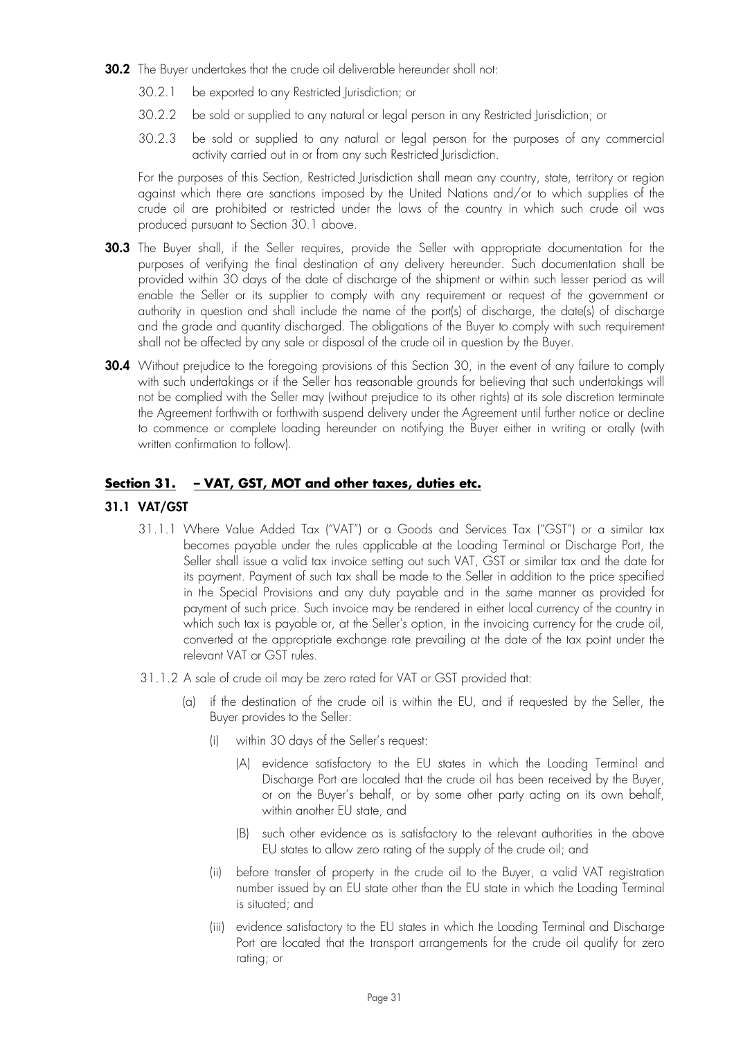**30.2** The Buyer undertakes that the crude oil deliverable hereunder shall not:

30.2.1 be exported to any Restricted Jurisdiction; or

30.2.2 be sold or supplied to any natural or legal person in any Restricted Jurisdiction; or

30.2.3 be sold or supplied to any natural or legal person for the purposes of any commercial activity carried out in or from any such Restricted Jurisdiction.

For the purposes of this Section, Restricted Jurisdiction shall mean any country, state, territory or region against which there are sanctions imposed by the United Nations and/or to which supplies of the crude oil are prohibited or restricted under the laws of the country in which such crude oil was produced pursuant to Section 30.1 above.

**30.3** The Buyer shall, if the Seller requires, provide the Seller with appropriate documentation for the purposes of verifying the final destination of any delivery hereunder. Such documentation shall be provided within 30 days of the date of discharge of the shipment or within such lesser period as will enable the Seller or its supplier to comply with any requirement or request of the government or authority in question and shall include the name of the port(s) of discharge, the date(s) of discharge and the grade and quantity discharged. The obligations of the Buyer to comply with such requirement shall not be affected by any sale or disposal of the crude oil in question by the Buyer.

**30.4** Without prejudice to the foregoing provisions of this Section 30, in the event of any failure to comply with such undertakings or if the Seller has reasonable grounds for believing that such undertakings will not be complied with the Seller may (without prejudice to its other rights) at its sole discretion terminate the Agreement forthwith or forthwith suspend delivery under the Agreement until further notice or decline to commence or complete loading hereunder on notifying the Buyer either in writing or orally (with written confirmation to follow).

## Section 31. – VAT, GST, MOT and other taxes, duties etc.

### 31.1 VAT/GST

31.1.1 Where Value Added Tax ("VAT") or a Goods and Services Tax ("GST") or a similar tax becomes payable under the rules applicable at the Loading Terminal or Discharge Port, the Seller shall issue a valid tax invoice setting out such VAT, GST or similar tax and the date for its payment. Payment of such tax shall be made to the Seller in addition to the price specified in the Special Provisions and any duty payable and in the same manner as provided for payment of such price. Such invoice may be rendered in either local currency of the country in which such tax is payable or, at the Seller's option, in the invoicing currency for the crude oil, converted at the appropriate exchange rate prevailing at the date of the tax point under the relevant VAT or GST rules.

31.1.2 A sale of crude oil may be zero rated for VAT or GST provided that:

(a) if the destination of the crude oil is within the EU, and if requested by the Seller, the Buyer provides to the Seller:

(i) within 30 days of the Seller's request:

(A) evidence satisfactory to the EU states in which the Loading Terminal and Discharge Port are located that the crude oil has been received by the Buyer, or on the Buyer's behalf, or by some other party acting on its own behalf, within another EU state, and

(B) such other evidence as is satisfactory to the relevant authorities in the above EU states to allow zero rating of the supply of the crude oil; and

(ii) before transfer of property in the crude oil to the Buyer, a valid VAT registration number issued by an EU state other than the EU state in which the Loading Terminal is situated; and

(iii) evidence satisfactory to the EU states in which the Loading Terminal and Discharge Port are located that the transport arrangements for the crude oil qualify for zero rating; or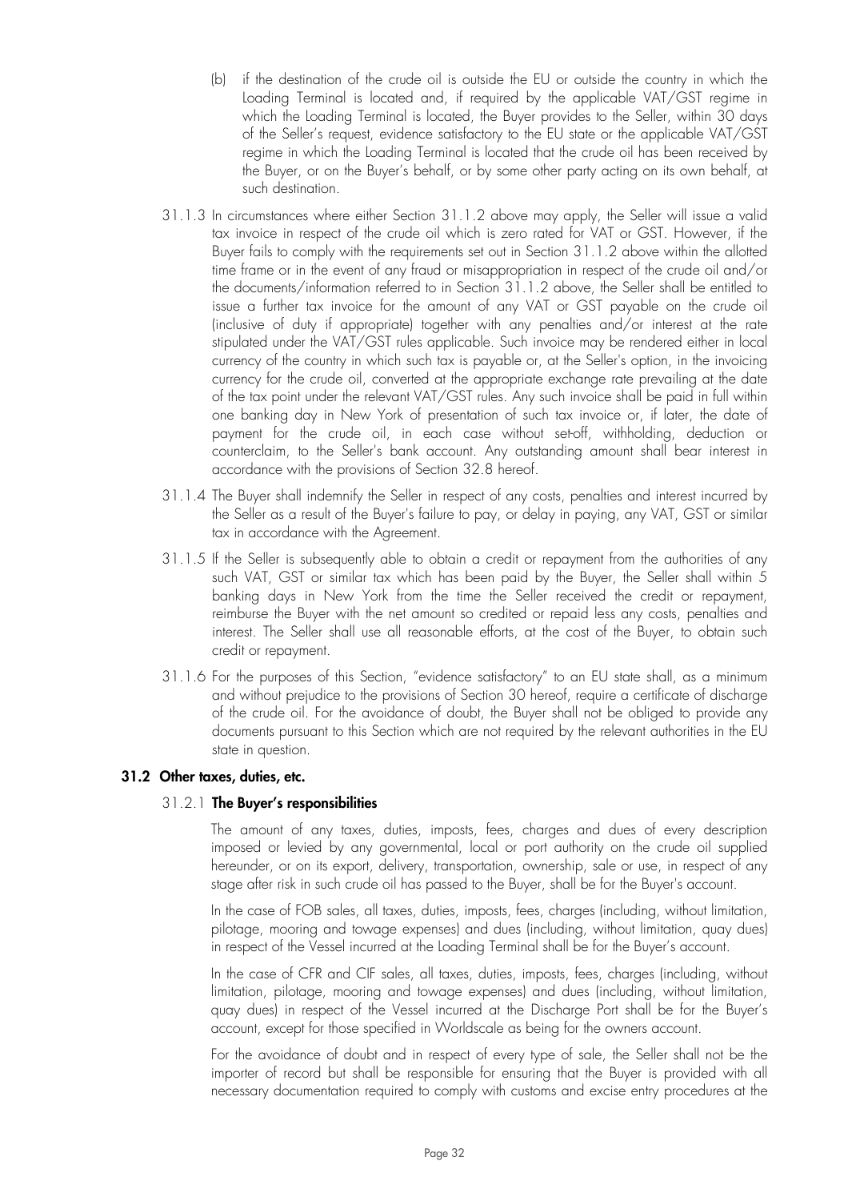(b) if the destination of the crude oil is outside the EU or outside the country in which the Loading Terminal is located and, if required by the applicable VAT/GST regime in which the Loading Terminal is located, the Buyer provides to the Seller, within 30 days of the Seller's request, evidence satisfactory to the EU state or the applicable VAT/GST regime in which the Loading Terminal is located that the crude oil has been received by the Buyer, or on the Buyer's behalf, or by some other party acting on its own behalf, at such destination.

31.1.3 In circumstances where either Section 31.1.2 above may apply, the Seller will issue a valid tax invoice in respect of the crude oil which is zero rated for VAT or GST. However, if the Buyer fails to comply with the requirements set out in Section 31.1.2 above within the allotted time frame or in the event of any fraud or misappropriation in respect of the crude oil and/or the documents/information referred to in Section 31.1.2 above, the Seller shall be entitled to issue a further tax invoice for the amount of any VAT or GST payable on the crude oil (inclusive of duty if appropriate) together with any penalties and/or interest at the rate stipulated under the VAT/GST rules applicable. Such invoice may be rendered either in local currency of the country in which such tax is payable or, at the Seller's option, in the invoicing currency for the crude oil, converted at the appropriate exchange rate prevailing at the date of the tax point under the relevant VAT/GST rules. Any such invoice shall be paid in full within one banking day in New York of presentation of such tax invoice or, if later, the date of payment for the crude oil, in each case without set-off, withholding, deduction or counterclaim, to the Seller's bank account. Any outstanding amount shall bear interest in accordance with the provisions of Section 32.8 hereof.

31.1.4 The Buyer shall indemnify the Seller in respect of any costs, penalties and interest incurred by the Seller as a result of the Buyer's failure to pay, or delay in paying, any VAT, GST or similar tax in accordance with the Agreement.

31.1.5 If the Seller is subsequently able to obtain a credit or repayment from the authorities of any such VAT, GST or similar tax which has been paid by the Buyer, the Seller shall within 5 banking days in New York from the time the Seller received the credit or repayment, reimburse the Buyer with the net amount so credited or repaid less any costs, penalties and interest. The Seller shall use all reasonable efforts, at the cost of the Buyer, to obtain such credit or repayment.

31.1.6 For the purposes of this Section, "evidence satisfactory" to an EU state shall, as a minimum and without prejudice to the provisions of Section 30 hereof, require a certificate of discharge of the crude oil. For the avoidance of doubt, the Buyer shall not be obliged to provide any documents pursuant to this Section which are not required by the relevant authorities in the EU state in question.

### 31.2 Other taxes, duties, etc.

#### 31.2.1 The Buyer's responsibilities

The amount of any taxes, duties, imposts, fees, charges and dues of every description imposed or levied by any governmental, local or port authority on the crude oil supplied hereunder, or on its export, delivery, transportation, ownership, sale or use, in respect of any stage after risk in such crude oil has passed to the Buyer, shall be for the Buyer's account.

In the case of FOB sales, all taxes, duties, imposts, fees, charges (including, without limitation, pilotage, mooring and towage expenses) and dues (including, without limitation, quay dues) in respect of the Vessel incurred at the Loading Terminal shall be for the Buyer's account.

In the case of CFR and CIF sales, all taxes, duties, imposts, fees, charges (including, without limitation, pilotage, mooring and towage expenses) and dues (including, without limitation, quay dues) in respect of the Vessel incurred at the Discharge Port shall be for the Buyer's account, except for those specified in Worldscale as being for the owners account.

For the avoidance of doubt and in respect of every type of sale, the Seller shall not be the importer of record but shall be responsible for ensuring that the Buyer is provided with all necessary documentation required to comply with customs and excise entry procedures at the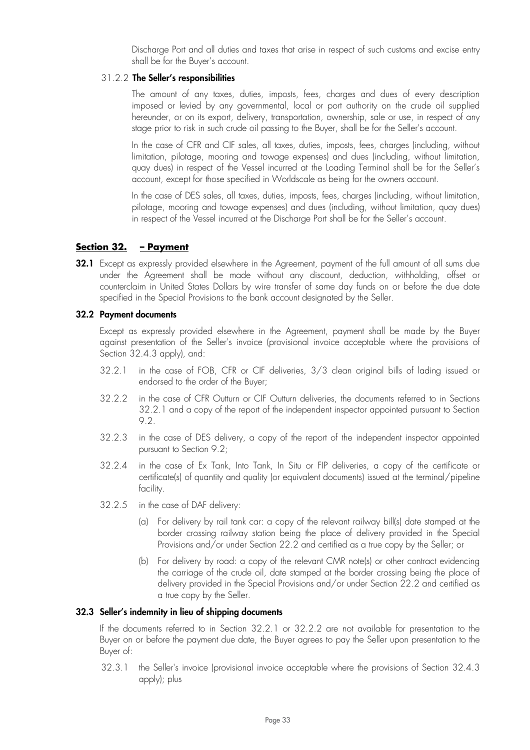Discharge Port and all duties and taxes that arise in respect of such customs and excise entry shall be for the Buyer's account.

31.2.2 **The Seller's responsibilities**

The amount of any taxes, duties, imposts, fees, charges and dues of every description imposed or levied by any governmental, local or port authority on the crude oil supplied hereunder, or on its export, delivery, transportation, ownership, sale or use, in respect of any stage prior to risk in such crude oil passing to the Buyer, shall be for the Seller's account.

In the case of CFR and CIF sales, all taxes, duties, imposts, fees, charges (including, without limitation, pilotage, mooring and towage expenses) and dues (including, without limitation, quay dues) in respect of the Vessel incurred at the Loading Terminal shall be for the Seller's account, except for those specified in Worldscale as being for the owners account.

In the case of DES sales, all taxes, duties, imposts, fees, charges (including, without limitation, pilotage, mooring and towage expenses) and dues (including, without limitation, quay dues) in respect of the Vessel incurred at the Discharge Port shall be for the Seller's account.

## Section 32. – Payment

**32.1** Except as expressly provided elsewhere in the Agreement, payment of the full amount of all sums due under the Agreement shall be made without any discount, deduction, withholding, offset or counterclaim in United States Dollars by wire transfer of same day funds on or before the due date specified in the Special Provisions to the bank account designated by the Seller.

**32.2 Payment documents**

Except as expressly provided elsewhere in the Agreement, payment shall be made by the Buyer against presentation of the Seller's invoice (provisional invoice acceptable where the provisions of Section 32.4.3 apply), and:

32.2.1 in the case of FOB, CFR or CIF deliveries, 3/3 clean original bills of lading issued or endorsed to the order of the Buyer;

32.2.2 in the case of CFR Outturn or CIF Outturn deliveries, the documents referred to in Sections 32.2.1 and a copy of the report of the independent inspector appointed pursuant to Section 9.2.

32.2.3 in the case of DES delivery, a copy of the report of the independent inspector appointed pursuant to Section 9.2;

32.2.4 in the case of Ex Tank, Into Tank, In Situ or FIP deliveries, a copy of the certificate or certificate(s) of quantity and quality (or equivalent documents) issued at the terminal/pipeline facility.

32.2.5 in the case of DAF delivery:

(a) For delivery by rail tank car: a copy of the relevant railway bill(s) date stamped at the border crossing railway station being the place of delivery provided in the Special Provisions and/or under Section 22.2 and certified as a true copy by the Seller; or

(b) For delivery by road: a copy of the relevant CMR note(s) or other contract evidencing the carriage of the crude oil, date stamped at the border crossing being the place of delivery provided in the Special Provisions and/or under Section 22.2 and certified as a true copy by the Seller.

**32.3 Seller's indemnity in lieu of shipping documents**

If the documents referred to in Section 32.2.1 or 32.2.2 are not available for presentation to the Buyer on or before the payment due date, the Buyer agrees to pay the Seller upon presentation to the Buyer of:

32.3.1 the Seller's invoice (provisional invoice acceptable where the provisions of Section 32.4.3 apply); plus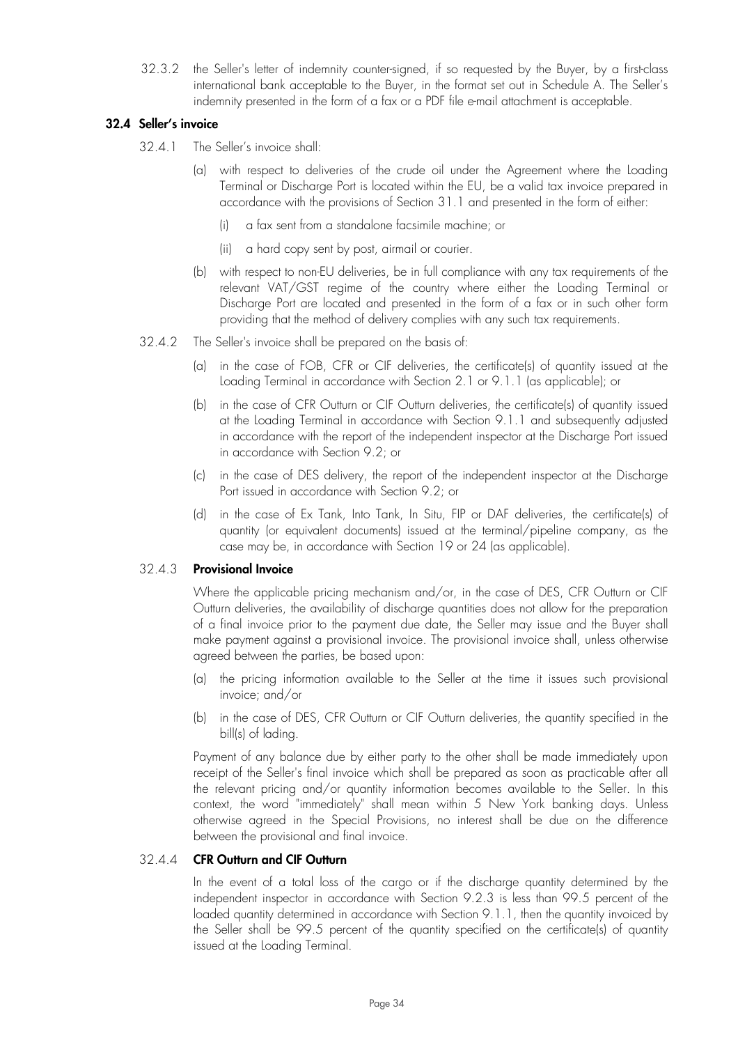32.3.2 the Seller's letter of indemnity counter-signed, if so requested by the Buyer, by a first-class international bank acceptable to the Buyer, in the format set out in Schedule A. The Seller's indemnity presented in the form of a fax or a PDF file e-mail attachment is acceptable.

### 32.4 Seller's invoice

32.4.1 The Seller's invoice shall:

(a) with respect to deliveries of the crude oil under the Agreement where the Loading Terminal or Discharge Port is located within the EU, be a valid tax invoice prepared in accordance with the provisions of Section 31.1 and presented in the form of either:

(i) a fax sent from a standalone facsimile machine; or

(ii) a hard copy sent by post, airmail or courier.

(b) with respect to non-EU deliveries, be in full compliance with any tax requirements of the relevant VAT/GST regime of the country where either the Loading Terminal or Discharge Port are located and presented in the form of a fax or in such other form providing that the method of delivery complies with any such tax requirements.

32.4.2 The Seller's invoice shall be prepared on the basis of:

(a) in the case of FOB, CFR or CIF deliveries, the certificate(s) of quantity issued at the Loading Terminal in accordance with Section 2.1 or 9.1.1 (as applicable); or

(b) in the case of CFR Outturn or CIF Outturn deliveries, the certificate(s) of quantity issued at the Loading Terminal in accordance with Section 9.1.1 and subsequently adjusted in accordance with the report of the independent inspector at the Discharge Port issued in accordance with Section 9.2; or

(c) in the case of DES delivery, the report of the independent inspector at the Discharge Port issued in accordance with Section 9.2; or

(d) in the case of Ex Tank, Into Tank, In Situ, FIP or DAF deliveries, the certificate(s) of quantity (or equivalent documents) issued at the terminal/pipeline company, as the case may be, in accordance with Section 19 or 24 (as applicable).

32.4.3 **Provisional Invoice**

Where the applicable pricing mechanism and/or, in the case of DES, CFR Outturn or CIF Outturn deliveries, the availability of discharge quantities does not allow for the preparation of a final invoice prior to the payment due date, the Seller may issue and the Buyer shall make payment against a provisional invoice. The provisional invoice shall, unless otherwise agreed between the parties, be based upon:

(a) the pricing information available to the Seller at the time it issues such provisional invoice; and/or

(b) in the case of DES, CFR Outturn or CIF Outturn deliveries, the quantity specified in the bill(s) of lading.

Payment of any balance due by either party to the other shall be made immediately upon receipt of the Seller's final invoice which shall be prepared as soon as practicable after all the relevant pricing and/or quantity information becomes available to the Seller. In this context, the word "immediately" shall mean within 5 New York banking days. Unless otherwise agreed in the Special Provisions, no interest shall be due on the difference between the provisional and final invoice.

32.4.4 **CFR Outturn and CIF Outturn**

In the event of a total loss of the cargo or if the discharge quantity determined by the independent inspector in accordance with Section 9.2.3 is less than 99.5 percent of the loaded quantity determined in accordance with Section 9.1.1, then the quantity invoiced by the Seller shall be 99.5 percent of the quantity specified on the certificate(s) of quantity issued at the Loading Terminal.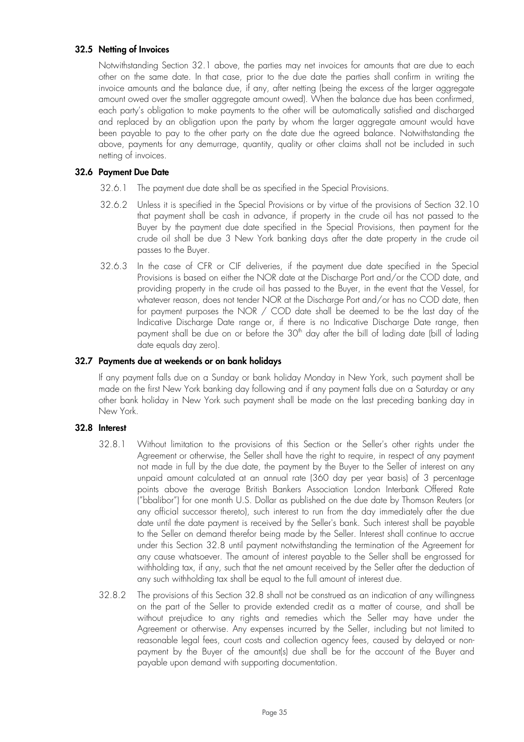### 32.5 Netting of Invoices

Notwithstanding Section 32.1 above, the parties may net invoices for amounts that are due to each other on the same date. In that case, prior to the due date the parties shall confirm in writing the invoice amounts and the balance due, if any, after netting (being the excess of the larger aggregate amount owed over the smaller aggregate amount owed). When the balance due has been confirmed, each party's obligation to make payments to the other will be automatically satisfied and discharged and replaced by an obligation upon the party by whom the larger aggregate amount would have been payable to pay to the other party on the date due the agreed balance. Notwithstanding the above, payments for any demurrage, quantity, quality or other claims shall not be included in such netting of invoices.

### 32.6 Payment Due Date

32.6.1 The payment due date shall be as specified in the Special Provisions.

32.6.2 Unless it is specified in the Special Provisions or by virtue of the provisions of Section 32.10 that payment shall be cash in advance, if property in the crude oil has not passed to the Buyer by the payment due date specified in the Special Provisions, then payment for the crude oil shall be due 3 New York banking days after the date property in the crude oil passes to the Buyer.

32.6.3 In the case of CFR or CIF deliveries, if the payment due date specified in the Special Provisions is based on either the NOR date at the Discharge Port and/or the COD date, and providing property in the crude oil has passed to the Buyer, in the event that the Vessel, for whatever reason, does not tender NOR at the Discharge Port and/or has no COD date, then for payment purposes the NOR / COD date shall be deemed to be the last day of the Indicative Discharge Date range or, if there is no Indicative Discharge Date range, then payment shall be due on or before the 30th day after the bill of lading date (bill of lading date equals day zero).

### 32.7 Payments due at weekends or on bank holidays

If any payment falls due on a Sunday or bank holiday Monday in New York, such payment shall be made on the first New York banking day following and if any payment falls due on a Saturday or any other bank holiday in New York such payment shall be made on the last preceding banking day in New York.

### 32.8 Interest

32.8.1 Without limitation to the provisions of this Section or the Seller's other rights under the Agreement or otherwise, the Seller shall have the right to require, in respect of any payment not made in full by the due date, the payment by the Buyer to the Seller of interest on any unpaid amount calculated at an annual rate (360 day per year basis) of 3 percentage points above the average British Bankers Association London Interbank Offered Rate ("bbalibor") for one month U.S. Dollar as published on the due date by Thomson Reuters (or any official successor thereto), such interest to run from the day immediately after the due date until the date payment is received by the Seller's bank. Such interest shall be payable to the Seller on demand therefor being made by the Seller. Interest shall continue to accrue under this Section 32.8 until payment notwithstanding the termination of the Agreement for any cause whatsoever. The amount of interest payable to the Seller shall be engrossed for withholding tax, if any, such that the net amount received by the Seller after the deduction of any such withholding tax shall be equal to the full amount of interest due.

32.8.2 The provisions of this Section 32.8 shall not be construed as an indication of any willingness on the part of the Seller to provide extended credit as a matter of course, and shall be without prejudice to any rights and remedies which the Seller may have under the Agreement or otherwise. Any expenses incurred by the Seller, including but not limited to reasonable legal fees, court costs and collection agency fees, caused by delayed or non-payment by the Buyer of the amount(s) due shall be for the account of the Buyer and payable upon demand with supporting documentation.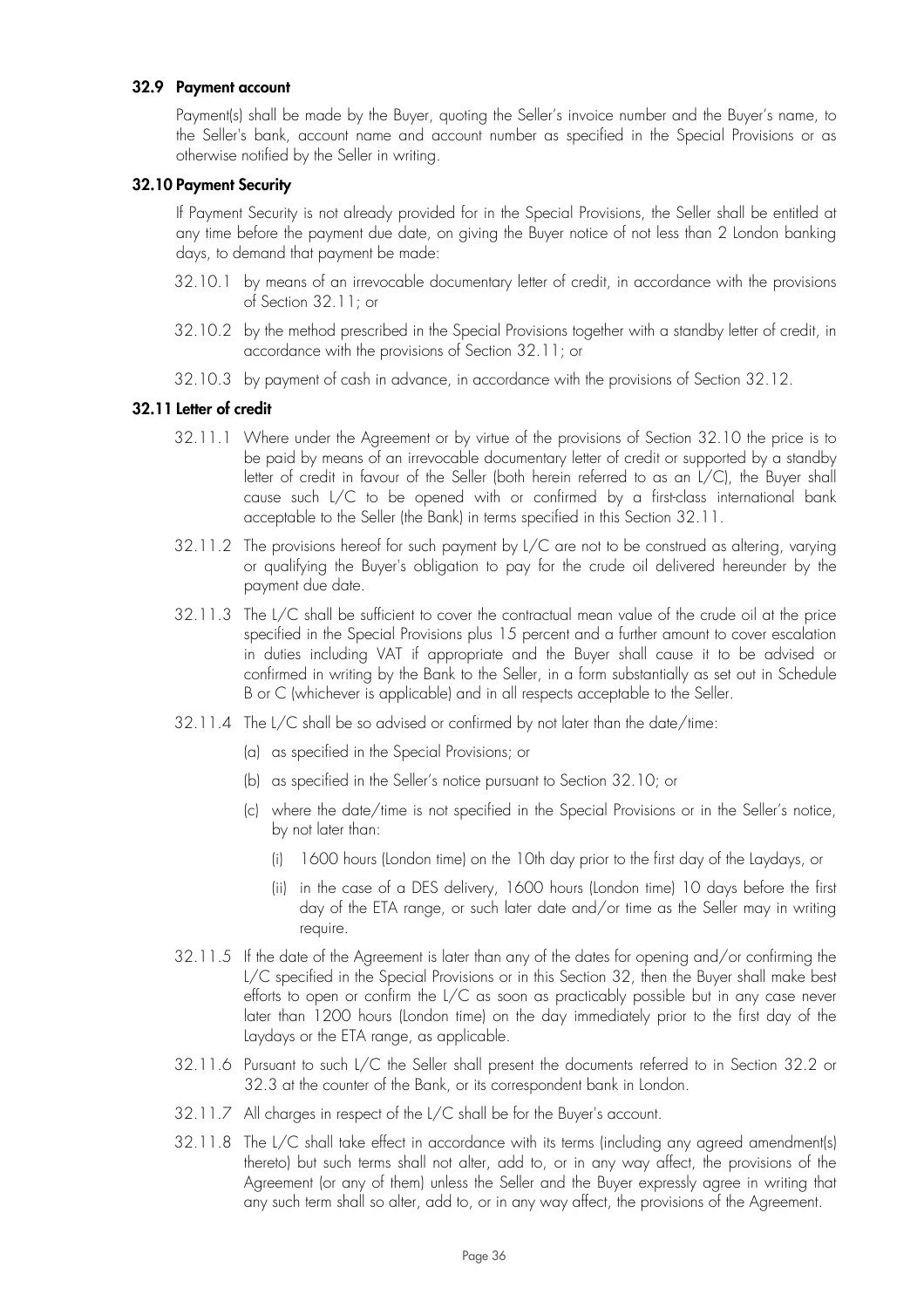### 32.9 Payment account

Payment(s) shall be made by the Buyer, quoting the Seller's invoice number and the Buyer's name, to the Seller's bank, account name and account number as specified in the Special Provisions or as otherwise notified by the Seller in writing.

### 32.10 Payment Security

If Payment Security is not already provided for in the Special Provisions, the Seller shall be entitled at any time before the payment due date, on giving the Buyer notice of not less than 2 London banking days, to demand that payment be made:

32.10.1 by means of an irrevocable documentary letter of credit, in accordance with the provisions of Section 32.11; or

32.10.2 by the method prescribed in the Special Provisions together with a standby letter of credit, in accordance with the provisions of Section 32.11; or

32.10.3 by payment of cash in advance, in accordance with the provisions of Section 32.12.

### 32.11 Letter of credit

32.11.1 Where under the Agreement or by virtue of the provisions of Section 32.10 the price is to be paid by means of an irrevocable documentary letter of credit or supported by a standby letter of credit in favour of the Seller (both herein referred to as an L/C), the Buyer shall cause such L/C to be opened with or confirmed by a first-class international bank acceptable to the Seller (the Bank) in terms specified in this Section 32.11.

32.11.2 The provisions hereof for such payment by L/C are not to be construed as altering, varying or qualifying the Buyer's obligation to pay for the crude oil delivered hereunder by the payment due date.

32.11.3 The L/C shall be sufficient to cover the contractual mean value of the crude oil at the price specified in the Special Provisions plus 15 percent and a further amount to cover escalation in duties including VAT if appropriate and the Buyer shall cause it to be advised or confirmed in writing by the Bank to the Seller, in a form substantially as set out in Schedule B or C (whichever is applicable) and in all respects acceptable to the Seller.

32.11.4 The L/C shall be so advised or confirmed by not later than the date/time:

(a) as specified in the Special Provisions; or

(b) as specified in the Seller's notice pursuant to Section 32.10; or

(c) where the date/time is not specified in the Special Provisions or in the Seller's notice, by not later than:

(i) 1600 hours (London time) on the 10th day prior to the first day of the Laydays, or

(ii) in the case of a DES delivery, 1600 hours (London time) 10 days before the first day of the ETA range, or such later date and/or time as the Seller may in writing require.

32.11.5 If the date of the Agreement is later than any of the dates for opening and/or confirming the L/C specified in the Special Provisions or in this Section 32, then the Buyer shall make best efforts to open or confirm the L/C as soon as practicably possible but in any case never later than 1200 hours (London time) on the day immediately prior to the first day of the Laydays or the ETA range, as applicable.

32.11.6 Pursuant to such L/C the Seller shall present the documents referred to in Section 32.2 or 32.3 at the counter of the Bank, or its correspondent bank in London.

32.11.7 All charges in respect of the L/C shall be for the Buyer's account.

32.11.8 The L/C shall take effect in accordance with its terms (including any agreed amendment(s) thereto) but such terms shall not alter, add to, or in any way affect, the provisions of the Agreement (or any of them) unless the Seller and the Buyer expressly agree in writing that any such term shall so alter, add to, or in any way affect, the provisions of the Agreement.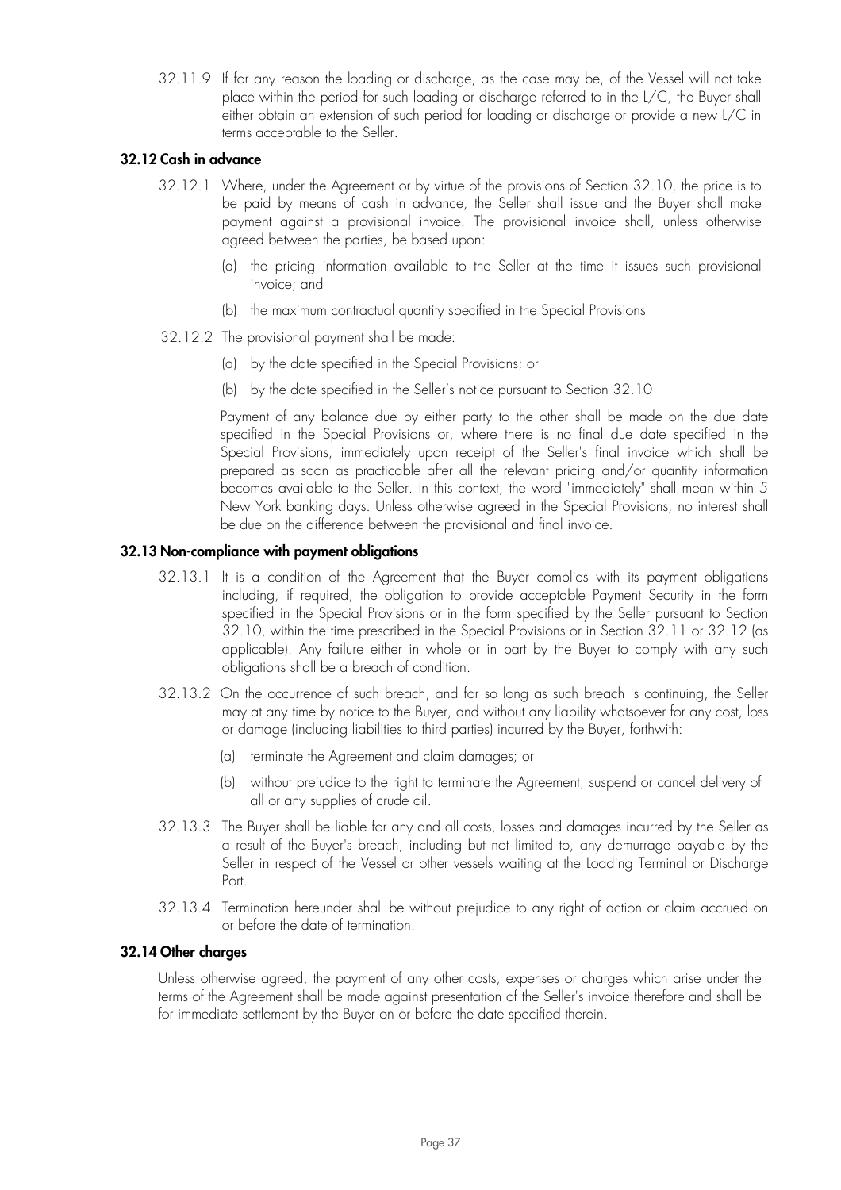32.11.9 If for any reason the loading or discharge, as the case may be, of the Vessel will not take place within the period for such loading or discharge referred to in the L/C, the Buyer shall either obtain an extension of such period for loading or discharge or provide a new L/C in terms acceptable to the Seller.

### 32.12 Cash in advance

32.12.1 Where, under the Agreement or by virtue of the provisions of Section 32.10, the price is to be paid by means of cash in advance, the Seller shall issue and the Buyer shall make payment against a provisional invoice. The provisional invoice shall, unless otherwise agreed between the parties, be based upon:

(a) the pricing information available to the Seller at the time it issues such provisional invoice; and

(b) the maximum contractual quantity specified in the Special Provisions

32.12.2 The provisional payment shall be made:

(a) by the date specified in the Special Provisions; or

(b) by the date specified in the Seller's notice pursuant to Section 32.10

Payment of any balance due by either party to the other shall be made on the due date specified in the Special Provisions or, where there is no final due date specified in the Special Provisions, immediately upon receipt of the Seller's final invoice which shall be prepared as soon as practicable after all the relevant pricing and/or quantity information becomes available to the Seller. In this context, the word "immediately" shall mean within 5 New York banking days. Unless otherwise agreed in the Special Provisions, no interest shall be due on the difference between the provisional and final invoice.

### 32.13 Non-compliance with payment obligations

32.13.1 It is a condition of the Agreement that the Buyer complies with its payment obligations including, if required, the obligation to provide acceptable Payment Security in the form specified in the Special Provisions or in the form specified by the Seller pursuant to Section 32.10, within the time prescribed in the Special Provisions or in Section 32.11 or 32.12 (as applicable). Any failure either in whole or in part by the Buyer to comply with any such obligations shall be a breach of condition.

32.13.2 On the occurrence of such breach, and for so long as such breach is continuing, the Seller may at any time by notice to the Buyer, and without any liability whatsoever for any cost, loss or damage (including liabilities to third parties) incurred by the Buyer, forthwith:

(a) terminate the Agreement and claim damages; or

(b) without prejudice to the right to terminate the Agreement, suspend or cancel delivery of all or any supplies of crude oil.

32.13.3 The Buyer shall be liable for any and all costs, losses and damages incurred by the Seller as a result of the Buyer's breach, including but not limited to, any demurrage payable by the Seller in respect of the Vessel or other vessels waiting at the Loading Terminal or Discharge Port.

32.13.4 Termination hereunder shall be without prejudice to any right of action or claim accrued on or before the date of termination.

### 32.14 Other charges

Unless otherwise agreed, the payment of any other costs, expenses or charges which arise under the terms of the Agreement shall be made against presentation of the Seller's invoice therefore and shall be for immediate settlement by the Buyer on or before the date specified therein.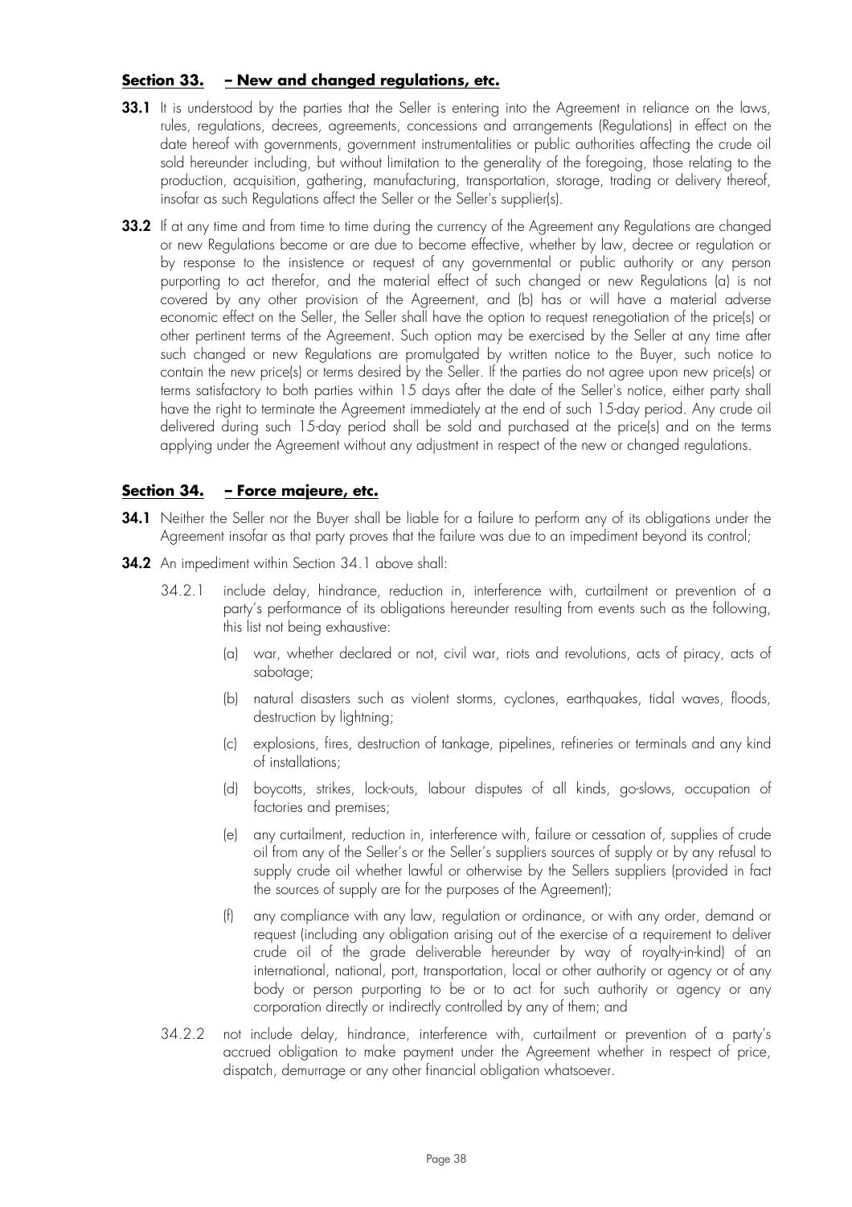## **Section 33. – New and changed regulations, etc.**

**33.1** It is understood by the parties that the Seller is entering into the Agreement in reliance on the laws, rules, regulations, decrees, agreements, concessions and arrangements (Regulations) in effect on the date hereof with governments, government instrumentalities or public authorities affecting the crude oil sold hereunder including, but without limitation to the generality of the foregoing, those relating to the production, acquisition, gathering, manufacturing, transportation, storage, trading or delivery thereof, insofar as such Regulations affect the Seller or the Seller's supplier(s).

**33.2** If at any time and from time to time during the currency of the Agreement any Regulations are changed or new Regulations become or are due to become effective, whether by law, decree or regulation or by response to the insistence or request of any governmental or public authority or any person purporting to act therefor, and the material effect of such changed or new Regulations (a) is not covered by any other provision of the Agreement, and (b) has or will have a material adverse economic effect on the Seller, the Seller shall have the option to request renegotiation of the price(s) or other pertinent terms of the Agreement. Such option may be exercised by the Seller at any time after such changed or new Regulations are promulgated by written notice to the Buyer, such notice to contain the new price(s) or terms desired by the Seller. If the parties do not agree upon new price(s) or terms satisfactory to both parties within 15 days after the date of the Seller's notice, either party shall have the right to terminate the Agreement immediately at the end of such 15-day period. Any crude oil delivered during such 15-day period shall be sold and purchased at the price(s) and on the terms applying under the Agreement without any adjustment in respect of the new or changed regulations.

## **Section 34. – Force majeure, etc.**

**34.1** Neither the Seller nor the Buyer shall be liable for a failure to perform any of its obligations under the Agreement insofar as that party proves that the failure was due to an impediment beyond its control;

**34.2** An impediment within Section 34.1 above shall:

34.2.1 include delay, hindrance, reduction in, interference with, curtailment or prevention of a party's performance of its obligations hereunder resulting from events such as the following, this list not being exhaustive:

(a) war, whether declared or not, civil war, riots and revolutions, acts of piracy, acts of sabotage;

(b) natural disasters such as violent storms, cyclones, earthquakes, tidal waves, floods, destruction by lightning;

(c) explosions, fires, destruction of tankage, pipelines, refineries or terminals and any kind of installations;

(d) boycotts, strikes, lock-outs, labour disputes of all kinds, go-slows, occupation of factories and premises;

(e) any curtailment, reduction in, interference with, failure or cessation of, supplies of crude oil from any of the Seller's or the Seller's suppliers sources of supply or by any refusal to supply crude oil whether lawful or otherwise by the Sellers suppliers (provided in fact the sources of supply are for the purposes of the Agreement);

(f) any compliance with any law, regulation or ordinance, or with any order, demand or request (including any obligation arising out of the exercise of a requirement to deliver crude oil of the grade deliverable hereunder by way of royalty-in-kind) of an international, national, port, transportation, local or other authority or agency or of any body or person purporting to be or to act for such authority or agency or any corporation directly or indirectly controlled by any of them; and

34.2.2 not include delay, hindrance, interference with, curtailment or prevention of a party's accrued obligation to make payment under the Agreement whether in respect of price, dispatch, demurrage or any other financial obligation whatsoever.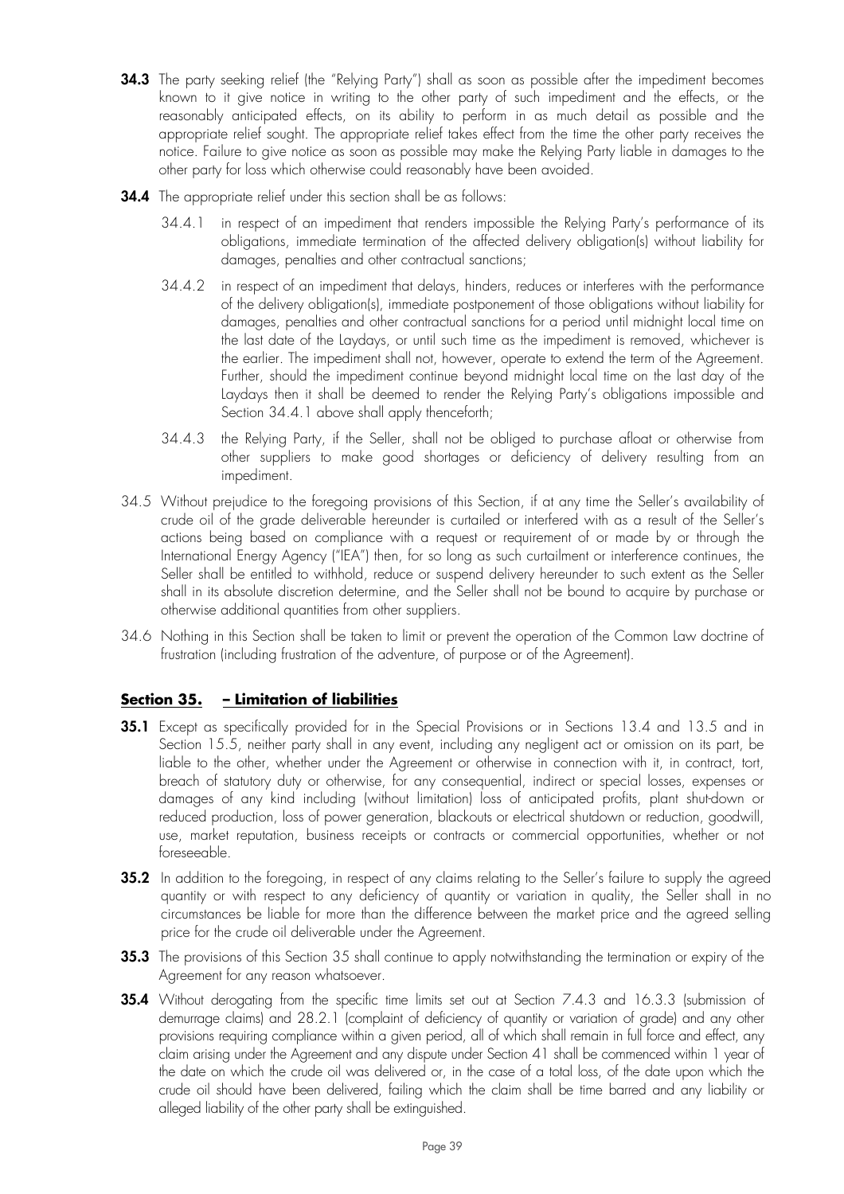**34.3** The party seeking relief (the "Relying Party") shall as soon as possible after the impediment becomes known to it give notice in writing to the other party of such impediment and the effects, or the reasonably anticipated effects, on its ability to perform in as much detail as possible and the appropriate relief sought. The appropriate relief takes effect from the time the other party receives the notice. Failure to give notice as soon as possible may make the Relying Party liable in damages to the other party for loss which otherwise could reasonably have been avoided.

**34.4** The appropriate relief under this section shall be as follows:

34.4.1 in respect of an impediment that renders impossible the Relying Party's performance of its obligations, immediate termination of the affected delivery obligation(s) without liability for damages, penalties and other contractual sanctions;

34.4.2 in respect of an impediment that delays, hinders, reduces or interferes with the performance of the delivery obligation(s), immediate postponement of those obligations without liability for damages, penalties and other contractual sanctions for a period until midnight local time on the last date of the Laydays, or until such time as the impediment is removed, whichever is the earlier. The impediment shall not, however, operate to extend the term of the Agreement. Further, should the impediment continue beyond midnight local time on the last day of the Laydays then it shall be deemed to render the Relying Party's obligations impossible and Section 34.4.1 above shall apply thenceforth;

34.4.3 the Relying Party, if the Seller, shall not be obliged to purchase afloat or otherwise from other suppliers to make good shortages or deficiency of delivery resulting from an impediment.

34.5 Without prejudice to the foregoing provisions of this Section, if at any time the Seller's availability of crude oil of the grade deliverable hereunder is curtailed or interfered with as a result of the Seller's actions being based on compliance with a request or requirement of or made by or through the International Energy Agency ("IEA") then, for so long as such curtailment or interference continues, the Seller shall be entitled to withhold, reduce or suspend delivery hereunder to such extent as the Seller shall in its absolute discretion determine, and the Seller shall not be bound to acquire by purchase or otherwise additional quantities from other suppliers.

34.6 Nothing in this Section shall be taken to limit or prevent the operation of the Common Law doctrine of frustration (including frustration of the adventure, of purpose or of the Agreement).

## Section 35. – Limitation of liabilities

**35.1** Except as specifically provided for in the Special Provisions or in Sections 13.4 and 13.5 and in Section 15.5, neither party shall in any event, including any negligent act or omission on its part, be liable to the other, whether under the Agreement or otherwise in connection with it, in contract, tort, breach of statutory duty or otherwise, for any consequential, indirect or special losses, expenses or damages of any kind including (without limitation) loss of anticipated profits, plant shut-down or reduced production, loss of power generation, blackouts or electrical shutdown or reduction, goodwill, use, market reputation, business receipts or contracts or commercial opportunities, whether or not foreseeable.

**35.2** In addition to the foregoing, in respect of any claims relating to the Seller's failure to supply the agreed quantity or with respect to any deficiency of quantity or variation in quality, the Seller shall in no circumstances be liable for more than the difference between the market price and the agreed selling price for the crude oil deliverable under the Agreement.

**35.3** The provisions of this Section 35 shall continue to apply notwithstanding the termination or expiry of the Agreement for any reason whatsoever.

**35.4** Without derogating from the specific time limits set out at Section 7.4.3 and 16.3.3 (submission of demurrage claims) and 28.2.1 (complaint of deficiency of quantity or variation of grade) and any other provisions requiring compliance within a given period, all of which shall remain in full force and effect, any claim arising under the Agreement and any dispute under Section 41 shall be commenced within 1 year of the date on which the crude oil was delivered or, in the case of a total loss, of the date upon which the crude oil should have been delivered, failing which the claim shall be time barred and any liability or alleged liability of the other party shall be extinguished.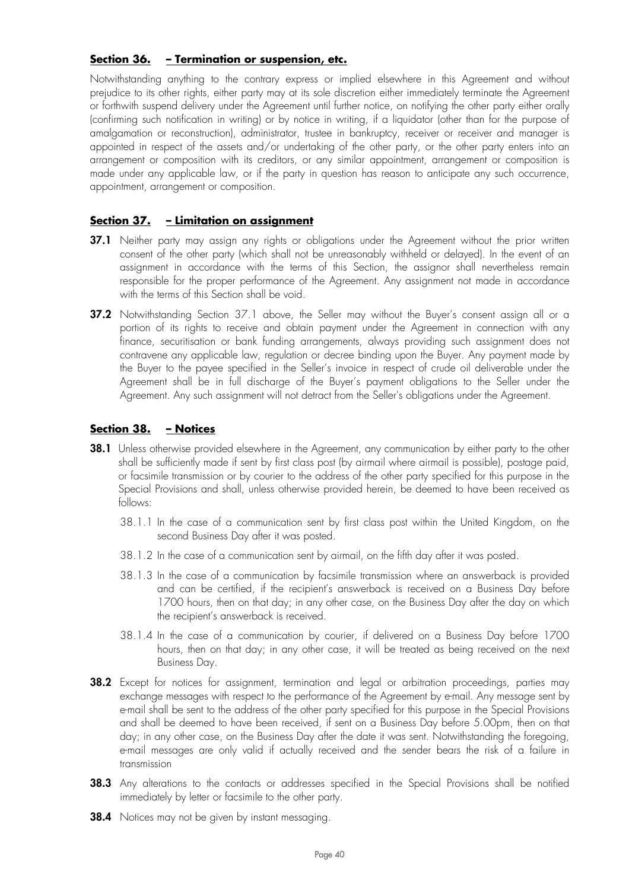## **Section 36. – Termination or suspension, etc.**

Notwithstanding anything to the contrary express or implied elsewhere in this Agreement and without prejudice to its other rights, either party may at its sole discretion either immediately terminate the Agreement or forthwith suspend delivery under the Agreement until further notice, on notifying the other party either orally (confirming such notification in writing) or by notice in writing, if a liquidator (other than for the purpose of amalgamation or reconstruction), administrator, trustee in bankruptcy, receiver or receiver and manager is appointed in respect of the assets and/or undertaking of the other party, or the other party enters into an arrangement or composition with its creditors, or any similar appointment, arrangement or composition is made under any applicable law, or if the party in question has reason to anticipate any such occurrence, appointment, arrangement or composition.

## **Section 37. – Limitation on assignment**

**37.1** Neither party may assign any rights or obligations under the Agreement without the prior written consent of the other party (which shall not be unreasonably withheld or delayed). In the event of an assignment in accordance with the terms of this Section, the assignor shall nevertheless remain responsible for the proper performance of the Agreement. Any assignment not made in accordance with the terms of this Section shall be void.

**37.2** Notwithstanding Section 37.1 above, the Seller may without the Buyer's consent assign all or a portion of its rights to receive and obtain payment under the Agreement in connection with any finance, securitisation or bank funding arrangements, always providing such assignment does not contravene any applicable law, regulation or decree binding upon the Buyer. Any payment made by the Buyer to the payee specified in the Seller's invoice in respect of crude oil deliverable under the Agreement shall be in full discharge of the Buyer's payment obligations to the Seller under the Agreement. Any such assignment will not detract from the Seller's obligations under the Agreement.

## **Section 38. – Notices**

**38.1** Unless otherwise provided elsewhere in the Agreement, any communication by either party to the other shall be sufficiently made if sent by first class post (by airmail where airmail is possible), postage paid, or facsimile transmission or by courier to the address of the other party specified for this purpose in the Special Provisions and shall, unless otherwise provided herein, be deemed to have been received as follows:

38.1.1 In the case of a communication sent by first class post within the United Kingdom, on the second Business Day after it was posted.

38.1.2 In the case of a communication sent by airmail, on the fifth day after it was posted.

38.1.3 In the case of a communication by facsimile transmission where an answerback is provided and can be certified, if the recipient's answerback is received on a Business Day before 1700 hours, then on that day; in any other case, on the Business Day after the day on which the recipient's answerback is received.

38.1.4 In the case of a communication by courier, if delivered on a Business Day before 1700 hours, then on that day; in any other case, it will be treated as being received on the next Business Day.

**38.2** Except for notices for assignment, termination and legal or arbitration proceedings, parties may exchange messages with respect to the performance of the Agreement by e-mail. Any message sent by e-mail shall be sent to the address of the other party specified for this purpose in the Special Provisions and shall be deemed to have been received, if sent on a Business Day before 5.00pm, then on that day; in any other case, on the Business Day after the date it was sent. Notwithstanding the foregoing, e-mail messages are only valid if actually received and the sender bears the risk of a failure in transmission

**38.3** Any alterations to the contacts or addresses specified in the Special Provisions shall be notified immediately by letter or facsimile to the other party.

**38.4** Notices may not be given by instant messaging.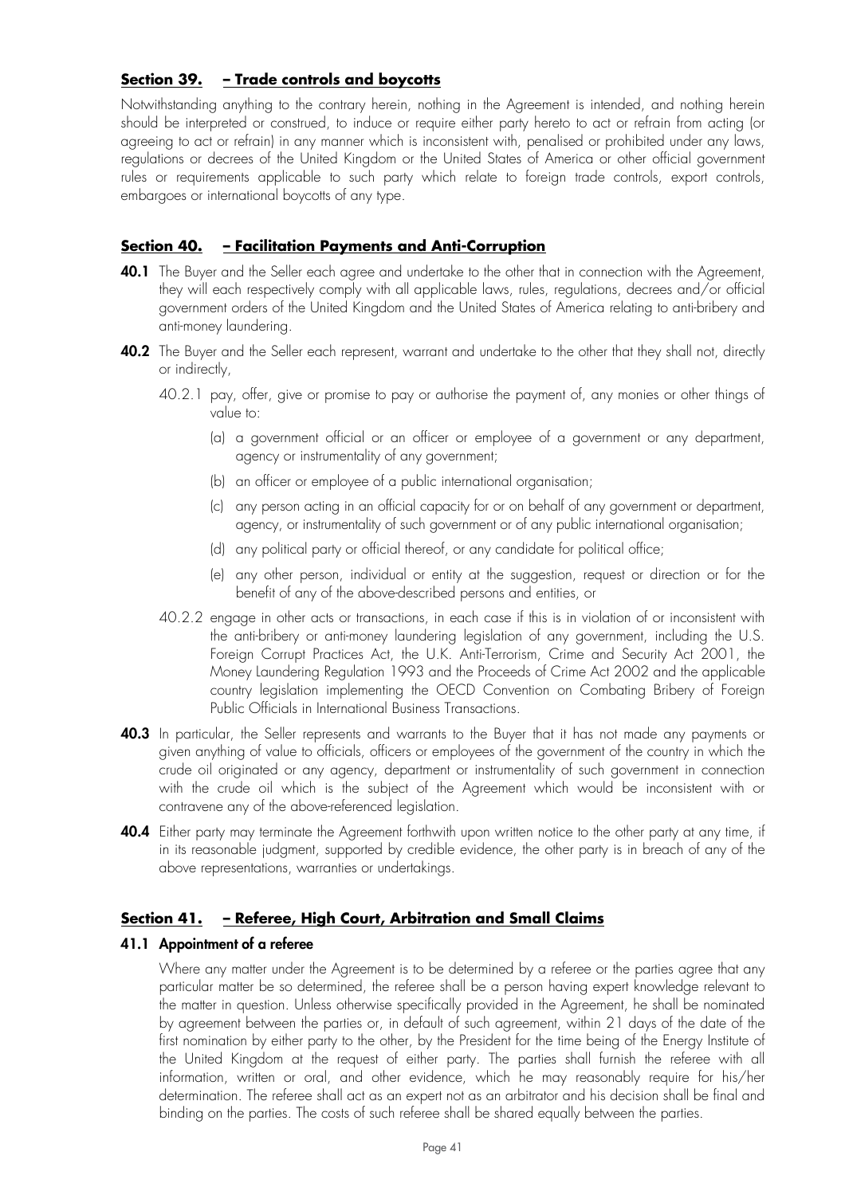## **Section 39. – Trade controls and boycotts**

Notwithstanding anything to the contrary herein, nothing in the Agreement is intended, and nothing herein should be interpreted or construed, to induce or require either party hereto to act or refrain from acting (or agreeing to act or refrain) in any manner which is inconsistent with, penalised or prohibited under any laws, regulations or decrees of the United Kingdom or the United States of America or other official government rules or requirements applicable to such party which relate to foreign trade controls, export controls, embargoes or international boycotts of any type.

## **Section 40. – Facilitation Payments and Anti-Corruption**

**40.1** The Buyer and the Seller each agree and undertake to the other that in connection with the Agreement, they will each respectively comply with all applicable laws, rules, regulations, decrees and/or official government orders of the United Kingdom and the United States of America relating to anti-bribery and anti-money laundering.

**40.2** The Buyer and the Seller each represent, warrant and undertake to the other that they shall not, directly or indirectly,

40.2.1 pay, offer, give or promise to pay or authorise the payment of, any monies or other things of value to:

(a) a government official or an officer or employee of a government or any department, agency or instrumentality of any government;

(b) an officer or employee of a public international organisation;

(c) any person acting in an official capacity for or on behalf of any government or department, agency, or instrumentality of such government or of any public international organisation;

(d) any political party or official thereof, or any candidate for political office;

(e) any other person, individual or entity at the suggestion, request or direction or for the benefit of any of the above-described persons and entities, or

40.2.2 engage in other acts or transactions, in each case if this is in violation of or inconsistent with the anti-bribery or anti-money laundering legislation of any government, including the U.S. Foreign Corrupt Practices Act, the U.K. Anti-Terrorism, Crime and Security Act 2001, the Money Laundering Regulation 1993 and the Proceeds of Crime Act 2002 and the applicable country legislation implementing the OECD Convention on Combating Bribery of Foreign Public Officials in International Business Transactions.

**40.3** In particular, the Seller represents and warrants to the Buyer that it has not made any payments or given anything of value to officials, officers or employees of the government of the country in which the crude oil originated or any agency, department or instrumentality of such government in connection with the crude oil which is the subject of the Agreement which would be inconsistent with or contravene any of the above-referenced legislation.

**40.4** Either party may terminate the Agreement forthwith upon written notice to the other party at any time, if in its reasonable judgment, supported by credible evidence, the other party is in breach of any of the above representations, warranties or undertakings.

## **Section 41. – Referee, High Court, Arbitration and Small Claims**

### **41.1 Appointment of a referee**

Where any matter under the Agreement is to be determined by a referee or the parties agree that any particular matter be so determined, the referee shall be a person having expert knowledge relevant to the matter in question. Unless otherwise specifically provided in the Agreement, he shall be nominated by agreement between the parties or, in default of such agreement, within 21 days of the date of the first nomination by either party to the other, by the President for the time being of the Energy Institute of the United Kingdom at the request of either party. The parties shall furnish the referee with all information, written or oral, and other evidence, which he may reasonably require for his/her determination. The referee shall act as an expert not as an arbitrator and his decision shall be final and binding on the parties. The costs of such referee shall be shared equally between the parties.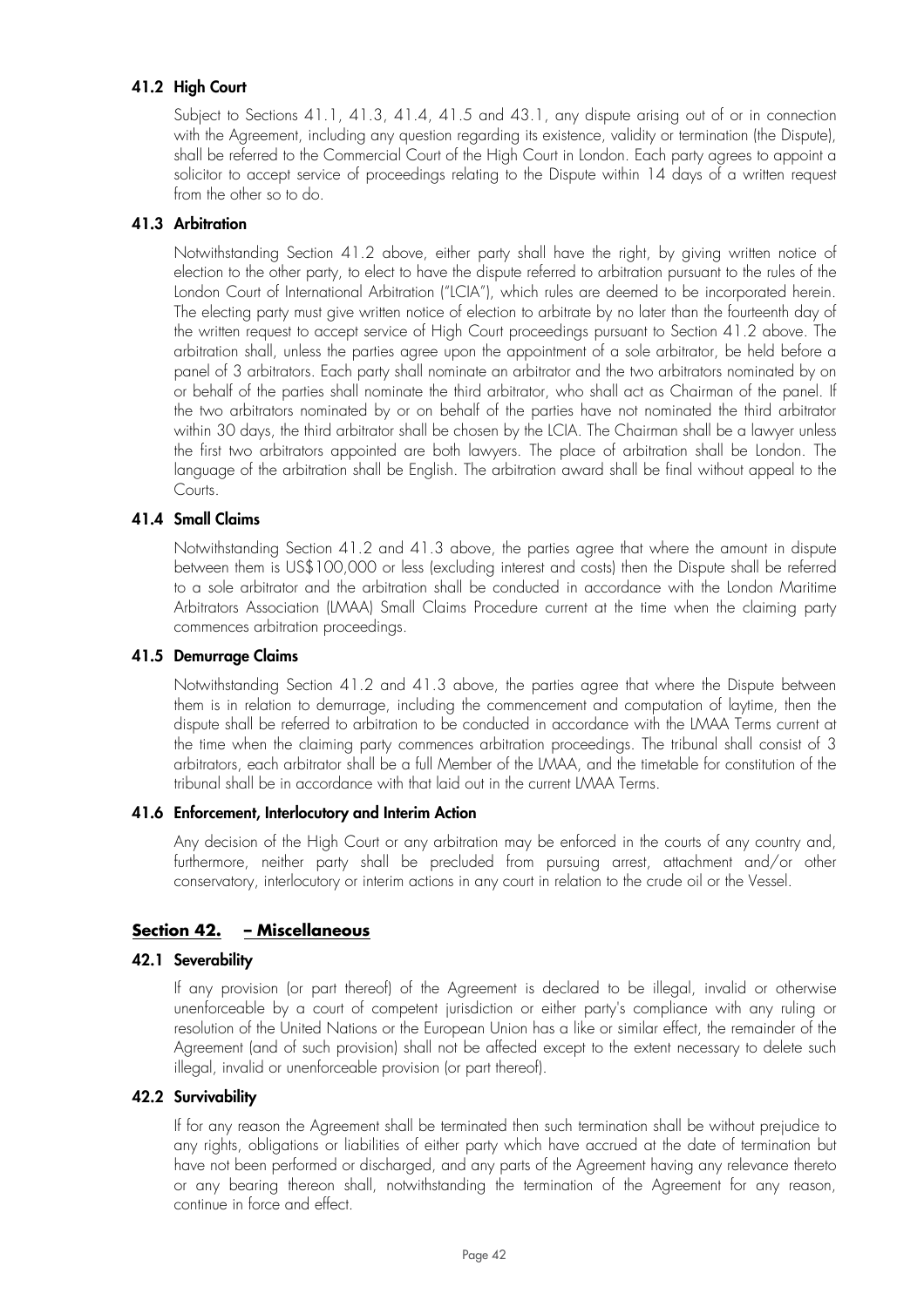### 41.2 High Court

Subject to Sections 41.1, 41.3, 41.4, 41.5 and 43.1, any dispute arising out of or in connection with the Agreement, including any question regarding its existence, validity or termination (the Dispute), shall be referred to the Commercial Court of the High Court in London. Each party agrees to appoint a solicitor to accept service of proceedings relating to the Dispute within 14 days of a written request from the other so to do.

### 41.3 Arbitration

Notwithstanding Section 41.2 above, either party shall have the right, by giving written notice of election to the other party, to elect to have the dispute referred to arbitration pursuant to the rules of the London Court of International Arbitration ("LCIA"), which rules are deemed to be incorporated herein. The electing party must give written notice of election to arbitrate by no later than the fourteenth day of the written request to accept service of High Court proceedings pursuant to Section 41.2 above. The arbitration shall, unless the parties agree upon the appointment of a sole arbitrator, be held before a panel of 3 arbitrators. Each party shall nominate an arbitrator and the two arbitrators nominated by on or behalf of the parties shall nominate the third arbitrator, who shall act as Chairman of the panel. If the two arbitrators nominated by or on behalf of the parties have not nominated the third arbitrator within 30 days, the third arbitrator shall be chosen by the LCIA. The Chairman shall be a lawyer unless the first two arbitrators appointed are both lawyers. The place of arbitration shall be London. The language of the arbitration shall be English. The arbitration award shall be final without appeal to the Courts.

### 41.4 Small Claims

Notwithstanding Section 41.2 and 41.3 above, the parties agree that where the amount in dispute between them is US$100,000 or less (excluding interest and costs) then the Dispute shall be referred to a sole arbitrator and the arbitration shall be conducted in accordance with the London Maritime Arbitrators Association (LMAA) Small Claims Procedure current at the time when the claiming party commences arbitration proceedings.

### 41.5 Demurrage Claims

Notwithstanding Section 41.2 and 41.3 above, the parties agree that where the Dispute between them is in relation to demurrage, including the commencement and computation of laytime, then the dispute shall be referred to arbitration to be conducted in accordance with the LMAA Terms current at the time when the claiming party commences arbitration proceedings. The tribunal shall consist of 3 arbitrators, each arbitrator shall be a full Member of the LMAA, and the timetable for constitution of the tribunal shall be in accordance with that laid out in the current LMAA Terms.

### 41.6 Enforcement, Interlocutory and Interim Action

Any decision of the High Court or any arbitration may be enforced in the courts of any country and, furthermore, neither party shall be precluded from pursuing arrest, attachment and/or other conservatory, interlocutory or interim actions in any court in relation to the crude oil or the Vessel.

## Section 42. – Miscellaneous

### 42.1 Severability

If any provision (or part thereof) of the Agreement is declared to be illegal, invalid or otherwise unenforceable by a court of competent jurisdiction or either party's compliance with any ruling or resolution of the United Nations or the European Union has a like or similar effect, the remainder of the Agreement (and of such provision) shall not be affected except to the extent necessary to delete such illegal, invalid or unenforceable provision (or part thereof).

### 42.2 Survivability

If for any reason the Agreement shall be terminated then such termination shall be without prejudice to any rights, obligations or liabilities of either party which have accrued at the date of termination but have not been performed or discharged, and any parts of the Agreement having any relevance thereto or any bearing thereon shall, notwithstanding the termination of the Agreement for any reason, continue in force and effect.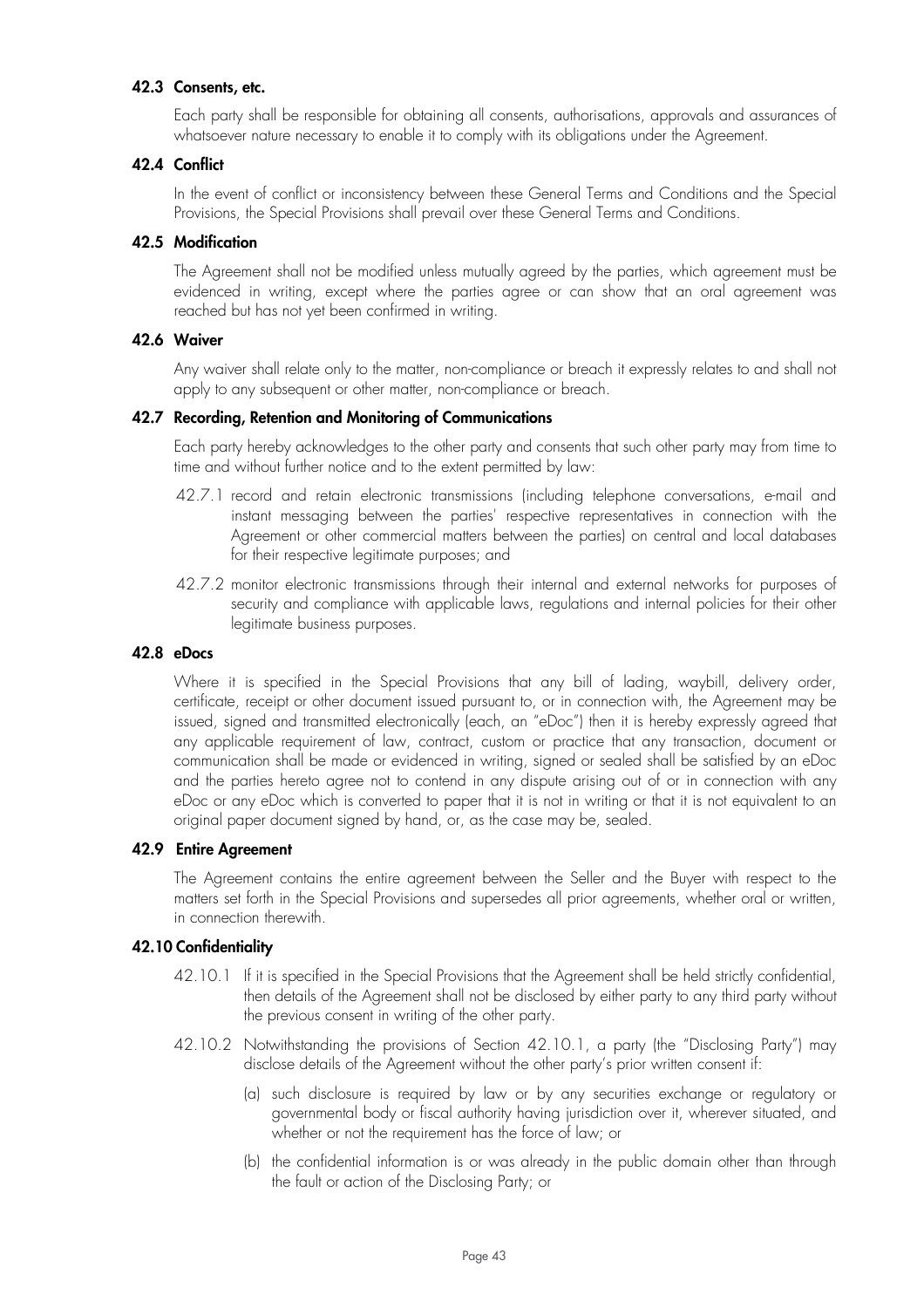### 42.3 Consents, etc.

Each party shall be responsible for obtaining all consents, authorisations, approvals and assurances of whatsoever nature necessary to enable it to comply with its obligations under the Agreement.

### 42.4 Conflict

In the event of conflict or inconsistency between these General Terms and Conditions and the Special Provisions, the Special Provisions shall prevail over these General Terms and Conditions.

### 42.5 Modification

The Agreement shall not be modified unless mutually agreed by the parties, which agreement must be evidenced in writing, except where the parties agree or can show that an oral agreement was reached but has not yet been confirmed in writing.

### 42.6 Waiver

Any waiver shall relate only to the matter, non-compliance or breach it expressly relates to and shall not apply to any subsequent or other matter, non-compliance or breach.

### 42.7 Recording, Retention and Monitoring of Communications

Each party hereby acknowledges to the other party and consents that such other party may from time to time and without further notice and to the extent permitted by law:

42.7.1 record and retain electronic transmissions (including telephone conversations, e-mail and instant messaging between the parties' respective representatives in connection with the Agreement or other commercial matters between the parties) on central and local databases for their respective legitimate purposes; and

42.7.2 monitor electronic transmissions through their internal and external networks for purposes of security and compliance with applicable laws, regulations and internal policies for their other legitimate business purposes.

### 42.8 eDocs

Where it is specified in the Special Provisions that any bill of lading, waybill, delivery order, certificate, receipt or other document issued pursuant to, or in connection with, the Agreement may be issued, signed and transmitted electronically (each, an "eDoc") then it is hereby expressly agreed that any applicable requirement of law, contract, custom or practice that any transaction, document or communication shall be made or evidenced in writing, signed or sealed shall be satisfied by an eDoc and the parties hereto agree not to contend in any dispute arising out of or in connection with any eDoc or any eDoc which is converted to paper that it is not in writing or that it is not equivalent to an original paper document signed by hand, or, as the case may be, sealed.

### 42.9 Entire Agreement

The Agreement contains the entire agreement between the Seller and the Buyer with respect to the matters set forth in the Special Provisions and supersedes all prior agreements, whether oral or written, in connection therewith.

### 42.10 Confidentiality

42.10.1 If it is specified in the Special Provisions that the Agreement shall be held strictly confidential, then details of the Agreement shall not be disclosed by either party to any third party without the previous consent in writing of the other party.

42.10.2 Notwithstanding the provisions of Section 42.10.1, a party (the "Disclosing Party") may disclose details of the Agreement without the other party's prior written consent if:

(a) such disclosure is required by law or by any securities exchange or regulatory or governmental body or fiscal authority having jurisdiction over it, wherever situated, and whether or not the requirement has the force of law; or

(b) the confidential information is or was already in the public domain other than through the fault or action of the Disclosing Party; or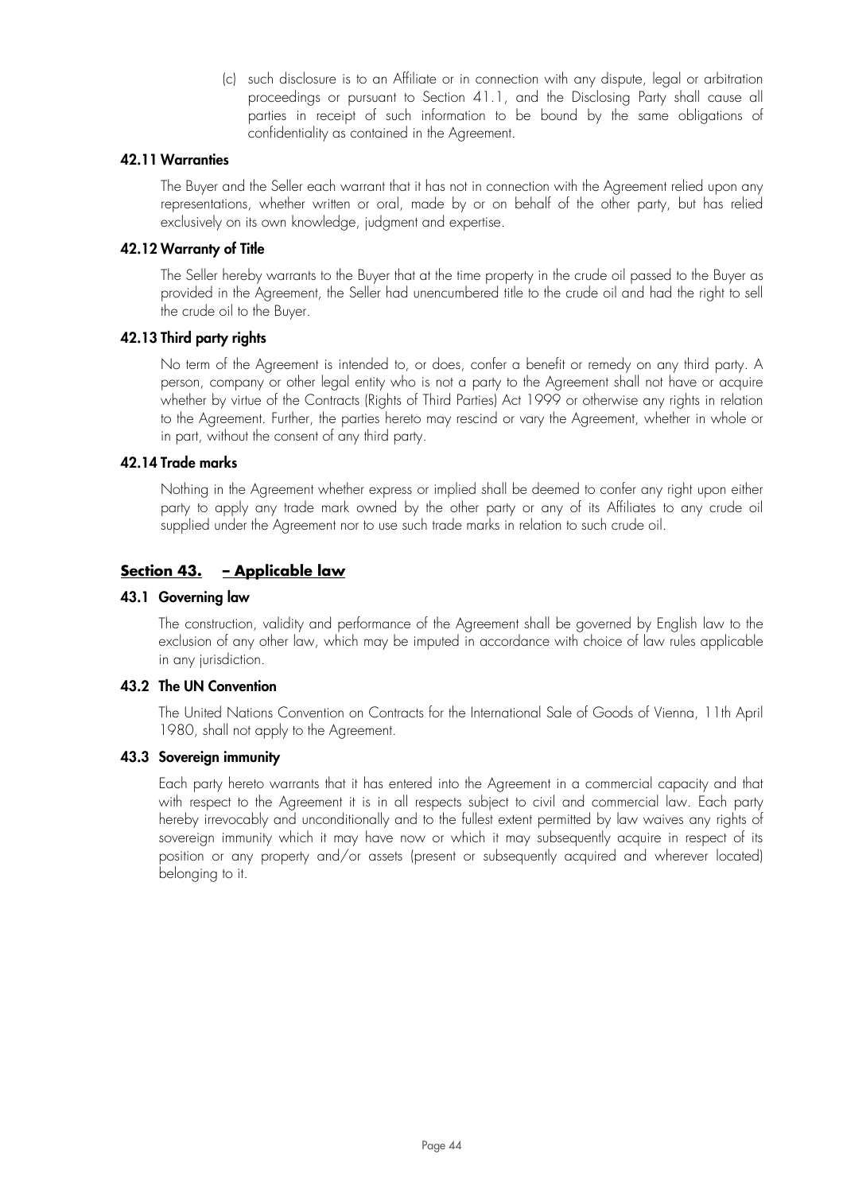(c) such disclosure is to an Affiliate or in connection with any dispute, legal or arbitration proceedings or pursuant to Section 41.1, and the Disclosing Party shall cause all parties in receipt of such information to be bound by the same obligations of confidentiality as contained in the Agreement.

### 42.11 Warranties

The Buyer and the Seller each warrant that it has not in connection with the Agreement relied upon any representations, whether written or oral, made by or on behalf of the other party, but has relied exclusively on its own knowledge, judgment and expertise.

### 42.12 Warranty of Title

The Seller hereby warrants to the Buyer that at the time property in the crude oil passed to the Buyer as provided in the Agreement, the Seller had unencumbered title to the crude oil and had the right to sell the crude oil to the Buyer.

### 42.13 Third party rights

No term of the Agreement is intended to, or does, confer a benefit or remedy on any third party. A person, company or other legal entity who is not a party to the Agreement shall not have or acquire whether by virtue of the Contracts (Rights of Third Parties) Act 1999 or otherwise any rights in relation to the Agreement. Further, the parties hereto may rescind or vary the Agreement, whether in whole or in part, without the consent of any third party.

### 42.14 Trade marks

Nothing in the Agreement whether express or implied shall be deemed to confer any right upon either party to apply any trade mark owned by the other party or any of its Affiliates to any crude oil supplied under the Agreement nor to use such trade marks in relation to such crude oil.

## Section 43. – Applicable law

### 43.1 Governing law

The construction, validity and performance of the Agreement shall be governed by English law to the exclusion of any other law, which may be imputed in accordance with choice of law rules applicable in any jurisdiction.

### 43.2 The UN Convention

The United Nations Convention on Contracts for the International Sale of Goods of Vienna, 11th April 1980, shall not apply to the Agreement.

### 43.3 Sovereign immunity

Each party hereto warrants that it has entered into the Agreement in a commercial capacity and that with respect to the Agreement it is in all respects subject to civil and commercial law. Each party hereby irrevocably and unconditionally and to the fullest extent permitted by law waives any rights of sovereign immunity which it may have now or which it may subsequently acquire in respect of its position or any property and/or assets (present or subsequently acquired and wherever located) belonging to it.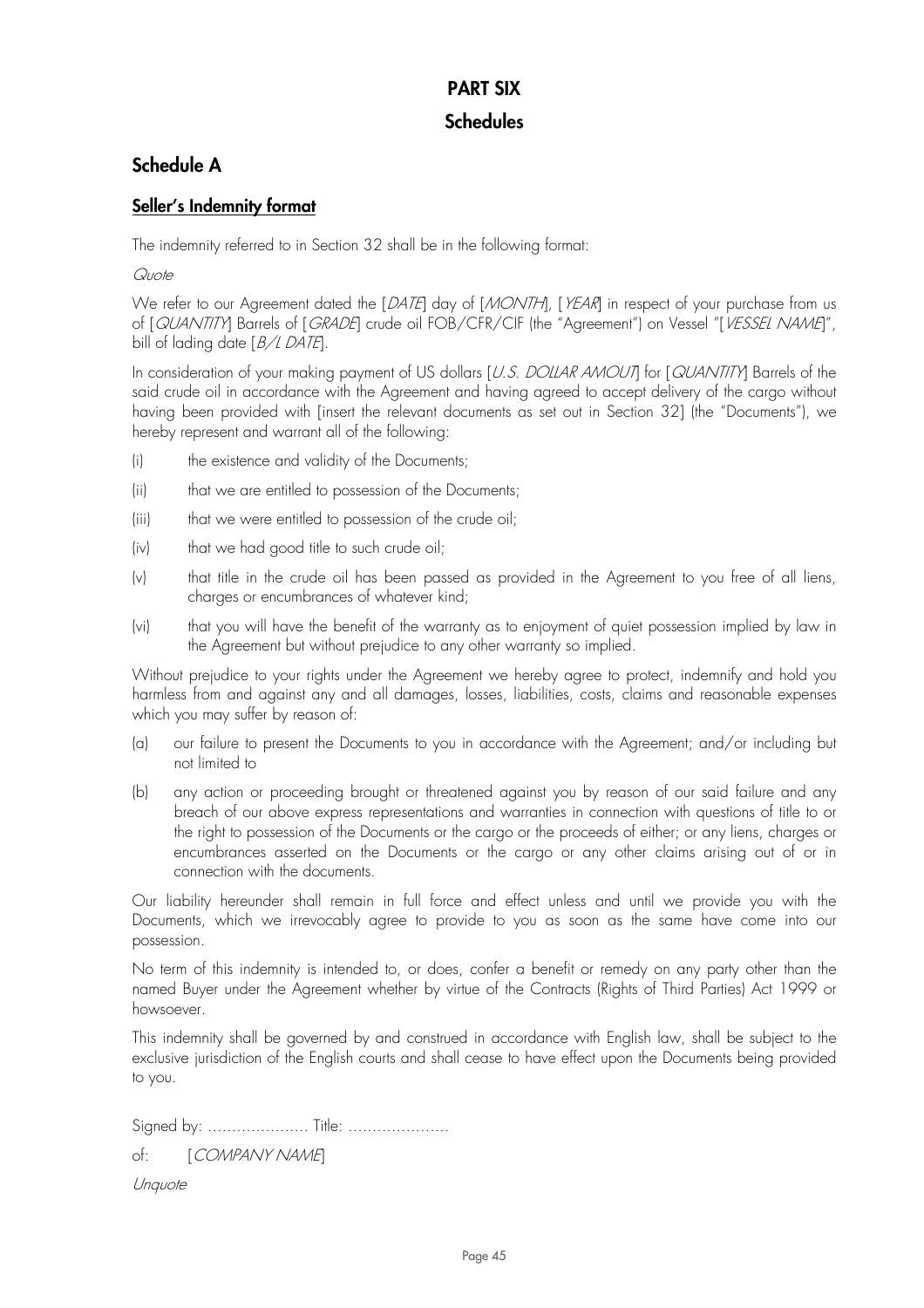# PART SIX

## Schedules

## Schedule A

### **Seller's Indemnity format**

The indemnity referred to in Section 32 shall be in the following format:

*Quote*

We refer to our Agreement dated the [*DATE*] day of [*MONTH*], [*YEAR*] in respect of your purchase from us of [*QUANTITY*] Barrels of [*GRADE*] crude oil FOB/CFR/CIF (the "Agreement") on Vessel "[*VESSEL NAME*]", bill of lading date [*B/L DATE*].

In consideration of your making payment of US dollars [*U.S. DOLLAR AMOUT*] for [*QUANTITY*] Barrels of the said crude oil in accordance with the Agreement and having agreed to accept delivery of the cargo without having been provided with [insert the relevant documents as set out in Section 32] (the "Documents"), we hereby represent and warrant all of the following:

(i) the existence and validity of the Documents;

(ii) that we are entitled to possession of the Documents;

(iii) that we were entitled to possession of the crude oil;

(iv) that we had good title to such crude oil;

(v) that title in the crude oil has been passed as provided in the Agreement to you free of all liens, charges or encumbrances of whatever kind;

(vi) that you will have the benefit of the warranty as to enjoyment of quiet possession implied by law in the Agreement but without prejudice to any other warranty so implied.

Without prejudice to your rights under the Agreement we hereby agree to protect, indemnify and hold you harmless from and against any and all damages, losses, liabilities, costs, claims and reasonable expenses which you may suffer by reason of:

(a) our failure to present the Documents to you in accordance with the Agreement; and/or including but not limited to

(b) any action or proceeding brought or threatened against you by reason of our said failure and any breach of our above express representations and warranties in connection with questions of title to or the right to possession of the Documents or the cargo or the proceeds of either; or any liens, charges or encumbrances asserted on the Documents or the cargo or any other claims arising out of or in connection with the documents.

Our liability hereunder shall remain in full force and effect unless and until we provide you with the Documents, which we irrevocably agree to provide to you as soon as the same have come into our possession.

No term of this indemnity is intended to, or does, confer a benefit or remedy on any party other than the named Buyer under the Agreement whether by virtue of the Contracts (Rights of Third Parties) Act 1999 or howsoever.

This indemnity shall be governed by and construed in accordance with English law, shall be subject to the exclusive jurisdiction of the English courts and shall cease to have effect upon the Documents being provided to you.

Signed by: ………………… Title: …………………

of: [*COMPANY NAME*]

*Unquote*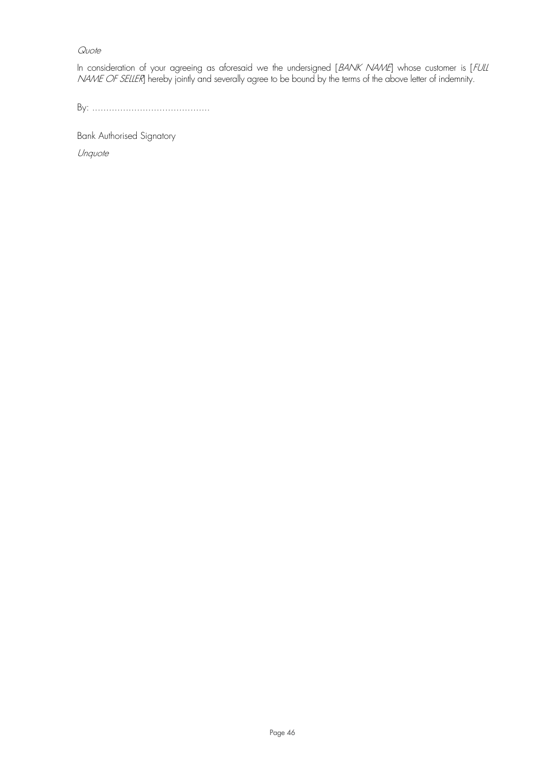*Quote*

In consideration of your agreeing as aforesaid we the undersigned [*BANK NAME*] whose customer is [*FULL NAME OF SELLER*] hereby jointly and severally agree to be bound by the terms of the above letter of indemnity.

By: ……………………………………

Bank Authorised Signatory

*Unquote*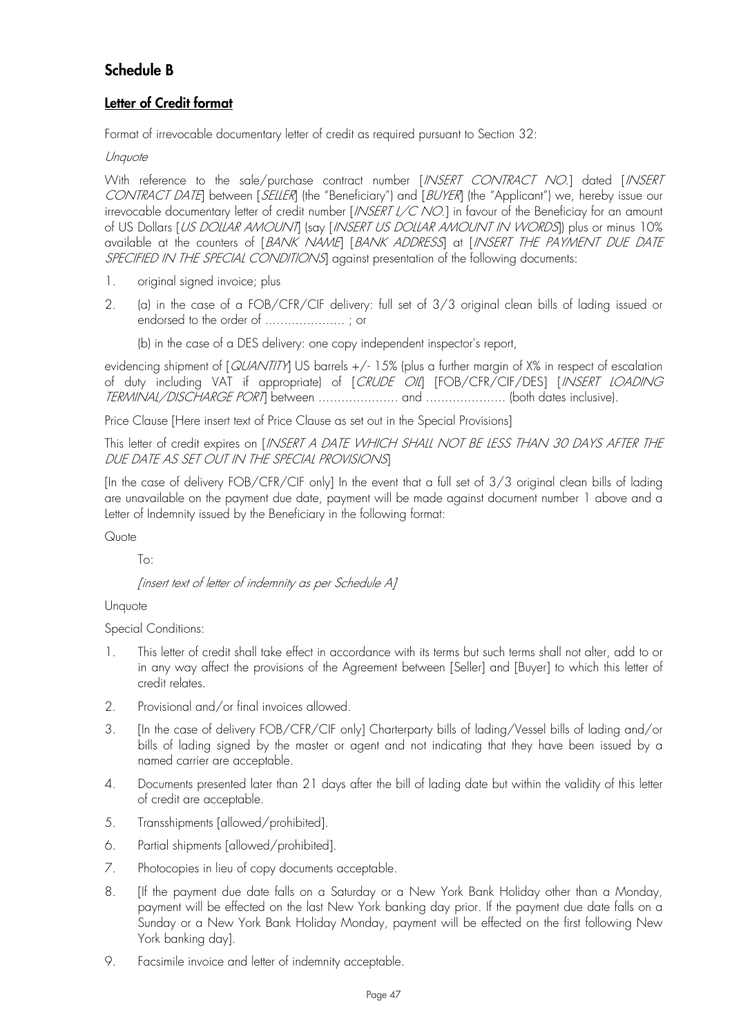## Schedule B

### Letter of Credit format

Format of irrevocable documentary letter of credit as required pursuant to Section 32:

*Unquote*

With reference to the sale/purchase contract number [*INSERT CONTRACT NO.*] dated [*INSERT CONTRACT DATE*] between [*SELLER*] (the "Beneficiary") and [*BUYER*] (the "Applicant") we, hereby issue our irrevocable documentary letter of credit number [*INSERT L/C NO.*] in favour of the Beneficiay for an amount of US Dollars [*US DOLLAR AMOUNT*] (say [*INSERT US DOLLAR AMOUNT IN WORDS*]) plus or minus 10% available at the counters of [*BANK NAME*] [*BANK ADDRESS*] at [*INSERT THE PAYMENT DUE DATE SPECIFIED IN THE SPECIAL CONDITIONS*] against presentation of the following documents:

1. original signed invoice; plus
2. (a) in the case of a FOB/CFR/CIF delivery: full set of 3/3 original clean bills of lading issued or endorsed to the order of ………………… ; or

   (b) in the case of a DES delivery: one copy independent inspector's report,

evidencing shipment of [*QUANTITY*] US barrels +/- 15% (plus a further margin of X% in respect of escalation of duty including VAT if appropriate) of [*CRUDE OIL*] [FOB/CFR/CIF/DES] [*INSERT LOADING TERMINAL/DISCHARGE PORT*] between ………………… and ………………… (both dates inclusive).

Price Clause [Here insert text of Price Clause as set out in the Special Provisions]

This letter of credit expires on [*INSERT A DATE WHICH SHALL NOT BE LESS THAN 30 DAYS AFTER THE DUE DATE AS SET OUT IN THE SPECIAL PROVISIONS*]

[In the case of delivery FOB/CFR/CIF only] In the event that a full set of 3/3 original clean bills of lading are unavailable on the payment due date, payment will be made against document number 1 above and a Letter of Indemnity issued by the Beneficiary in the following format:

Quote

To:

*[insert text of letter of indemnity as per Schedule A]*

Unquote

Special Conditions:

1. This letter of credit shall take effect in accordance with its terms but such terms shall not alter, add to or in any way affect the provisions of the Agreement between [Seller] and [Buyer] to which this letter of credit relates.
2. Provisional and/or final invoices allowed.
3. [In the case of delivery FOB/CFR/CIF only] Charterparty bills of lading/Vessel bills of lading and/or bills of lading signed by the master or agent and not indicating that they have been issued by a named carrier are acceptable.
4. Documents presented later than 21 days after the bill of lading date but within the validity of this letter of credit are acceptable.
5. Transshipments [allowed/prohibited].
6. Partial shipments [allowed/prohibited].
7. Photocopies in lieu of copy documents acceptable.
8. [If the payment due date falls on a Saturday or a New York Bank Holiday other than a Monday, payment will be effected on the last New York banking day prior. If the payment due date falls on a Sunday or a New York Bank Holiday Monday, payment will be effected on the first following New York banking day].
9. Facsimile invoice and letter of indemnity acceptable.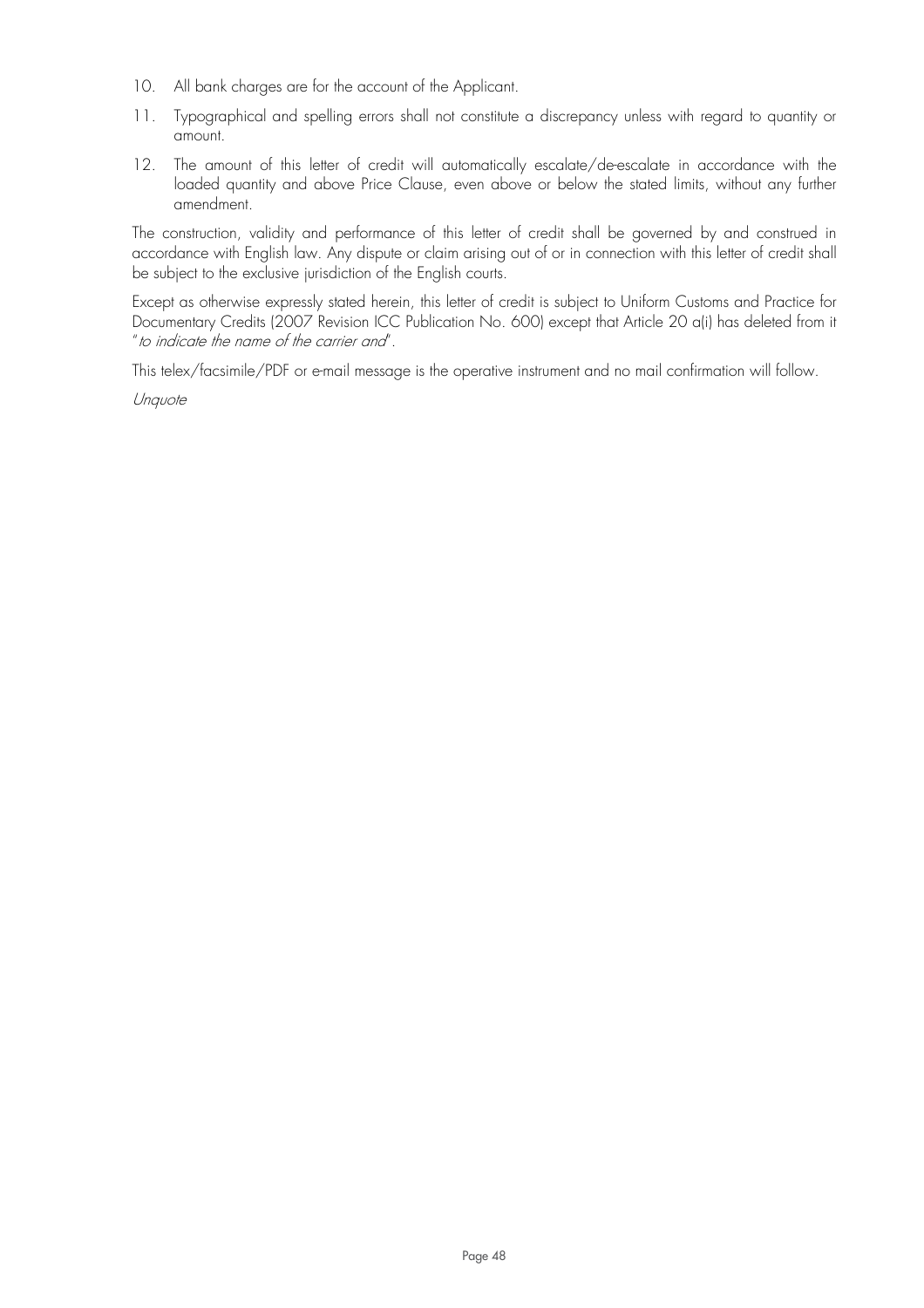10. All bank charges are for the account of the Applicant.
11. Typographical and spelling errors shall not constitute a discrepancy unless with regard to quantity or amount.
12. The amount of this letter of credit will automatically escalate/de-escalate in accordance with the loaded quantity and above Price Clause, even above or below the stated limits, without any further amendment.

The construction, validity and performance of this letter of credit shall be governed by and construed in accordance with English law. Any dispute or claim arising out of or in connection with this letter of credit shall be subject to the exclusive jurisdiction of the English courts.

Except as otherwise expressly stated herein, this letter of credit is subject to Uniform Customs and Practice for Documentary Credits (2007 Revision ICC Publication No. 600) except that Article 20 a(i) has deleted from it "*to indicate the name of the carrier and*".

This telex/facsimile/PDF or e-mail message is the operative instrument and no mail confirmation will follow.

*Unquote*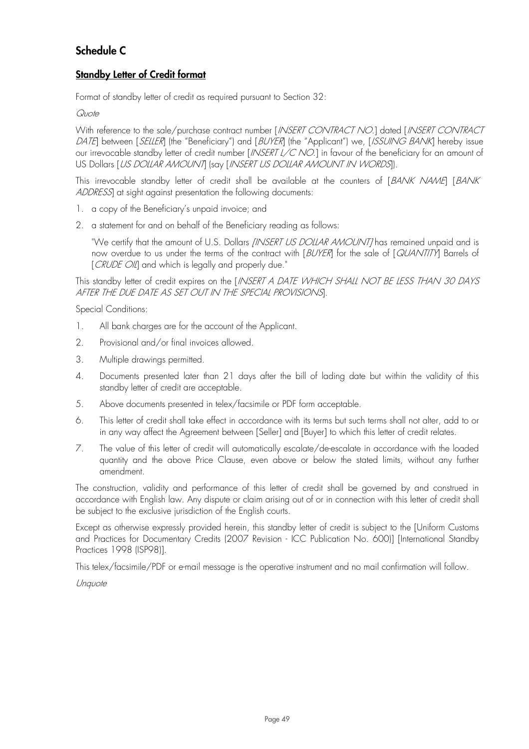## Schedule C

### **Standby Letter of Credit format**

Format of standby letter of credit as required pursuant to Section 32:

*Quote*

With reference to the sale/purchase contract number [*INSERT CONTRACT NO.*] dated [*INSERT CONTRACT DATE*] between [*SELLER*] (the "Beneficiary") and [*BUYER*] (the "Applicant") we, [*ISSUING BANK*] hereby issue our irrevocable standby letter of credit number [*INSERT L/C NO.*] in favour of the beneficiary for an amount of US Dollars [*US DOLLAR AMOUNT*] (say [*INSERT US DOLLAR AMOUNT IN WORDS*]).

This irrevocable standby letter of credit shall be available at the counters of [*BANK NAME*] [*BANK ADDRESS*] at sight against presentation the following documents:

1. a copy of the Beneficiary's unpaid invoice; and
2. a statement for and on behalf of the Beneficiary reading as follows:

   "We certify that the amount of U.S. Dollars *[INSERT US DOLLAR AMOUNT]* has remained unpaid and is now overdue to us under the terms of the contract with [*BUYER*] for the sale of [*QUANTITY*] Barrels of [*CRUDE OIL*] and which is legally and properly due."

This standby letter of credit expires on the [*INSERT A DATE WHICH SHALL NOT BE LESS THAN 30 DAYS AFTER THE DUE DATE AS SET OUT IN THE SPECIAL PROVISIONS*].

Special Conditions:

1. All bank charges are for the account of the Applicant.
2. Provisional and/or final invoices allowed.
3. Multiple drawings permitted.
4. Documents presented later than 21 days after the bill of lading date but within the validity of this standby letter of credit are acceptable.
5. Above documents presented in telex/facsimile or PDF form acceptable.
6. This letter of credit shall take effect in accordance with its terms but such terms shall not alter, add to or in any way affect the Agreement between [Seller] and [Buyer] to which this letter of credit relates.
7. The value of this letter of credit will automatically escalate/de-escalate in accordance with the loaded quantity and the above Price Clause, even above or below the stated limits, without any further amendment.

The construction, validity and performance of this letter of credit shall be governed by and construed in accordance with English law. Any dispute or claim arising out of or in connection with this letter of credit shall be subject to the exclusive jurisdiction of the English courts.

Except as otherwise expressly provided herein, this standby letter of credit is subject to the [Uniform Customs and Practices for Documentary Credits (2007 Revision - ICC Publication No. 600)] [International Standby Practices 1998 (ISP98)].

This telex/facsimile/PDF or e-mail message is the operative instrument and no mail confirmation will follow.

*Unquote*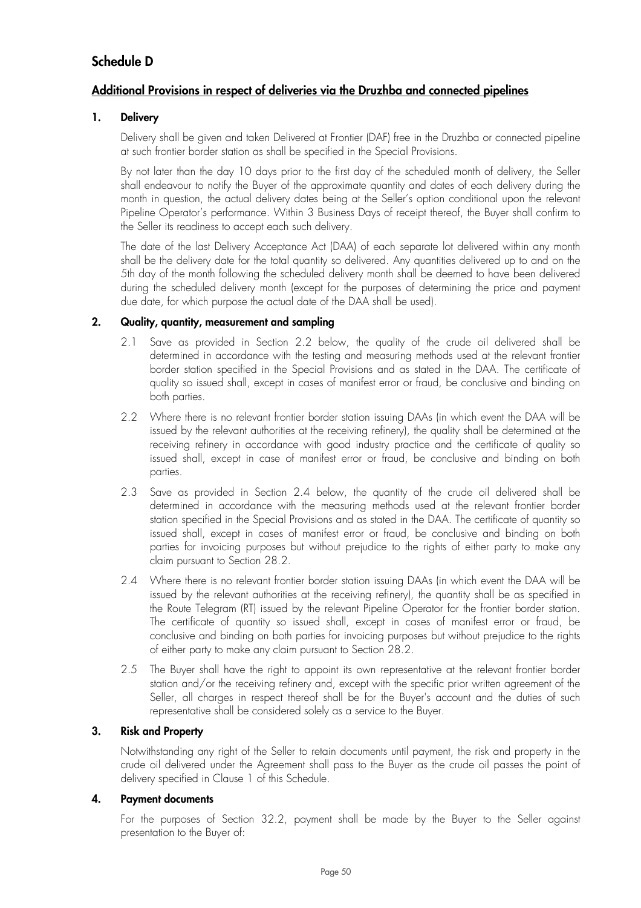# Schedule D

## Additional Provisions in respect of deliveries via the Druzhba and connected pipelines

### 1. Delivery

Delivery shall be given and taken Delivered at Frontier (DAF) free in the Druzhba or connected pipeline at such frontier border station as shall be specified in the Special Provisions.

By not later than the day 10 days prior to the first day of the scheduled month of delivery, the Seller shall endeavour to notify the Buyer of the approximate quantity and dates of each delivery during the month in question, the actual delivery dates being at the Seller's option conditional upon the relevant Pipeline Operator's performance. Within 3 Business Days of receipt thereof, the Buyer shall confirm to the Seller its readiness to accept each such delivery.

The date of the last Delivery Acceptance Act (DAA) of each separate lot delivered within any month shall be the delivery date for the total quantity so delivered. Any quantities delivered up to and on the 5th day of the month following the scheduled delivery month shall be deemed to have been delivered during the scheduled delivery month (except for the purposes of determining the price and payment due date, for which purpose the actual date of the DAA shall be used).

### 2. Quality, quantity, measurement and sampling

2.1 Save as provided in Section 2.2 below, the quality of the crude oil delivered shall be determined in accordance with the testing and measuring methods used at the relevant frontier border station specified in the Special Provisions and as stated in the DAA. The certificate of quality so issued shall, except in cases of manifest error or fraud, be conclusive and binding on both parties.

2.2 Where there is no relevant frontier border station issuing DAAs (in which event the DAA will be issued by the relevant authorities at the receiving refinery), the quality shall be determined at the receiving refinery in accordance with good industry practice and the certificate of quality so issued shall, except in case of manifest error or fraud, be conclusive and binding on both parties.

2.3 Save as provided in Section 2.4 below, the quantity of the crude oil delivered shall be determined in accordance with the measuring methods used at the relevant frontier border station specified in the Special Provisions and as stated in the DAA. The certificate of quantity so issued shall, except in cases of manifest error or fraud, be conclusive and binding on both parties for invoicing purposes but without prejudice to the rights of either party to make any claim pursuant to Section 28.2.

2.4 Where there is no relevant frontier border station issuing DAAs (in which event the DAA will be issued by the relevant authorities at the receiving refinery), the quantity shall be as specified in the Route Telegram (RT) issued by the relevant Pipeline Operator for the frontier border station. The certificate of quantity so issued shall, except in cases of manifest error or fraud, be conclusive and binding on both parties for invoicing purposes but without prejudice to the rights of either party to make any claim pursuant to Section 28.2.

2.5 The Buyer shall have the right to appoint its own representative at the relevant frontier border station and/or the receiving refinery and, except with the specific prior written agreement of the Seller, all charges in respect thereof shall be for the Buyer's account and the duties of such representative shall be considered solely as a service to the Buyer.

### 3. Risk and Property

Notwithstanding any right of the Seller to retain documents until payment, the risk and property in the crude oil delivered under the Agreement shall pass to the Buyer as the crude oil passes the point of delivery specified in Clause 1 of this Schedule.

### 4. Payment documents

For the purposes of Section 32.2, payment shall be made by the Buyer to the Seller against presentation to the Buyer of: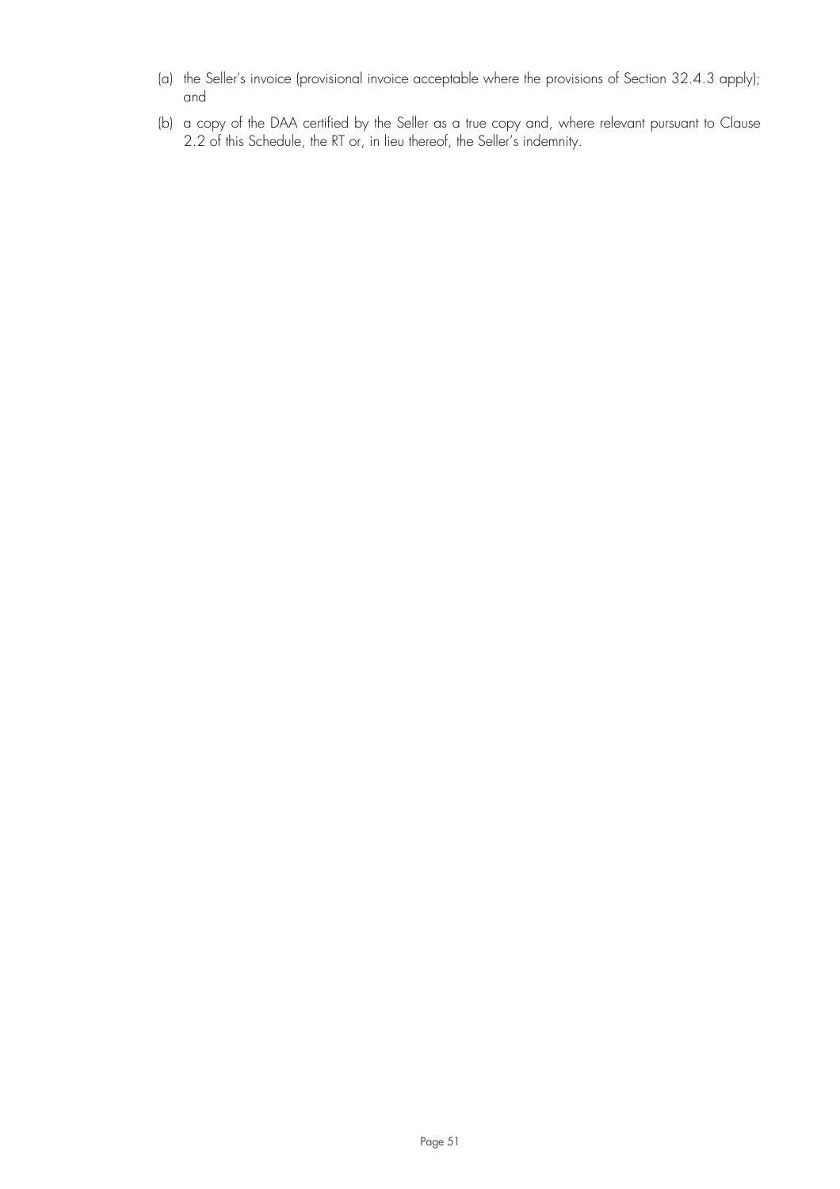(a) the Seller's invoice (provisional invoice acceptable where the provisions of Section 32.4.3 apply); and

(b) a copy of the DAA certified by the Seller as a true copy and, where relevant pursuant to Clause 2.2 of this Schedule, the RT or, in lieu thereof, the Seller's indemnity.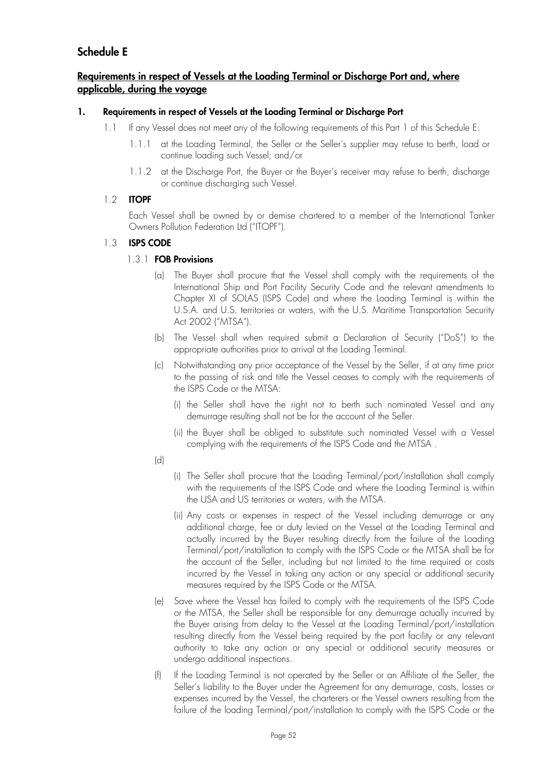## Schedule E

### Requirements in respect of Vessels at the Loading Terminal or Discharge Port and, where applicable, during the voyage

#### 1. Requirements in respect of Vessels at the Loading Terminal or Discharge Port

1.1 If any Vessel does not meet any of the following requirements of this Part 1 of this Schedule E:

1.1.1 at the Loading Terminal, the Seller or the Seller's supplier may refuse to berth, load or continue loading such Vessel; and/or

1.1.2 at the Discharge Port, the Buyer or the Buyer's receiver may refuse to berth, discharge or continue discharging such Vessel.

1.2 **ITOPF**

Each Vessel shall be owned by or demise chartered to a member of the International Tanker Owners Pollution Federation Ltd ("ITOPF").

1.3 **ISPS CODE**

1.3.1 **FOB Provisions**

(a) The Buyer shall procure that the Vessel shall comply with the requirements of the International Ship and Port Facility Security Code and the relevant amendments to Chapter XI of SOLAS (ISPS Code) and where the Loading Terminal is within the U.S.A. and U.S. territories or waters, with the U.S. Maritime Transportation Security Act 2002 ("MTSA").

(b) The Vessel shall when required submit a Declaration of Security ("DoS") to the appropriate authorities prior to arrival at the Loading Terminal.

(c) Notwithstanding any prior acceptance of the Vessel by the Seller, if at any time prior to the passing of risk and title the Vessel ceases to comply with the requirements of the ISPS Code or the MTSA:

(i) the Seller shall have the right not to berth such nominated Vessel and any demurrage resulting shall not be for the account of the Seller.

(ii) the Buyer shall be obliged to substitute such nominated Vessel with a Vessel complying with the requirements of the ISPS Code and the MTSA .

(d)

(i) The Seller shall procure that the Loading Terminal/port/installation shall comply with the requirements of the ISPS Code and where the Loading Terminal is within the USA and US territories or waters, with the MTSA.

(ii) Any costs or expenses in respect of the Vessel including demurrage or any additional charge, fee or duty levied on the Vessel at the Loading Terminal and actually incurred by the Buyer resulting directly from the failure of the Loading Terminal/port/installation to comply with the ISPS Code or the MTSA shall be for the account of the Seller, including but not limited to the time required or costs incurred by the Vessel in taking any action or any special or additional security measures required by the ISPS Code or the MTSA.

(e) Save where the Vessel has failed to comply with the requirements of the ISPS Code or the MTSA, the Seller shall be responsible for any demurrage actually incurred by the Buyer arising from delay to the Vessel at the Loading Terminal/port/installation resulting directly from the Vessel being required by the port facility or any relevant authority to take any action or any special or additional security measures or undergo additional inspections.

(f) If the Loading Terminal is not operated by the Seller or an Affiliate of the Seller, the Seller's liability to the Buyer under the Agreement for any demurrage, costs, losses or expenses incurred by the Vessel, the charterers or the Vessel owners resulting from the failure of the loading Terminal/port/installation to comply with the ISPS Code or the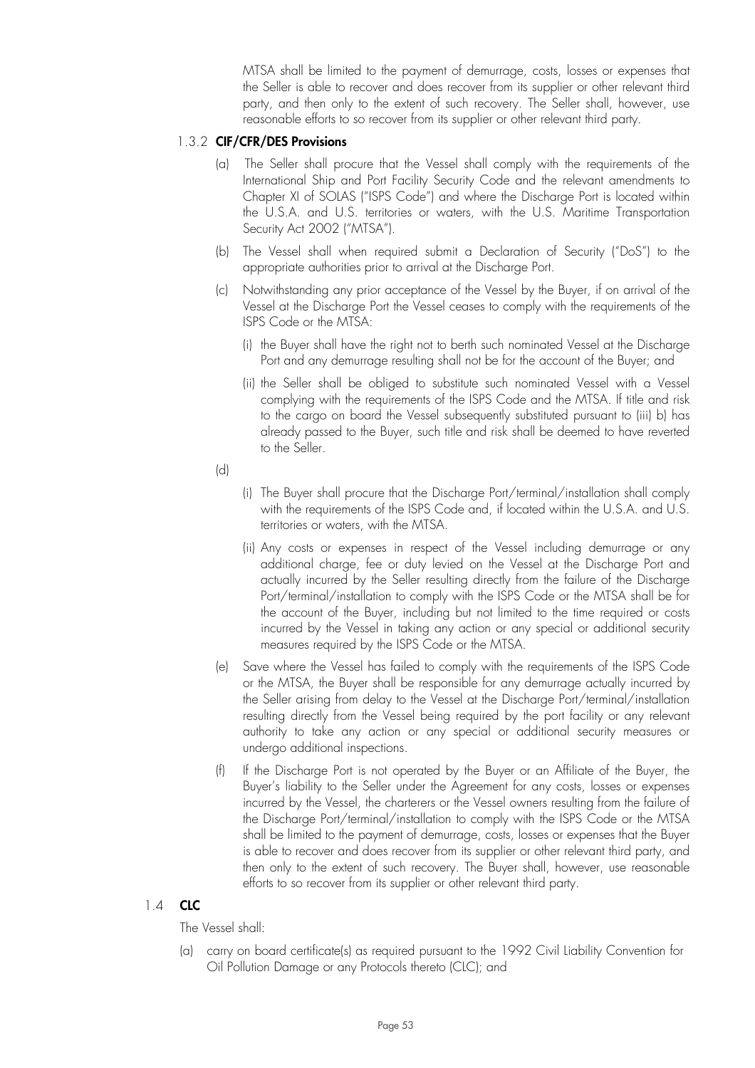MTSA shall be limited to the payment of demurrage, costs, losses or expenses that the Seller is able to recover and does recover from its supplier or other relevant third party, and then only to the extent of such recovery. The Seller shall, however, use reasonable efforts to so recover from its supplier or other relevant third party.

### 1.3.2 CIF/CFR/DES Provisions

(a) The Seller shall procure that the Vessel shall comply with the requirements of the International Ship and Port Facility Security Code and the relevant amendments to Chapter XI of SOLAS ("ISPS Code") and where the Discharge Port is located within the U.S.A. and U.S. territories or waters, with the U.S. Maritime Transportation Security Act 2002 ("MTSA").

(b) The Vessel shall when required submit a Declaration of Security ("DoS") to the appropriate authorities prior to arrival at the Discharge Port.

(c) Notwithstanding any prior acceptance of the Vessel by the Buyer, if on arrival of the Vessel at the Discharge Port the Vessel ceases to comply with the requirements of the ISPS Code or the MTSA:

- (i) the Buyer shall have the right not to berth such nominated Vessel at the Discharge Port and any demurrage resulting shall not be for the account of the Buyer; and
- (ii) the Seller shall be obliged to substitute such nominated Vessel with a Vessel complying with the requirements of the ISPS Code and the MTSA. If title and risk to the cargo on board the Vessel subsequently substituted pursuant to (iii) b) has already passed to the Buyer, such title and risk shall be deemed to have reverted to the Seller.

(d)

- (i) The Buyer shall procure that the Discharge Port/terminal/installation shall comply with the requirements of the ISPS Code and, if located within the U.S.A. and U.S. territories or waters, with the MTSA.
- (ii) Any costs or expenses in respect of the Vessel including demurrage or any additional charge, fee or duty levied on the Vessel at the Discharge Port and actually incurred by the Seller resulting directly from the failure of the Discharge Port/terminal/installation to comply with the ISPS Code or the MTSA shall be for the account of the Buyer, including but not limited to the time required or costs incurred by the Vessel in taking any action or any special or additional security measures required by the ISPS Code or the MTSA.

(e) Save where the Vessel has failed to comply with the requirements of the ISPS Code or the MTSA, the Buyer shall be responsible for any demurrage actually incurred by the Seller arising from delay to the Vessel at the Discharge Port/terminal/installation resulting directly from the Vessel being required by the port facility or any relevant authority to take any action or any special or additional security measures or undergo additional inspections.

(f) If the Discharge Port is not operated by the Buyer or an Affiliate of the Buyer, the Buyer's liability to the Seller under the Agreement for any costs, losses or expenses incurred by the Vessel, the charterers or the Vessel owners resulting from the failure of the Discharge Port/terminal/installation to comply with the ISPS Code or the MTSA shall be limited to the payment of demurrage, costs, losses or expenses that the Buyer is able to recover and does recover from its supplier or other relevant third party, and then only to the extent of such recovery. The Buyer shall, however, use reasonable efforts to so recover from its supplier or other relevant third party.

## 1.4 CLC

The Vessel shall:

(a) carry on board certificate(s) as required pursuant to the 1992 Civil Liability Convention for Oil Pollution Damage or any Protocols thereto (CLC); and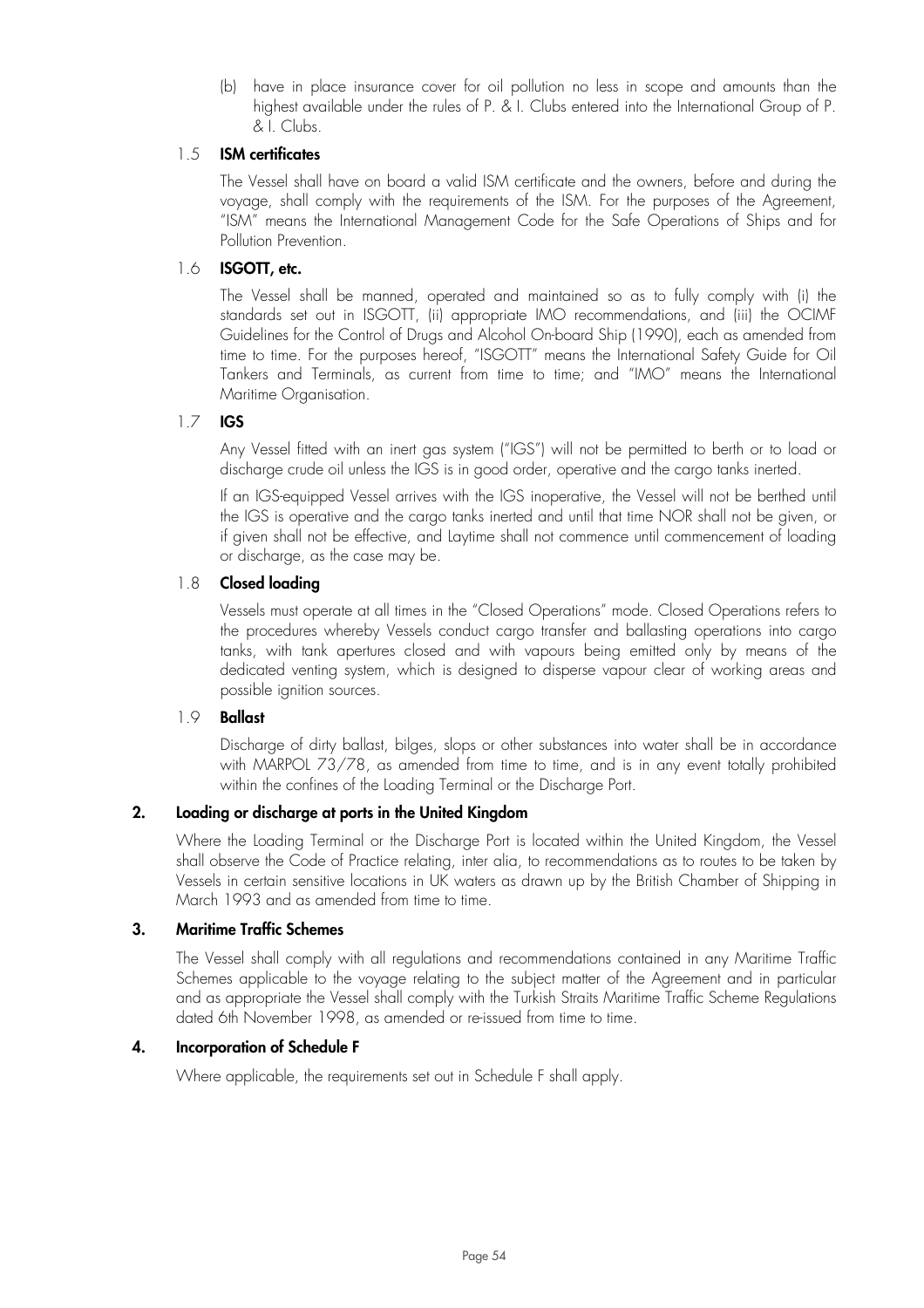(b) have in place insurance cover for oil pollution no less in scope and amounts than the highest available under the rules of P. & I. Clubs entered into the International Group of P. & I. Clubs.

### 1.5 ISM certificates

The Vessel shall have on board a valid ISM certificate and the owners, before and during the voyage, shall comply with the requirements of the ISM. For the purposes of the Agreement, "ISM" means the International Management Code for the Safe Operations of Ships and for Pollution Prevention.

### 1.6 ISGOTT, etc.

The Vessel shall be manned, operated and maintained so as to fully comply with (i) the standards set out in ISGOTT, (ii) appropriate IMO recommendations, and (iii) the OCIMF Guidelines for the Control of Drugs and Alcohol On-board Ship (1990), each as amended from time to time. For the purposes hereof, "ISGOTT" means the International Safety Guide for Oil Tankers and Terminals, as current from time to time; and "IMO" means the International Maritime Organisation.

### 1.7 IGS

Any Vessel fitted with an inert gas system ("IGS") will not be permitted to berth or to load or discharge crude oil unless the IGS is in good order, operative and the cargo tanks inerted.

If an IGS-equipped Vessel arrives with the IGS inoperative, the Vessel will not be berthed until the IGS is operative and the cargo tanks inerted and until that time NOR shall not be given, or if given shall not be effective, and Laytime shall not commence until commencement of loading or discharge, as the case may be.

### 1.8 Closed loading

Vessels must operate at all times in the "Closed Operations" mode. Closed Operations refers to the procedures whereby Vessels conduct cargo transfer and ballasting operations into cargo tanks, with tank apertures closed and with vapours being emitted only by means of the dedicated venting system, which is designed to disperse vapour clear of working areas and possible ignition sources.

### 1.9 Ballast

Discharge of dirty ballast, bilges, slops or other substances into water shall be in accordance with MARPOL 73/78, as amended from time to time, and is in any event totally prohibited within the confines of the Loading Terminal or the Discharge Port.

## 2. Loading or discharge at ports in the United Kingdom

Where the Loading Terminal or the Discharge Port is located within the United Kingdom, the Vessel shall observe the Code of Practice relating, inter alia, to recommendations as to routes to be taken by Vessels in certain sensitive locations in UK waters as drawn up by the British Chamber of Shipping in March 1993 and as amended from time to time.

## 3. Maritime Traffic Schemes

The Vessel shall comply with all regulations and recommendations contained in any Maritime Traffic Schemes applicable to the voyage relating to the subject matter of the Agreement and in particular and as appropriate the Vessel shall comply with the Turkish Straits Maritime Traffic Scheme Regulations dated 6th November 1998, as amended or re-issued from time to time.

## 4. Incorporation of Schedule F

Where applicable, the requirements set out in Schedule F shall apply.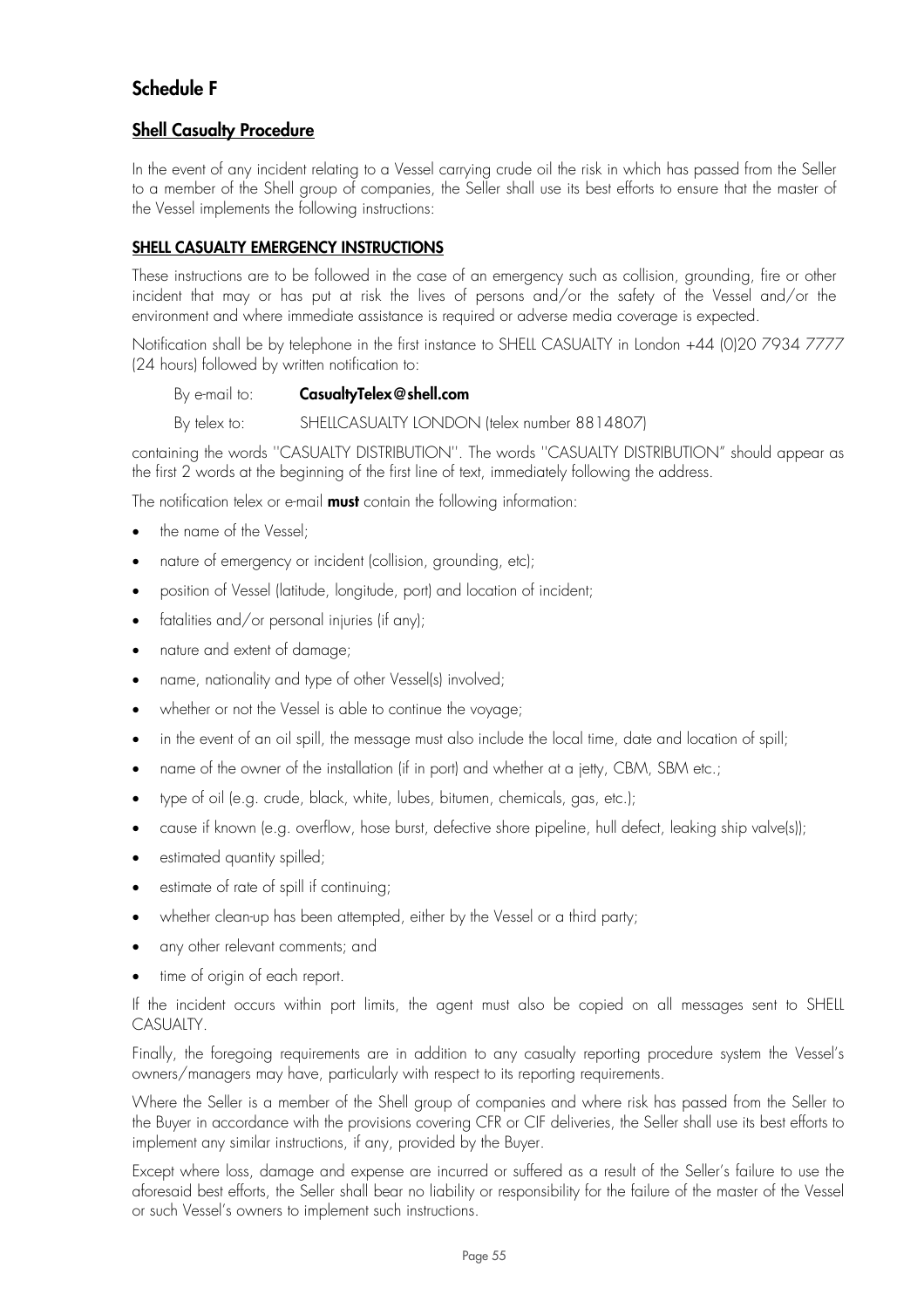## Schedule F

### Shell Casualty Procedure

In the event of any incident relating to a Vessel carrying crude oil the risk in which has passed from the Seller to a member of the Shell group of companies, the Seller shall use its best efforts to ensure that the master of the Vessel implements the following instructions:

#### SHELL CASUALTY EMERGENCY INSTRUCTIONS

These instructions are to be followed in the case of an emergency such as collision, grounding, fire or other incident that may or has put at risk the lives of persons and/or the safety of the Vessel and/or the environment and where immediate assistance is required or adverse media coverage is expected.

Notification shall be by telephone in the first instance to SHELL CASUALTY in London +44 (0)20 7934 7777 (24 hours) followed by written notification to:

By e-mail to: **CasualtyTelex@shell.com**

By telex to: SHELLCASUALTY LONDON (telex number 8814807)

containing the words "CASUALTY DISTRIBUTION". The words "CASUALTY DISTRIBUTION" should appear as the first 2 words at the beginning of the first line of text, immediately following the address.

The notification telex or e-mail **must** contain the following information:

- the name of the Vessel;
- nature of emergency or incident (collision, grounding, etc);
- position of Vessel (latitude, longitude, port) and location of incident;
- fatalities and/or personal injuries (if any);
- nature and extent of damage;
- name, nationality and type of other Vessel(s) involved;
- whether or not the Vessel is able to continue the voyage;
- in the event of an oil spill, the message must also include the local time, date and location of spill;
- name of the owner of the installation (if in port) and whether at a jetty, CBM, SBM etc.;
- type of oil (e.g. crude, black, white, lubes, bitumen, chemicals, gas, etc.);
- cause if known (e.g. overflow, hose burst, defective shore pipeline, hull defect, leaking ship valve(s));
- estimated quantity spilled;
- estimate of rate of spill if continuing;
- whether clean-up has been attempted, either by the Vessel or a third party;
- any other relevant comments; and
- time of origin of each report.

If the incident occurs within port limits, the agent must also be copied on all messages sent to SHELL CASUALTY.

Finally, the foregoing requirements are in addition to any casualty reporting procedure system the Vessel's owners/managers may have, particularly with respect to its reporting requirements.

Where the Seller is a member of the Shell group of companies and where risk has passed from the Seller to the Buyer in accordance with the provisions covering CFR or CIF deliveries, the Seller shall use its best efforts to implement any similar instructions, if any, provided by the Buyer.

Except where loss, damage and expense are incurred or suffered as a result of the Seller's failure to use the aforesaid best efforts, the Seller shall bear no liability or responsibility for the failure of the master of the Vessel or such Vessel's owners to implement such instructions.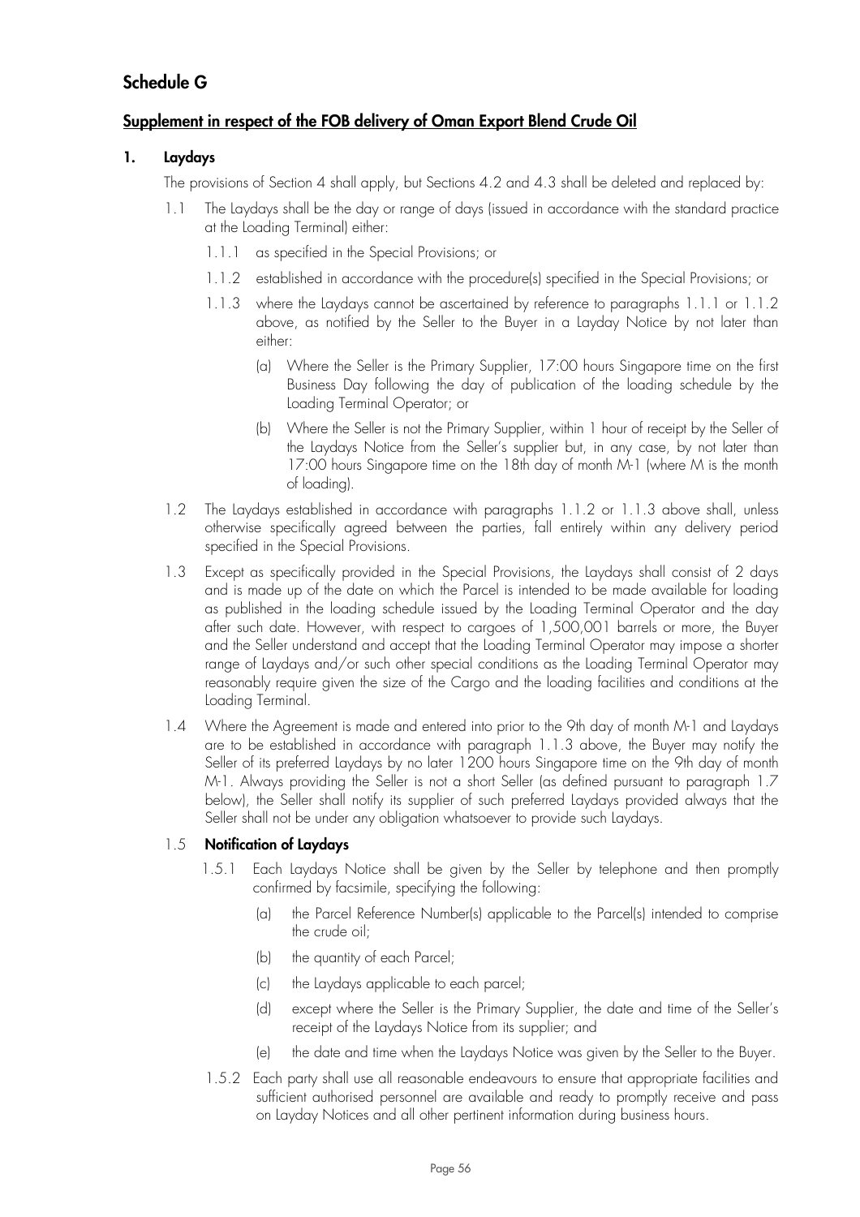# Schedule G

## Supplement in respect of the FOB delivery of Oman Export Blend Crude Oil

### 1. Laydays

The provisions of Section 4 shall apply, but Sections 4.2 and 4.3 shall be deleted and replaced by:

1.1 The Laydays shall be the day or range of days (issued in accordance with the standard practice at the Loading Terminal) either:

1.1.1 as specified in the Special Provisions; or

1.1.2 established in accordance with the procedure(s) specified in the Special Provisions; or

1.1.3 where the Laydays cannot be ascertained by reference to paragraphs 1.1.1 or 1.1.2 above, as notified by the Seller to the Buyer in a Layday Notice by not later than either:

(a) Where the Seller is the Primary Supplier, 17:00 hours Singapore time on the first Business Day following the day of publication of the loading schedule by the Loading Terminal Operator; or

(b) Where the Seller is not the Primary Supplier, within 1 hour of receipt by the Seller of the Laydays Notice from the Seller's supplier but, in any case, by not later than 17:00 hours Singapore time on the 18th day of month M-1 (where M is the month of loading).

1.2 The Laydays established in accordance with paragraphs 1.1.2 or 1.1.3 above shall, unless otherwise specifically agreed between the parties, fall entirely within any delivery period specified in the Special Provisions.

1.3 Except as specifically provided in the Special Provisions, the Laydays shall consist of 2 days and is made up of the date on which the Parcel is intended to be made available for loading as published in the loading schedule issued by the Loading Terminal Operator and the day after such date. However, with respect to cargoes of 1,500,001 barrels or more, the Buyer and the Seller understand and accept that the Loading Terminal Operator may impose a shorter range of Laydays and/or such other special conditions as the Loading Terminal Operator may reasonably require given the size of the Cargo and the loading facilities and conditions at the Loading Terminal.

1.4 Where the Agreement is made and entered into prior to the 9th day of month M-1 and Laydays are to be established in accordance with paragraph 1.1.3 above, the Buyer may notify the Seller of its preferred Laydays by no later 1200 hours Singapore time on the 9th day of month M-1. Always providing the Seller is not a short Seller (as defined pursuant to paragraph 1.7 below), the Seller shall notify its supplier of such preferred Laydays provided always that the Seller shall not be under any obligation whatsoever to provide such Laydays.

1.5 **Notification of Laydays**

1.5.1 Each Laydays Notice shall be given by the Seller by telephone and then promptly confirmed by facsimile, specifying the following:

(a) the Parcel Reference Number(s) applicable to the Parcel(s) intended to comprise the crude oil;

(b) the quantity of each Parcel;

(c) the Laydays applicable to each parcel;

(d) except where the Seller is the Primary Supplier, the date and time of the Seller's receipt of the Laydays Notice from its supplier; and

(e) the date and time when the Laydays Notice was given by the Seller to the Buyer.

1.5.2 Each party shall use all reasonable endeavours to ensure that appropriate facilities and sufficient authorised personnel are available and ready to promptly receive and pass on Layday Notices and all other pertinent information during business hours.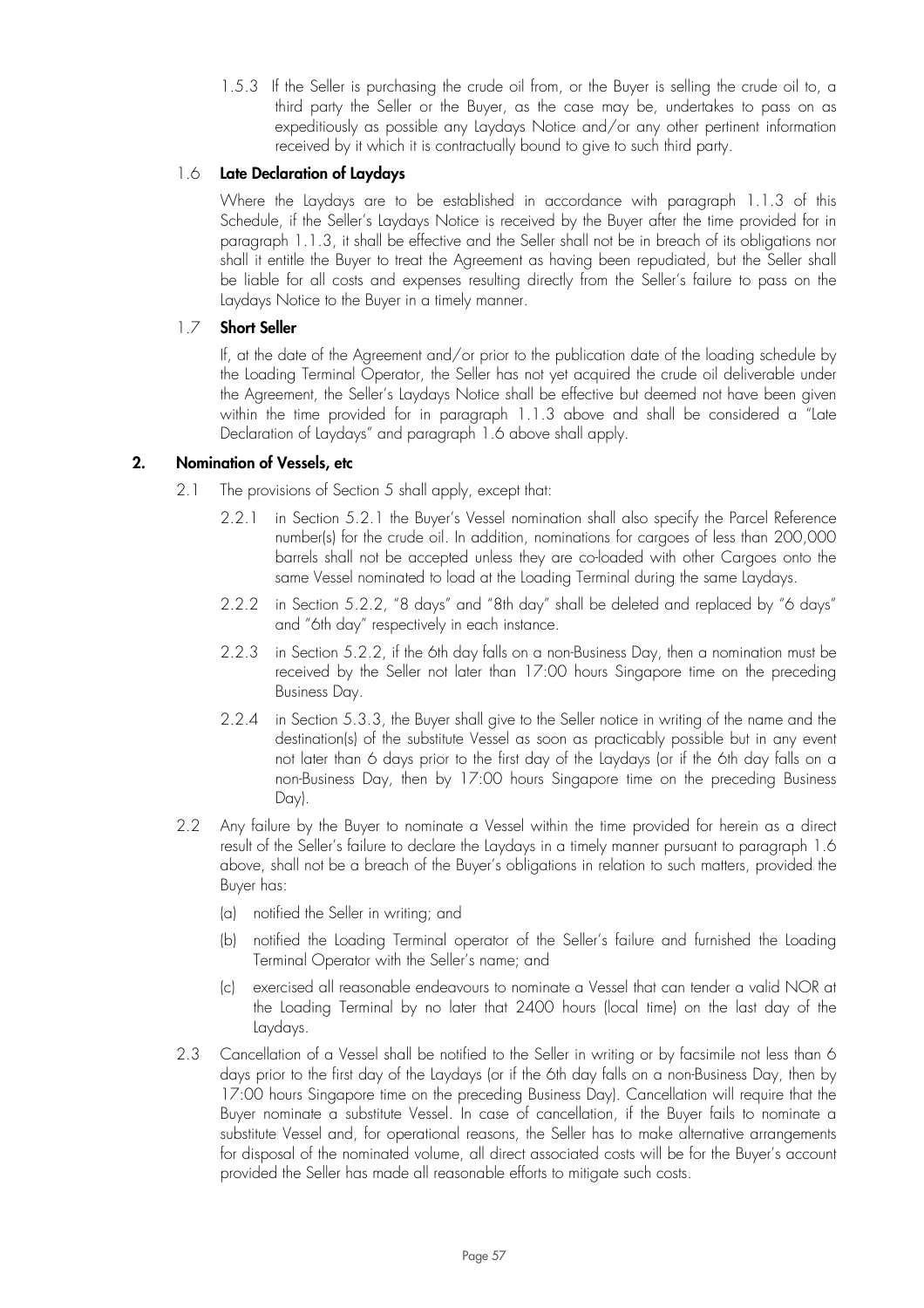1.5.3 If the Seller is purchasing the crude oil from, or the Buyer is selling the crude oil to, a third party the Seller or the Buyer, as the case may be, undertakes to pass on as expeditiously as possible any Laydays Notice and/or any other pertinent information received by it which it is contractually bound to give to such third party.

### 1.6 Late Declaration of Laydays

Where the Laydays are to be established in accordance with paragraph 1.1.3 of this Schedule, if the Seller's Laydays Notice is received by the Buyer after the time provided for in paragraph 1.1.3, it shall be effective and the Seller shall not be in breach of its obligations nor shall it entitle the Buyer to treat the Agreement as having been repudiated, but the Seller shall be liable for all costs and expenses resulting directly from the Seller's failure to pass on the Laydays Notice to the Buyer in a timely manner.

### 1.7 Short Seller

If, at the date of the Agreement and/or prior to the publication date of the loading schedule by the Loading Terminal Operator, the Seller has not yet acquired the crude oil deliverable under the Agreement, the Seller's Laydays Notice shall be effective but deemed not have been given within the time provided for in paragraph 1.1.3 above and shall be considered a "Late Declaration of Laydays" and paragraph 1.6 above shall apply.

## 2. Nomination of Vessels, etc

2.1 The provisions of Section 5 shall apply, except that:

2.2.1 in Section 5.2.1 the Buyer's Vessel nomination shall also specify the Parcel Reference number(s) for the crude oil. In addition, nominations for cargoes of less than 200,000 barrels shall not be accepted unless they are co-loaded with other Cargoes onto the same Vessel nominated to load at the Loading Terminal during the same Laydays.

2.2.2 in Section 5.2.2, "8 days" and "8th day" shall be deleted and replaced by "6 days" and "6th day" respectively in each instance.

2.2.3 in Section 5.2.2, if the 6th day falls on a non-Business Day, then a nomination must be received by the Seller not later than 17:00 hours Singapore time on the preceding Business Day.

2.2.4 in Section 5.3.3, the Buyer shall give to the Seller notice in writing of the name and the destination(s) of the substitute Vessel as soon as practicably possible but in any event not later than 6 days prior to the first day of the Laydays (or if the 6th day falls on a non-Business Day, then by 17:00 hours Singapore time on the preceding Business Day).

2.2 Any failure by the Buyer to nominate a Vessel within the time provided for herein as a direct result of the Seller's failure to declare the Laydays in a timely manner pursuant to paragraph 1.6 above, shall not be a breach of the Buyer's obligations in relation to such matters, provided the Buyer has:

(a) notified the Seller in writing; and

(b) notified the Loading Terminal operator of the Seller's failure and furnished the Loading Terminal Operator with the Seller's name; and

(c) exercised all reasonable endeavours to nominate a Vessel that can tender a valid NOR at the Loading Terminal by no later that 2400 hours (local time) on the last day of the Laydays.

2.3 Cancellation of a Vessel shall be notified to the Seller in writing or by facsimile not less than 6 days prior to the first day of the Laydays (or if the 6th day falls on a non-Business Day, then by 17:00 hours Singapore time on the preceding Business Day). Cancellation will require that the Buyer nominate a substitute Vessel. In case of cancellation, if the Buyer fails to nominate a substitute Vessel and, for operational reasons, the Seller has to make alternative arrangements for disposal of the nominated volume, all direct associated costs will be for the Buyer's account provided the Seller has made all reasonable efforts to mitigate such costs.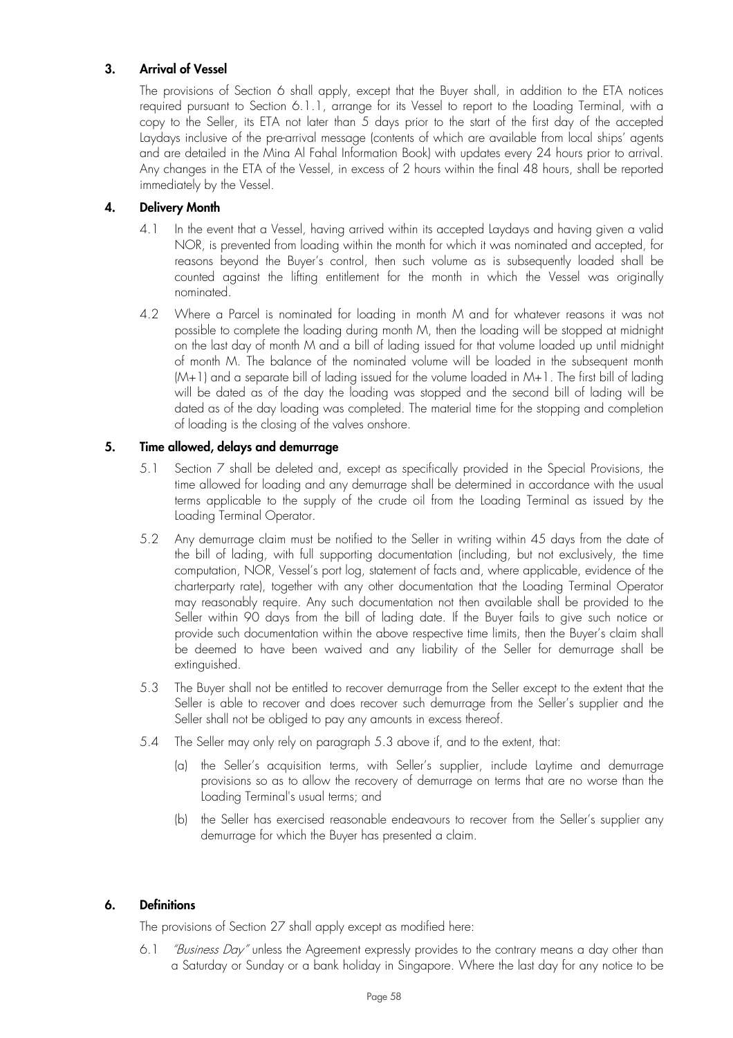### 3. Arrival of Vessel

The provisions of Section 6 shall apply, except that the Buyer shall, in addition to the ETA notices required pursuant to Section 6.1.1, arrange for its Vessel to report to the Loading Terminal, with a copy to the Seller, its ETA not later than 5 days prior to the start of the first day of the accepted Laydays inclusive of the pre-arrival message (contents of which are available from local ships' agents and are detailed in the Mina Al Fahal Information Book) with updates every 24 hours prior to arrival. Any changes in the ETA of the Vessel, in excess of 2 hours within the final 48 hours, shall be reported immediately by the Vessel.

### 4. Delivery Month

4.1 In the event that a Vessel, having arrived within its accepted Laydays and having given a valid NOR, is prevented from loading within the month for which it was nominated and accepted, for reasons beyond the Buyer's control, then such volume as is subsequently loaded shall be counted against the lifting entitlement for the month in which the Vessel was originally nominated.

4.2 Where a Parcel is nominated for loading in month M and for whatever reasons it was not possible to complete the loading during month M, then the loading will be stopped at midnight on the last day of month M and a bill of lading issued for that volume loaded up until midnight of month M. The balance of the nominated volume will be loaded in the subsequent month (M+1) and a separate bill of lading issued for the volume loaded in M+1. The first bill of lading will be dated as of the day the loading was stopped and the second bill of lading will be dated as of the day loading was completed. The material time for the stopping and completion of loading is the closing of the valves onshore.

### 5. Time allowed, delays and demurrage

5.1 Section 7 shall be deleted and, except as specifically provided in the Special Provisions, the time allowed for loading and any demurrage shall be determined in accordance with the usual terms applicable to the supply of the crude oil from the Loading Terminal as issued by the Loading Terminal Operator.

5.2 Any demurrage claim must be notified to the Seller in writing within 45 days from the date of the bill of lading, with full supporting documentation (including, but not exclusively, the time computation, NOR, Vessel's port log, statement of facts and, where applicable, evidence of the charterparty rate), together with any other documentation that the Loading Terminal Operator may reasonably require. Any such documentation not then available shall be provided to the Seller within 90 days from the bill of lading date. If the Buyer fails to give such notice or provide such documentation within the above respective time limits, then the Buyer's claim shall be deemed to have been waived and any liability of the Seller for demurrage shall be extinguished.

5.3 The Buyer shall not be entitled to recover demurrage from the Seller except to the extent that the Seller is able to recover and does recover such demurrage from the Seller's supplier and the Seller shall not be obliged to pay any amounts in excess thereof.

5.4 The Seller may only rely on paragraph 5.3 above if, and to the extent, that:

(a) the Seller's acquisition terms, with Seller's supplier, include Laytime and demurrage provisions so as to allow the recovery of demurrage on terms that are no worse than the Loading Terminal's usual terms; and

(b) the Seller has exercised reasonable endeavours to recover from the Seller's supplier any demurrage for which the Buyer has presented a claim.

### 6. Definitions

The provisions of Section 27 shall apply except as modified here:

6.1 *"Business Day"* unless the Agreement expressly provides to the contrary means a day other than a Saturday or Sunday or a bank holiday in Singapore. Where the last day for any notice to be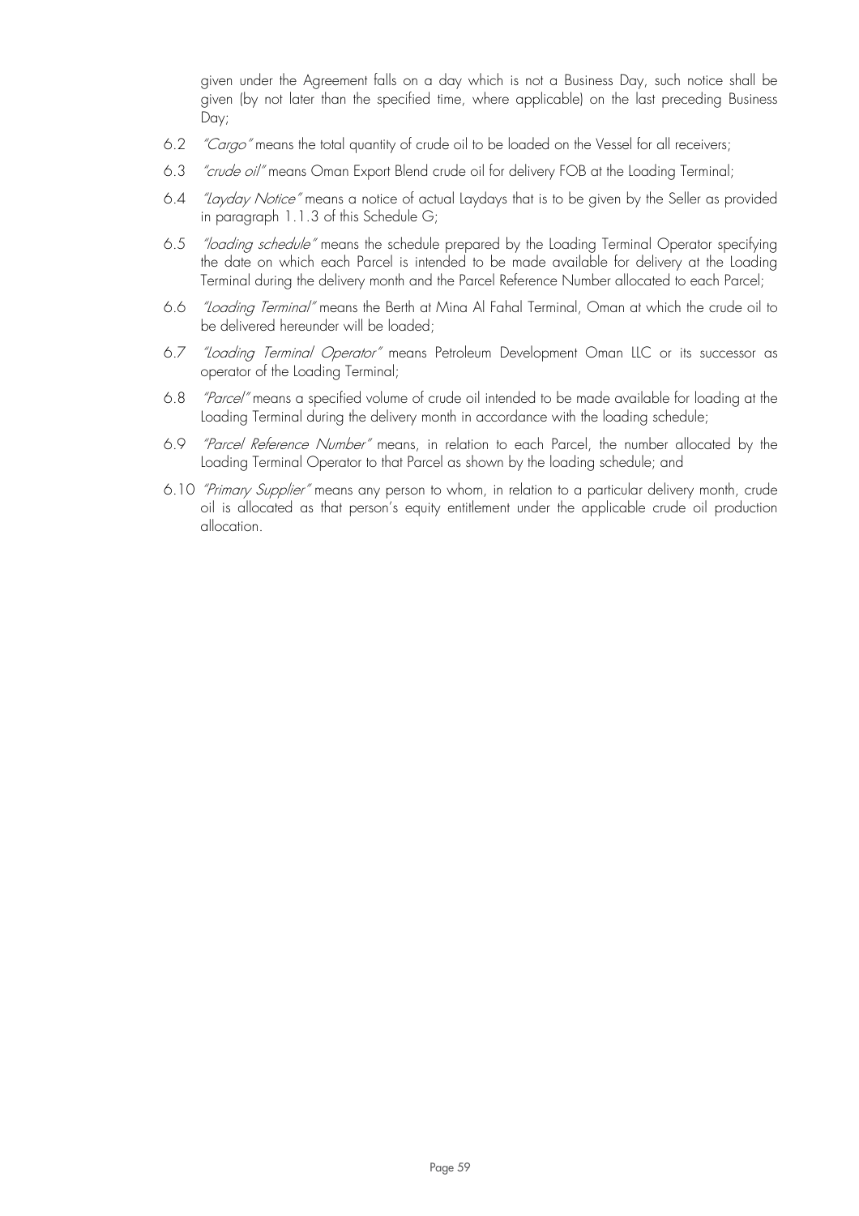given under the Agreement falls on a day which is not a Business Day, such notice shall be given (by not later than the specified time, where applicable) on the last preceding Business Day;

6.2 *"Cargo"* means the total quantity of crude oil to be loaded on the Vessel for all receivers;

6.3 *"crude oil"* means Oman Export Blend crude oil for delivery FOB at the Loading Terminal;

6.4 *"Layday Notice"* means a notice of actual Laydays that is to be given by the Seller as provided in paragraph 1.1.3 of this Schedule G;

6.5 *"loading schedule"* means the schedule prepared by the Loading Terminal Operator specifying the date on which each Parcel is intended to be made available for delivery at the Loading Terminal during the delivery month and the Parcel Reference Number allocated to each Parcel;

6.6 *"Loading Terminal"* means the Berth at Mina Al Fahal Terminal, Oman at which the crude oil to be delivered hereunder will be loaded;

6.7 *"Loading Terminal Operator"* means Petroleum Development Oman LLC or its successor as operator of the Loading Terminal;

6.8 *"Parcel"* means a specified volume of crude oil intended to be made available for loading at the Loading Terminal during the delivery month in accordance with the loading schedule;

6.9 *"Parcel Reference Number"* means, in relation to each Parcel, the number allocated by the Loading Terminal Operator to that Parcel as shown by the loading schedule; and

6.10 *"Primary Supplier"* means any person to whom, in relation to a particular delivery month, crude oil is allocated as that person's equity entitlement under the applicable crude oil production allocation.